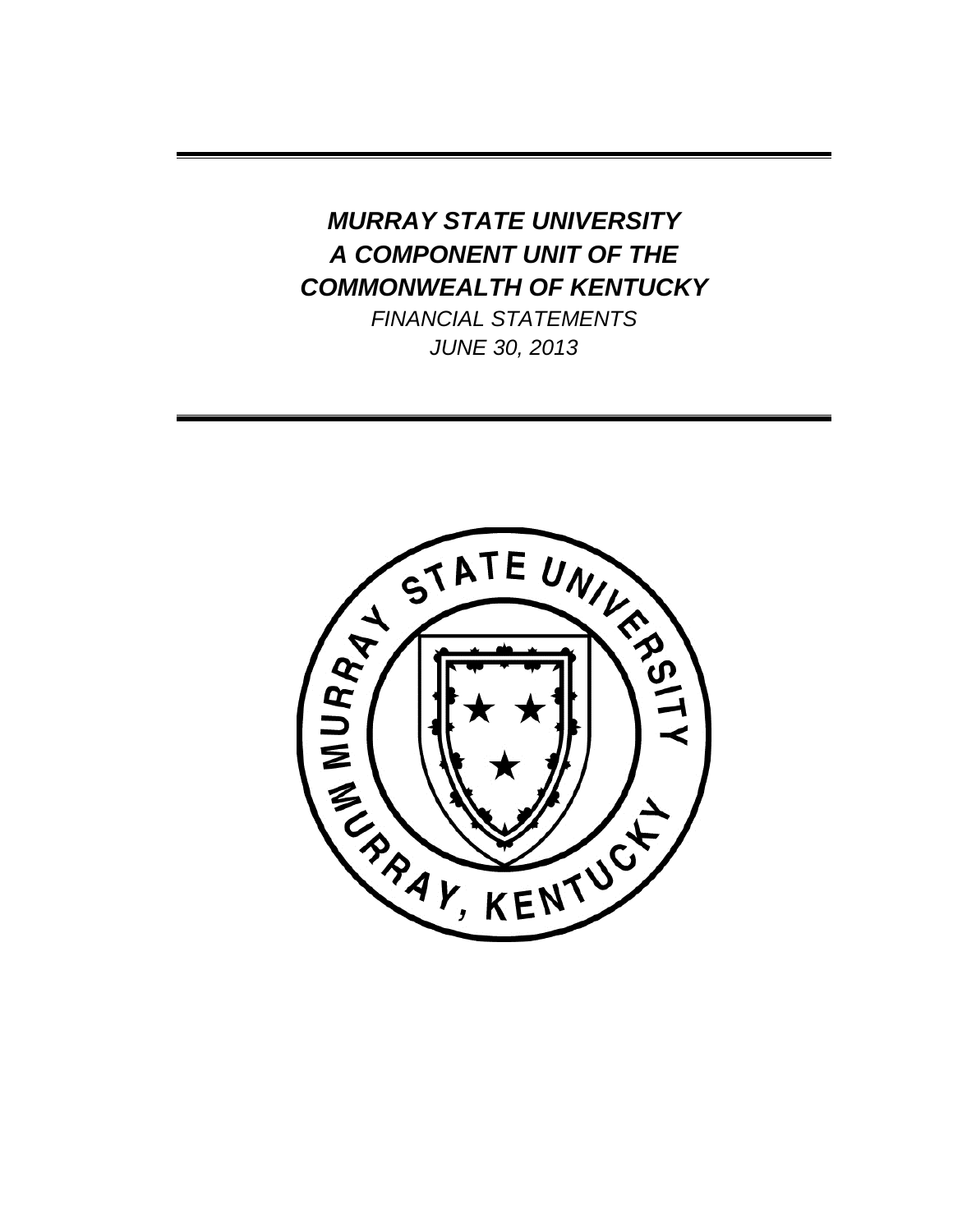# *MURRAY STATE UNIVERSITY*
# *A COMPONENT UNIT OF THE*
# *COMMONWEALTH OF KENTUCKY*

*FINANCIAL STATEMENTS*

*JUNE 30, 2013*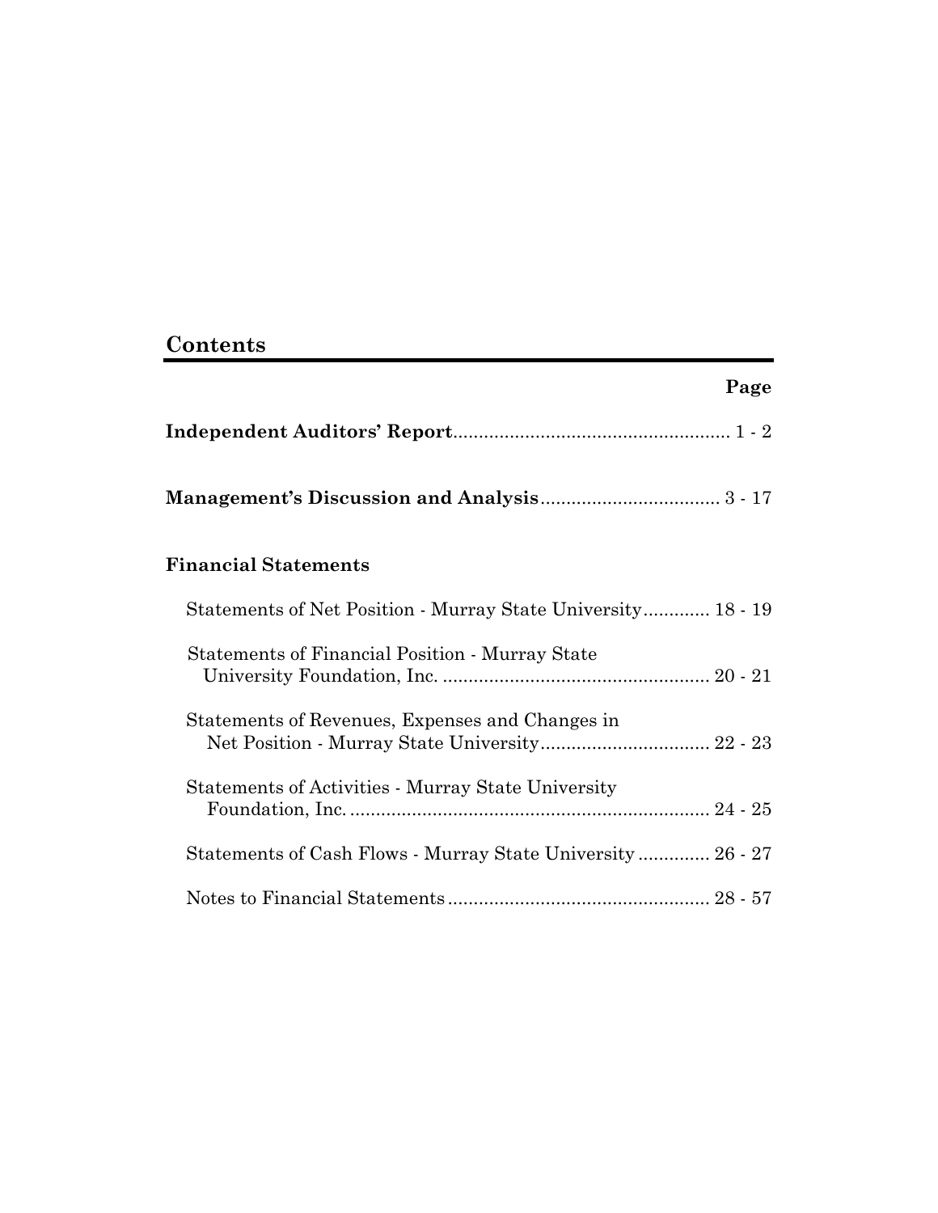## Contents

| | Page |
|---|---|
| **Independent Auditors' Report** | 1 - 2 |
| **Management's Discussion and Analysis** | 3 - 17 |
| **Financial Statements** | |
| Statements of Net Position - Murray State University | 18 - 19 |
| Statements of Financial Position - Murray State University Foundation, Inc. | 20 - 21 |
| Statements of Revenues, Expenses and Changes in Net Position - Murray State University | 22 - 23 |
| Statements of Activities - Murray State University Foundation, Inc. | 24 - 25 |
| Statements of Cash Flows - Murray State University | 26 - 27 |
| Notes to Financial Statements | 28 - 57 |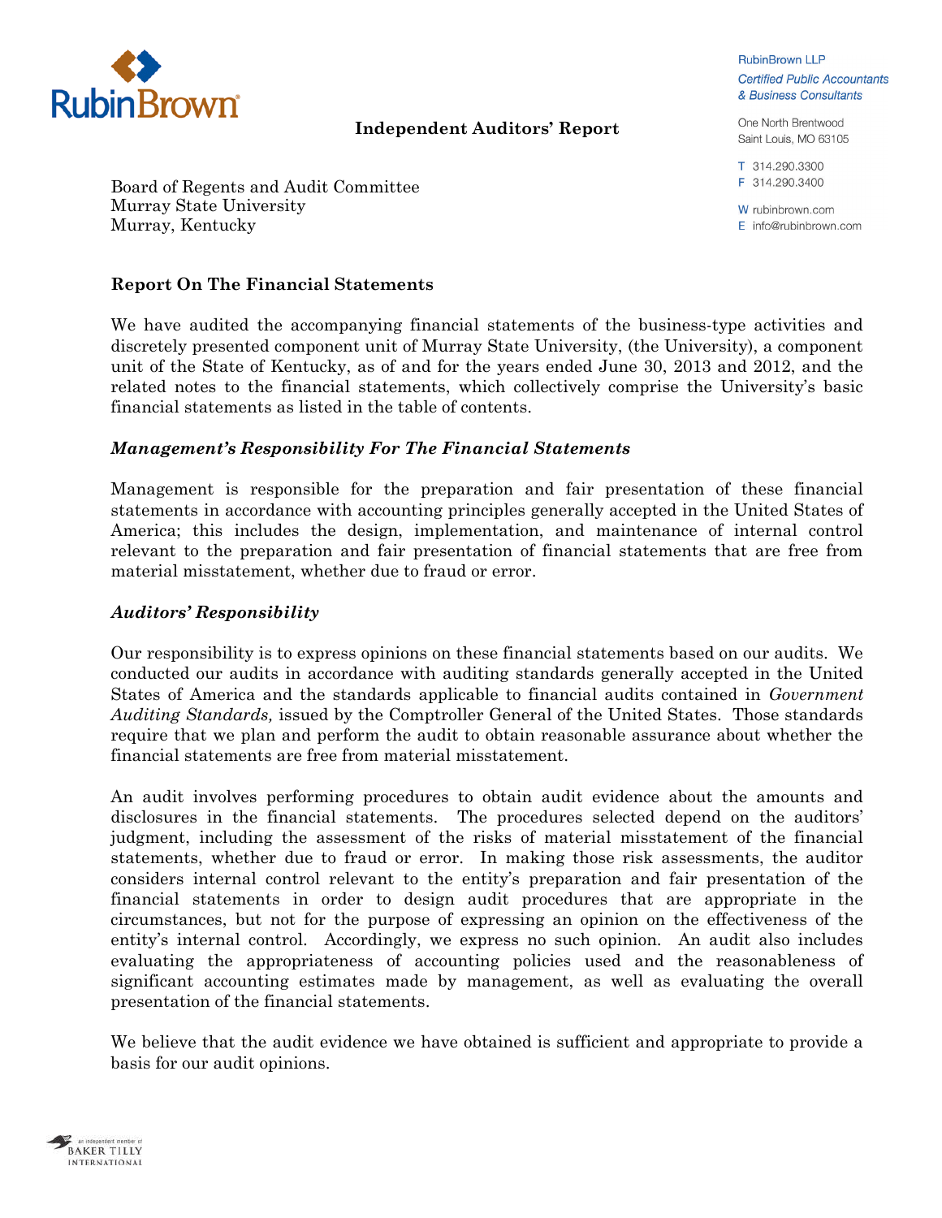RubinBrown LLP
*Certified Public Accountants & Business Consultants*

One North Brentwood
Saint Louis, MO 63105

T 314.290.3300
F 314.290.3400

W rubinbrown.com
E info@rubinbrown.com

## Independent Auditors' Report

Board of Regents and Audit Committee
Murray State University
Murray, Kentucky

### Report On The Financial Statements

We have audited the accompanying financial statements of the business-type activities and discretely presented component unit of Murray State University, (the University), a component unit of the State of Kentucky, as of and for the years ended June 30, 2013 and 2012, and the related notes to the financial statements, which collectively comprise the University's basic financial statements as listed in the table of contents.

#### *Management's Responsibility For The Financial Statements*

Management is responsible for the preparation and fair presentation of these financial statements in accordance with accounting principles generally accepted in the United States of America; this includes the design, implementation, and maintenance of internal control relevant to the preparation and fair presentation of financial statements that are free from material misstatement, whether due to fraud or error.

#### *Auditors' Responsibility*

Our responsibility is to express opinions on these financial statements based on our audits. We conducted our audits in accordance with auditing standards generally accepted in the United States of America and the standards applicable to financial audits contained in *Government Auditing Standards,* issued by the Comptroller General of the United States. Those standards require that we plan and perform the audit to obtain reasonable assurance about whether the financial statements are free from material misstatement.

An audit involves performing procedures to obtain audit evidence about the amounts and disclosures in the financial statements. The procedures selected depend on the auditors' judgment, including the assessment of the risks of material misstatement of the financial statements, whether due to fraud or error. In making those risk assessments, the auditor considers internal control relevant to the entity's preparation and fair presentation of the financial statements in order to design audit procedures that are appropriate in the circumstances, but not for the purpose of expressing an opinion on the effectiveness of the entity's internal control. Accordingly, we express no such opinion. An audit also includes evaluating the appropriateness of accounting policies used and the reasonableness of significant accounting estimates made by management, as well as evaluating the overall presentation of the financial statements.

We believe that the audit evidence we have obtained is sufficient and appropriate to provide a basis for our audit opinions.

an independent member of BAKER TILLY INTERNATIONAL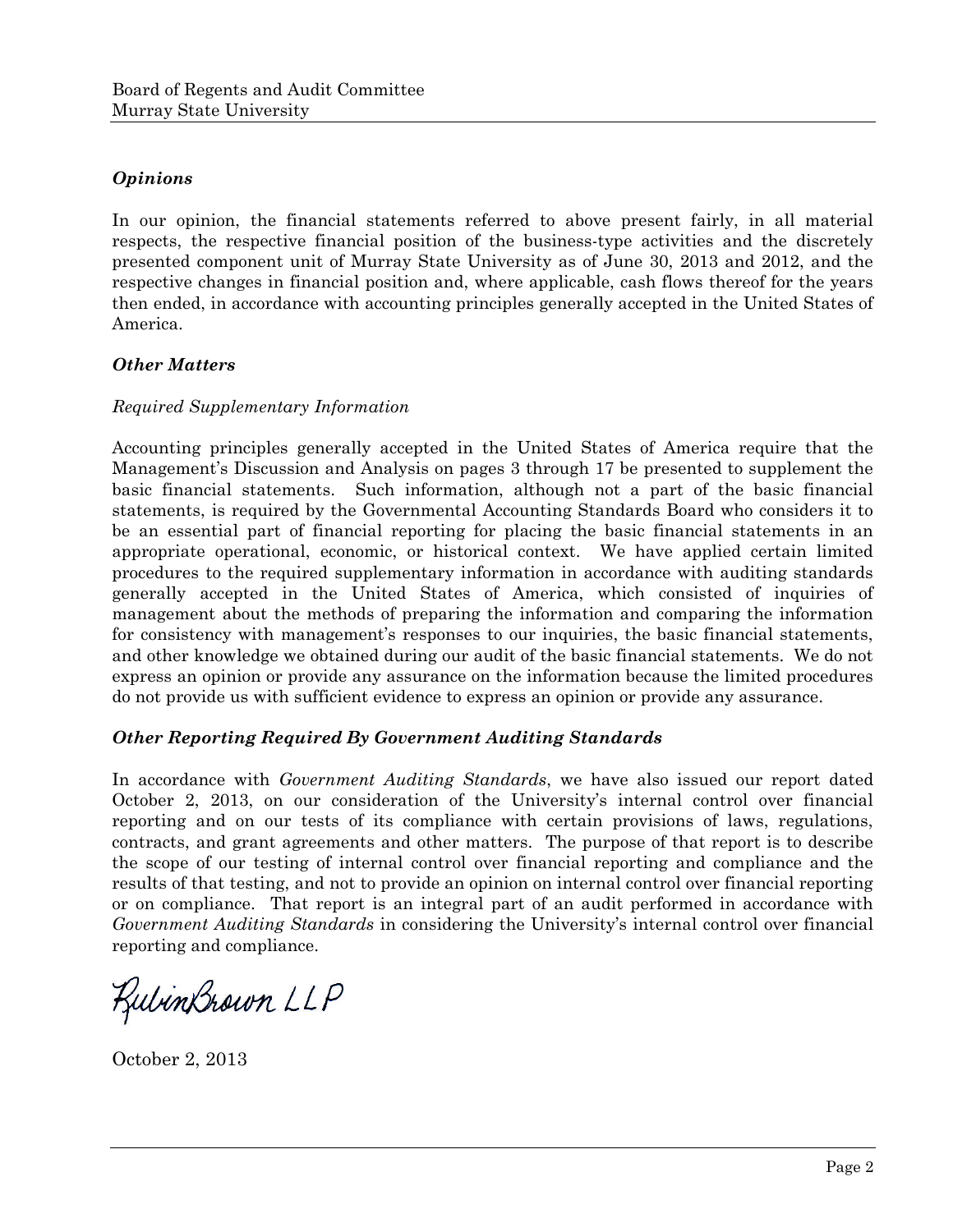Board of Regents and Audit Committee
Murray State University

### *Opinions*

In our opinion, the financial statements referred to above present fairly, in all material respects, the respective financial position of the business-type activities and the discretely presented component unit of Murray State University as of June 30, 2013 and 2012, and the respective changes in financial position and, where applicable, cash flows thereof for the years then ended, in accordance with accounting principles generally accepted in the United States of America.

### *Other Matters*

*Required Supplementary Information*

Accounting principles generally accepted in the United States of America require that the Management's Discussion and Analysis on pages 3 through 17 be presented to supplement the basic financial statements. Such information, although not a part of the basic financial statements, is required by the Governmental Accounting Standards Board who considers it to be an essential part of financial reporting for placing the basic financial statements in an appropriate operational, economic, or historical context. We have applied certain limited procedures to the required supplementary information in accordance with auditing standards generally accepted in the United States of America, which consisted of inquiries of management about the methods of preparing the information and comparing the information for consistency with management's responses to our inquiries, the basic financial statements, and other knowledge we obtained during our audit of the basic financial statements. We do not express an opinion or provide any assurance on the information because the limited procedures do not provide us with sufficient evidence to express an opinion or provide any assurance.

### *Other Reporting Required By Government Auditing Standards*

In accordance with *Government Auditing Standards*, we have also issued our report dated October 2, 2013, on our consideration of the University's internal control over financial reporting and on our tests of its compliance with certain provisions of laws, regulations, contracts, and grant agreements and other matters. The purpose of that report is to describe the scope of our testing of internal control over financial reporting and compliance and the results of that testing, and not to provide an opinion on internal control over financial reporting or on compliance. That report is an integral part of an audit performed in accordance with *Government Auditing Standards* in considering the University's internal control over financial reporting and compliance.

RubinBrown LLP

October 2, 2013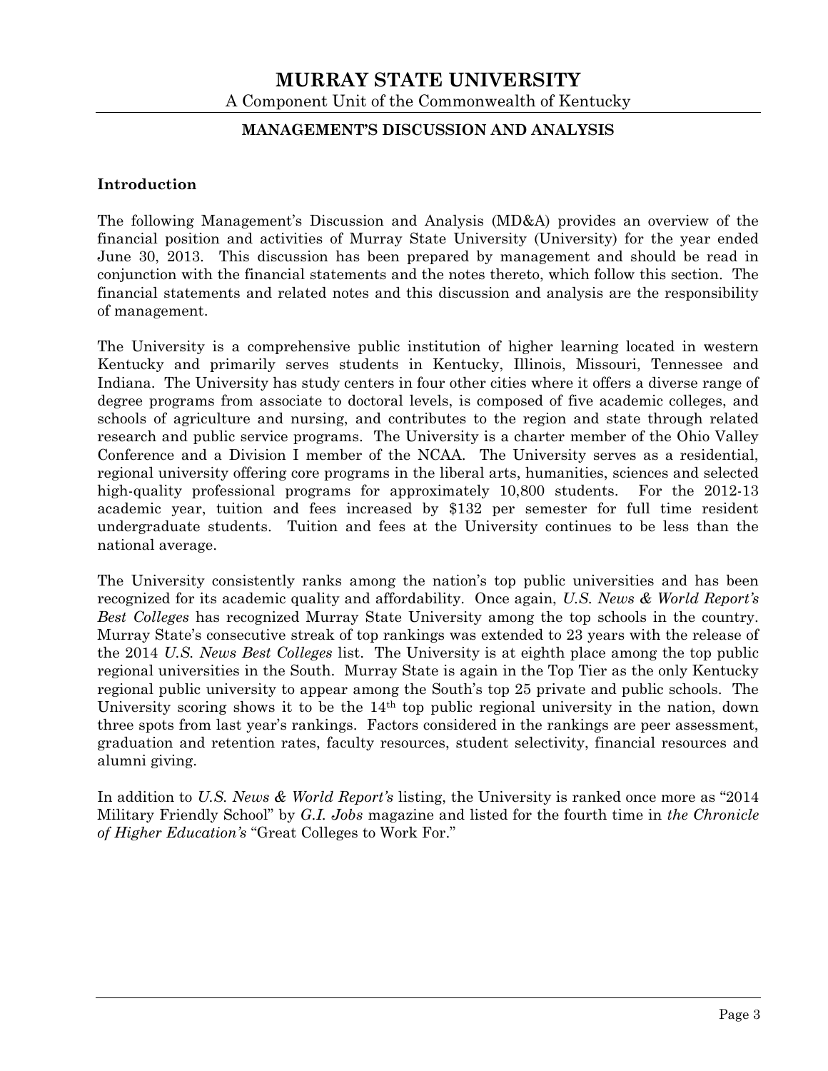# MURRAY STATE UNIVERSITY

A Component Unit of the Commonwealth of Kentucky

## MANAGEMENT'S DISCUSSION AND ANALYSIS

### Introduction

The following Management's Discussion and Analysis (MD&A) provides an overview of the financial position and activities of Murray State University (University) for the year ended June 30, 2013. This discussion has been prepared by management and should be read in conjunction with the financial statements and the notes thereto, which follow this section. The financial statements and related notes and this discussion and analysis are the responsibility of management.

The University is a comprehensive public institution of higher learning located in western Kentucky and primarily serves students in Kentucky, Illinois, Missouri, Tennessee and Indiana. The University has study centers in four other cities where it offers a diverse range of degree programs from associate to doctoral levels, is composed of five academic colleges, and schools of agriculture and nursing, and contributes to the region and state through related research and public service programs. The University is a charter member of the Ohio Valley Conference and a Division I member of the NCAA. The University serves as a residential, regional university offering core programs in the liberal arts, humanities, sciences and selected high-quality professional programs for approximately 10,800 students. For the 2012-13 academic year, tuition and fees increased by $132 per semester for full time resident undergraduate students. Tuition and fees at the University continues to be less than the national average.

The University consistently ranks among the nation's top public universities and has been recognized for its academic quality and affordability. Once again, *U.S. News & World Report's Best Colleges* has recognized Murray State University among the top schools in the country. Murray State's consecutive streak of top rankings was extended to 23 years with the release of the 2014 *U.S. News Best Colleges* list. The University is at eighth place among the top public regional universities in the South. Murray State is again in the Top Tier as the only Kentucky regional public university to appear among the South's top 25 private and public schools. The University scoring shows it to be the 14th top public regional university in the nation, down three spots from last year's rankings. Factors considered in the rankings are peer assessment, graduation and retention rates, faculty resources, student selectivity, financial resources and alumni giving.

In addition to *U.S. News & World Report's* listing, the University is ranked once more as "2014 Military Friendly School" by *G.I. Jobs* magazine and listed for the fourth time in *the Chronicle of Higher Education's* "Great Colleges to Work For."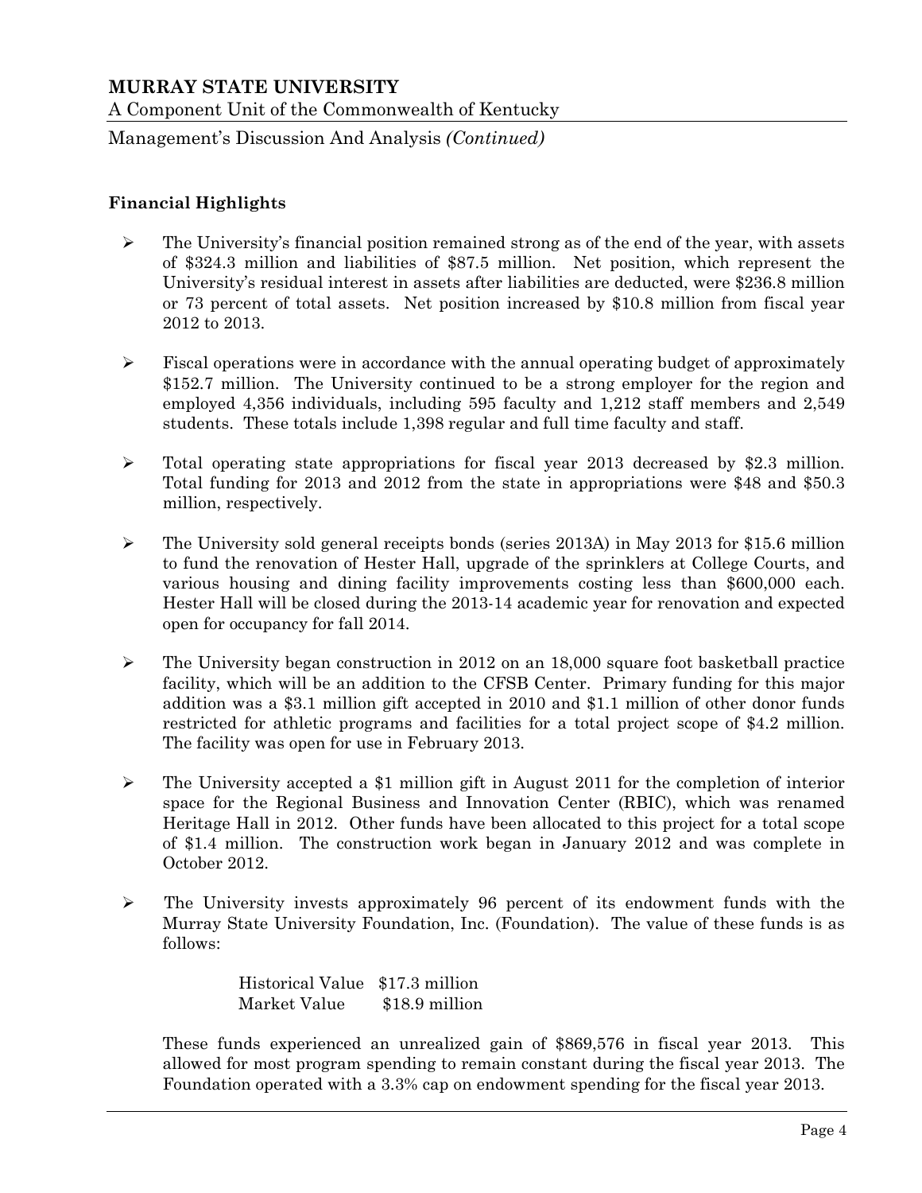## Financial Highlights

- The University's financial position remained strong as of the end of the year, with assets of $324.3 million and liabilities of $87.5 million. Net position, which represent the University's residual interest in assets after liabilities are deducted, were $236.8 million or 73 percent of total assets. Net position increased by $10.8 million from fiscal year 2012 to 2013.

- Fiscal operations were in accordance with the annual operating budget of approximately $152.7 million. The University continued to be a strong employer for the region and employed 4,356 individuals, including 595 faculty and 1,212 staff members and 2,549 students. These totals include 1,398 regular and full time faculty and staff.

- Total operating state appropriations for fiscal year 2013 decreased by $2.3 million. Total funding for 2013 and 2012 from the state in appropriations were $48 and $50.3 million, respectively.

- The University sold general receipts bonds (series 2013A) in May 2013 for $15.6 million to fund the renovation of Hester Hall, upgrade of the sprinklers at College Courts, and various housing and dining facility improvements costing less than $600,000 each. Hester Hall will be closed during the 2013-14 academic year for renovation and expected open for occupancy for fall 2014.

- The University began construction in 2012 on an 18,000 square foot basketball practice facility, which will be an addition to the CFSB Center. Primary funding for this major addition was a $3.1 million gift accepted in 2010 and $1.1 million of other donor funds restricted for athletic programs and facilities for a total project scope of $4.2 million. The facility was open for use in February 2013.

- The University accepted a $1 million gift in August 2011 for the completion of interior space for the Regional Business and Innovation Center (RBIC), which was renamed Heritage Hall in 2012. Other funds have been allocated to this project for a total scope of $1.4 million. The construction work began in January 2012 and was complete in October 2012.

- The University invests approximately 96 percent of its endowment funds with the Murray State University Foundation, Inc. (Foundation). The value of these funds is as follows:

  | | |
  |---|---|
  | Historical Value | $17.3 million |
  | Market Value | $18.9 million |

  These funds experienced an unrealized gain of $869,576 in fiscal year 2013. This allowed for most program spending to remain constant during the fiscal year 2013. The Foundation operated with a 3.3% cap on endowment spending for the fiscal year 2013.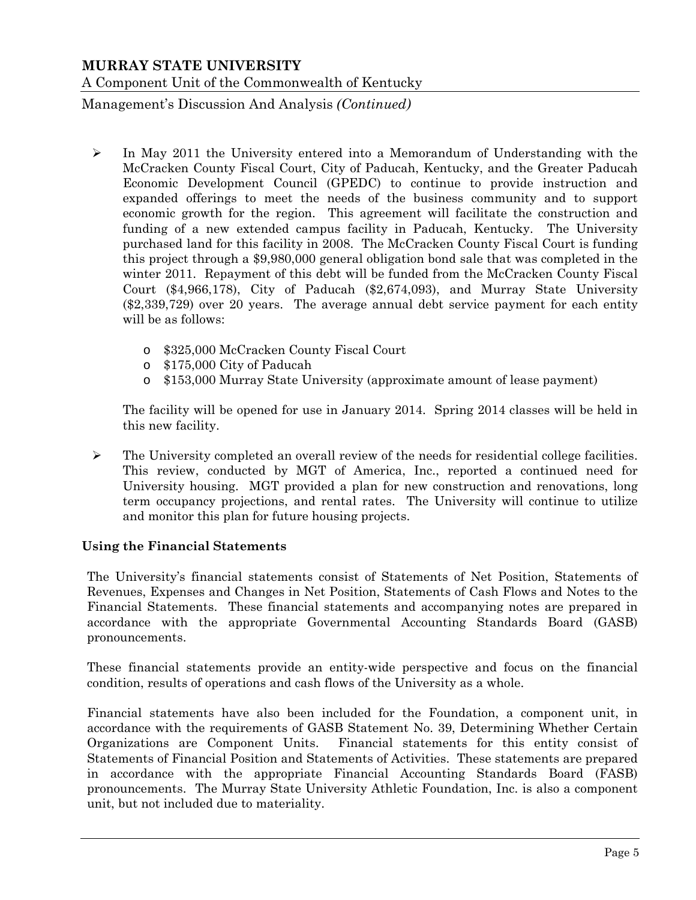- In May 2011 the University entered into a Memorandum of Understanding with the McCracken County Fiscal Court, City of Paducah, Kentucky, and the Greater Paducah Economic Development Council (GPEDC) to continue to provide instruction and expanded offerings to meet the needs of the business community and to support economic growth for the region. This agreement will facilitate the construction and funding of a new extended campus facility in Paducah, Kentucky. The University purchased land for this facility in 2008. The McCracken County Fiscal Court is funding this project through a $9,980,000 general obligation bond sale that was completed in the winter 2011. Repayment of this debt will be funded from the McCracken County Fiscal Court ($4,966,178), City of Paducah ($2,674,093), and Murray State University ($2,339,729) over 20 years. The average annual debt service payment for each entity will be as follows:

    - $325,000 McCracken County Fiscal Court
    - $175,000 City of Paducah
    - $153,000 Murray State University (approximate amount of lease payment)

  The facility will be opened for use in January 2014. Spring 2014 classes will be held in this new facility.

- The University completed an overall review of the needs for residential college facilities. This review, conducted by MGT of America, Inc., reported a continued need for University housing. MGT provided a plan for new construction and renovations, long term occupancy projections, and rental rates. The University will continue to utilize and monitor this plan for future housing projects.

**Using the Financial Statements**

The University's financial statements consist of Statements of Net Position, Statements of Revenues, Expenses and Changes in Net Position, Statements of Cash Flows and Notes to the Financial Statements. These financial statements and accompanying notes are prepared in accordance with the appropriate Governmental Accounting Standards Board (GASB) pronouncements.

These financial statements provide an entity-wide perspective and focus on the financial condition, results of operations and cash flows of the University as a whole.

Financial statements have also been included for the Foundation, a component unit, in accordance with the requirements of GASB Statement No. 39, Determining Whether Certain Organizations are Component Units. Financial statements for this entity consist of Statements of Financial Position and Statements of Activities. These statements are prepared in accordance with the appropriate Financial Accounting Standards Board (FASB) pronouncements. The Murray State University Athletic Foundation, Inc. is also a component unit, but not included due to materiality.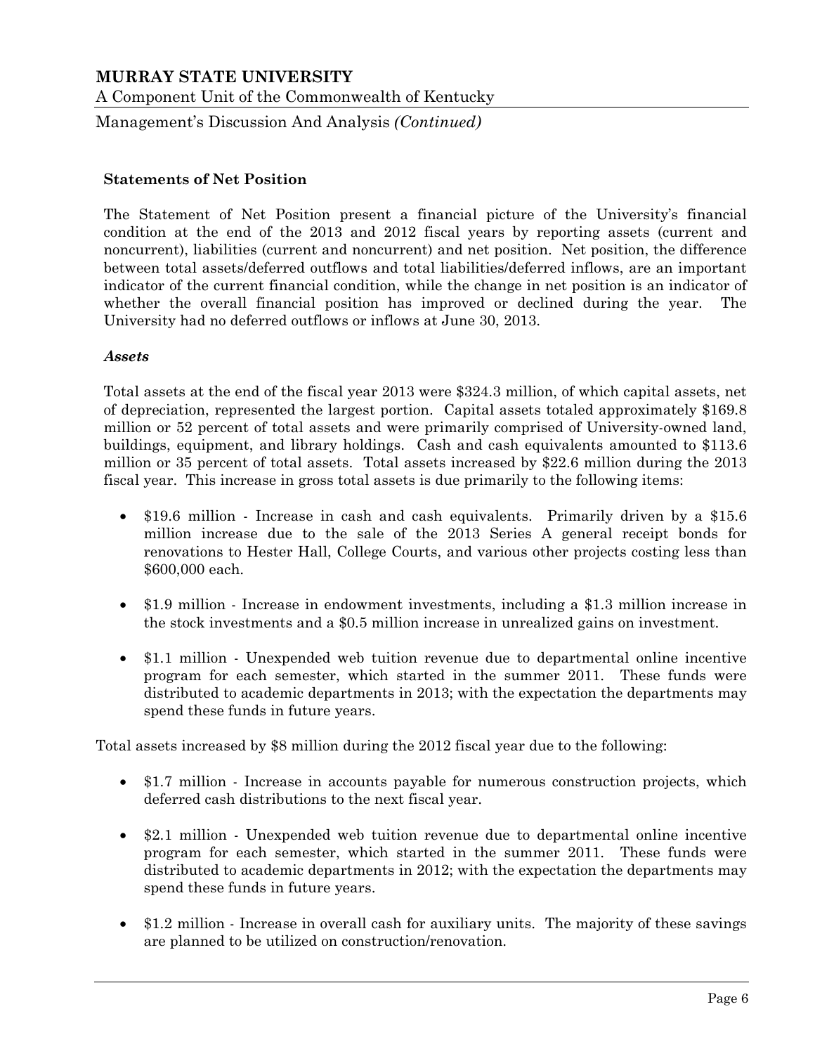## Statements of Net Position

The Statement of Net Position present a financial picture of the University's financial condition at the end of the 2013 and 2012 fiscal years by reporting assets (current and noncurrent), liabilities (current and noncurrent) and net position. Net position, the difference between total assets/deferred outflows and total liabilities/deferred inflows, are an important indicator of the current financial condition, while the change in net position is an indicator of whether the overall financial position has improved or declined during the year. The University had no deferred outflows or inflows at June 30, 2013.

### *Assets*

Total assets at the end of the fiscal year 2013 were $324.3 million, of which capital assets, net of depreciation, represented the largest portion. Capital assets totaled approximately $169.8 million or 52 percent of total assets and were primarily comprised of University-owned land, buildings, equipment, and library holdings. Cash and cash equivalents amounted to $113.6 million or 35 percent of total assets. Total assets increased by $22.6 million during the 2013 fiscal year. This increase in gross total assets is due primarily to the following items:

- $19.6 million - Increase in cash and cash equivalents. Primarily driven by a $15.6 million increase due to the sale of the 2013 Series A general receipt bonds for renovations to Hester Hall, College Courts, and various other projects costing less than $600,000 each.
- $1.9 million - Increase in endowment investments, including a $1.3 million increase in the stock investments and a $0.5 million increase in unrealized gains on investment.
- $1.1 million - Unexpended web tuition revenue due to departmental online incentive program for each semester, which started in the summer 2011. These funds were distributed to academic departments in 2013; with the expectation the departments may spend these funds in future years.

Total assets increased by $8 million during the 2012 fiscal year due to the following:

- $1.7 million - Increase in accounts payable for numerous construction projects, which deferred cash distributions to the next fiscal year.
- $2.1 million - Unexpended web tuition revenue due to departmental online incentive program for each semester, which started in the summer 2011. These funds were distributed to academic departments in 2012; with the expectation the departments may spend these funds in future years.
- $1.2 million - Increase in overall cash for auxiliary units. The majority of these savings are planned to be utilized on construction/renovation.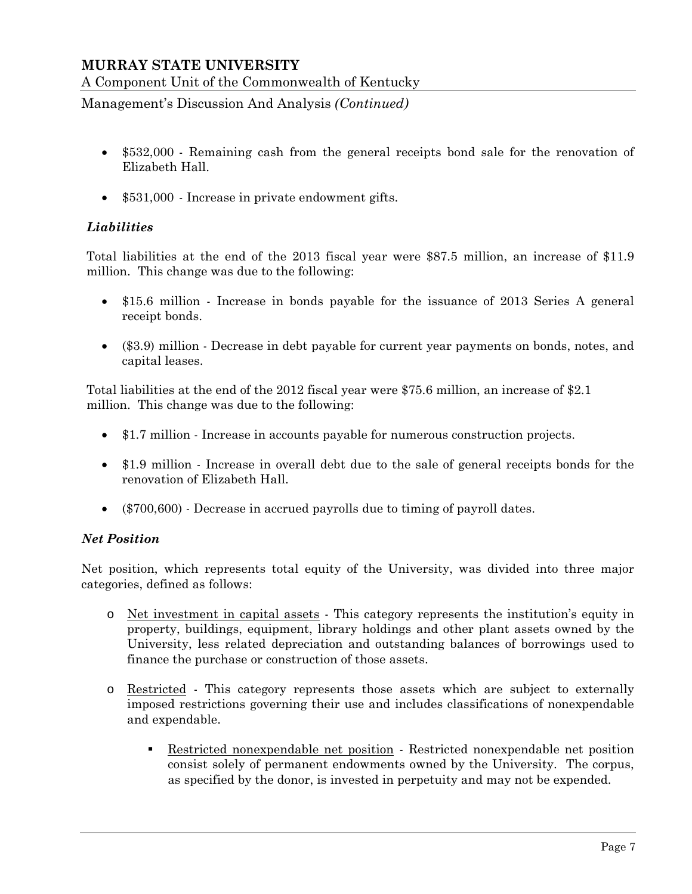- $532,000 - Remaining cash from the general receipts bond sale for the renovation of Elizabeth Hall.

- $531,000 - Increase in private endowment gifts.

### *Liabilities*

Total liabilities at the end of the 2013 fiscal year were $87.5 million, an increase of $11.9 million. This change was due to the following:

- $15.6 million - Increase in bonds payable for the issuance of 2013 Series A general receipt bonds.

- ($3.9) million - Decrease in debt payable for current year payments on bonds, notes, and capital leases.

Total liabilities at the end of the 2012 fiscal year were $75.6 million, an increase of $2.1 million. This change was due to the following:

- $1.7 million - Increase in accounts payable for numerous construction projects.

- $1.9 million - Increase in overall debt due to the sale of general receipts bonds for the renovation of Elizabeth Hall.

- ($700,600) - Decrease in accrued payrolls due to timing of payroll dates.

### *Net Position*

Net position, which represents total equity of the University, was divided into three major categories, defined as follows:

- Net investment in capital assets - This category represents the institution's equity in property, buildings, equipment, library holdings and other plant assets owned by the University, less related depreciation and outstanding balances of borrowings used to finance the purchase or construction of those assets.

- Restricted - This category represents those assets which are subject to externally imposed restrictions governing their use and includes classifications of nonexpendable and expendable.

  - Restricted nonexpendable net position - Restricted nonexpendable net position consist solely of permanent endowments owned by the University. The corpus, as specified by the donor, is invested in perpetuity and may not be expended.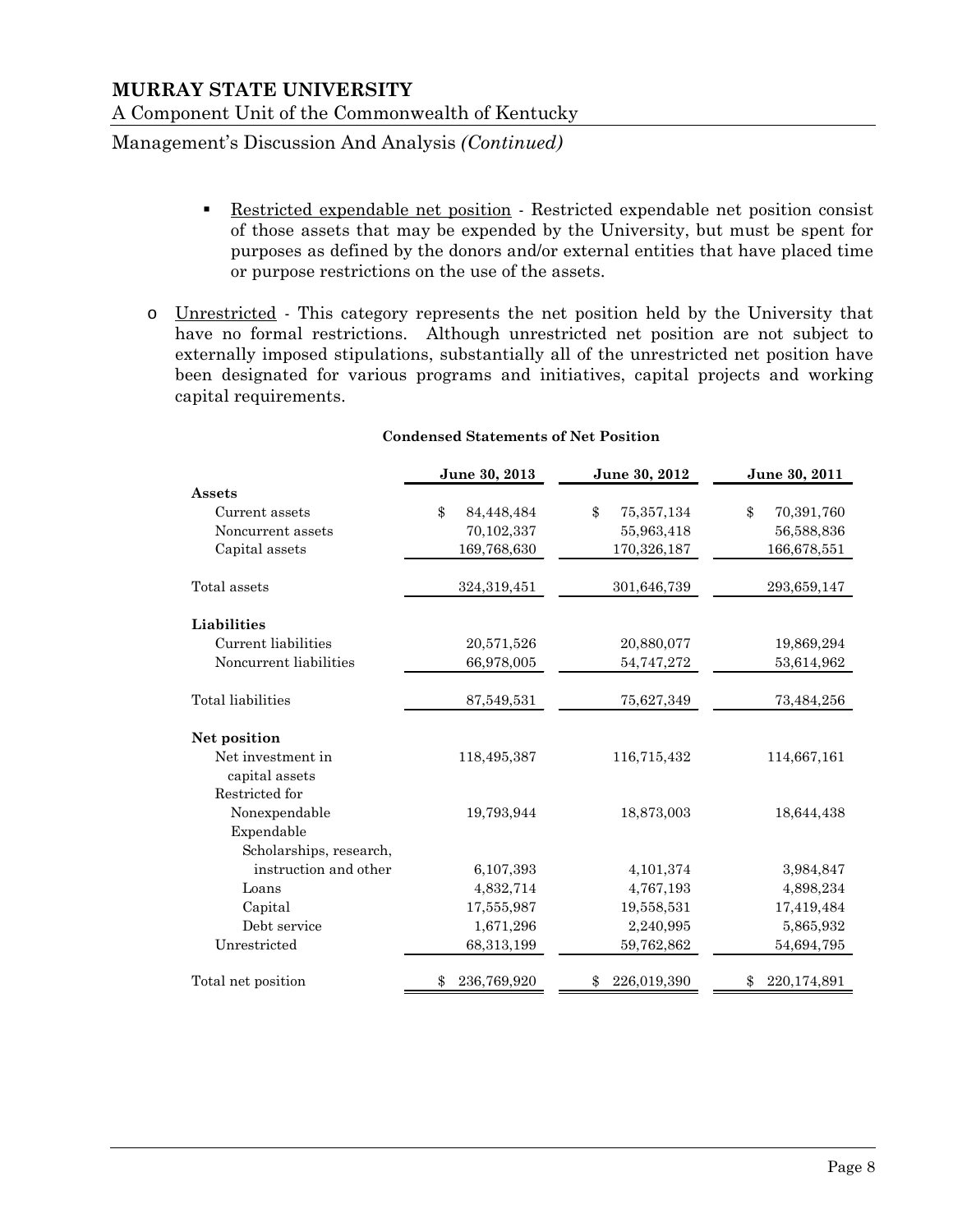- Restricted expendable net position - Restricted expendable net position consist of those assets that may be expended by the University, but must be spent for purposes as defined by the donors and/or external entities that have placed time or purpose restrictions on the use of the assets.

- Unrestricted - This category represents the net position held by the University that have no formal restrictions. Although unrestricted net position are not subject to externally imposed stipulations, substantially all of the unrestricted net position have been designated for various programs and initiatives, capital projects and working capital requirements.

**Condensed Statements of Net Position**

| | June 30, 2013 | June 30, 2012 | June 30, 2011 |
|---|---|---|---|
| **Assets** | | | |
| Current assets | $ 84,448,484 | $ 75,357,134 | $ 70,391,760 |
| Noncurrent assets | 70,102,337 | 55,963,418 | 56,588,836 |
| Capital assets | 169,768,630 | 170,326,187 | 166,678,551 |
| Total assets | 324,319,451 | 301,646,739 | 293,659,147 |
| **Liabilities** | | | |
| Current liabilities | 20,571,526 | 20,880,077 | 19,869,294 |
| Noncurrent liabilities | 66,978,005 | 54,747,272 | 53,614,962 |
| Total liabilities | 87,549,531 | 75,627,349 | 73,484,256 |
| **Net position** | | | |
| Net investment in capital assets | 118,495,387 | 116,715,432 | 114,667,161 |
| Restricted for | | | |
| Nonexpendable | 19,793,944 | 18,873,003 | 18,644,438 |
| Expendable | | | |
| Scholarships, research, instruction and other | 6,107,393 | 4,101,374 | 3,984,847 |
| Loans | 4,832,714 | 4,767,193 | 4,898,234 |
| Capital | 17,555,987 | 19,558,531 | 17,419,484 |
| Debt service | 1,671,296 | 2,240,995 | 5,865,932 |
| Unrestricted | 68,313,199 | 59,762,862 | 54,694,795 |
| Total net position | $ 236,769,920 | $ 226,019,390 | $ 220,174,891 |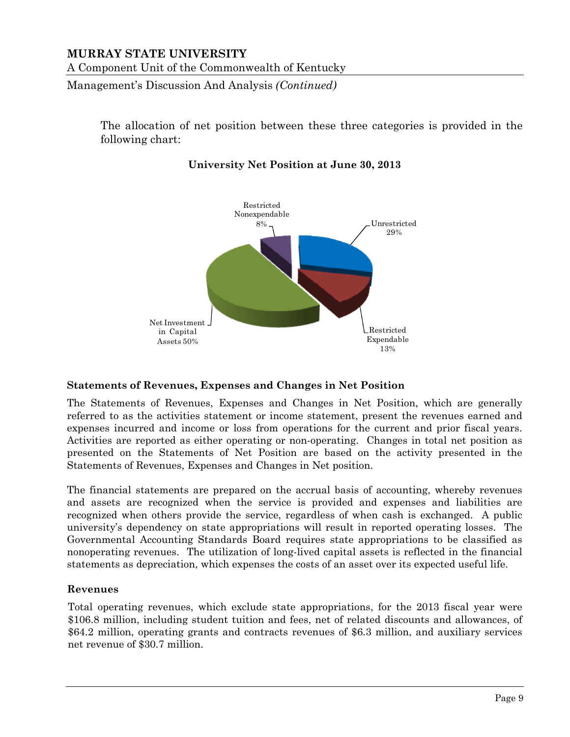The allocation of net position between these three categories is provided in the following chart:

**University Net Position at June 30, 2013**

Restricted Nonexpendable 8%

Unrestricted 29%

Restricted Expendable 13%

Net Investment in Capital Assets 50%

### Statements of Revenues, Expenses and Changes in Net Position

The Statements of Revenues, Expenses and Changes in Net Position, which are generally referred to as the activities statement or income statement, present the revenues earned and expenses incurred and income or loss from operations for the current and prior fiscal years. Activities are reported as either operating or non-operating. Changes in total net position as presented on the Statements of Net Position are based on the activity presented in the Statements of Revenues, Expenses and Changes in Net position.

The financial statements are prepared on the accrual basis of accounting, whereby revenues and assets are recognized when the service is provided and expenses and liabilities are recognized when others provide the service, regardless of when cash is exchanged. A public university's dependency on state appropriations will result in reported operating losses. The Governmental Accounting Standards Board requires state appropriations to be classified as nonoperating revenues. The utilization of long-lived capital assets is reflected in the financial statements as depreciation, which expenses the costs of an asset over its expected useful life.

### Revenues

Total operating revenues, which exclude state appropriations, for the 2013 fiscal year were $106.8 million, including student tuition and fees, net of related discounts and allowances, of $64.2 million, operating grants and contracts revenues of $6.3 million, and auxiliary services net revenue of $30.7 million.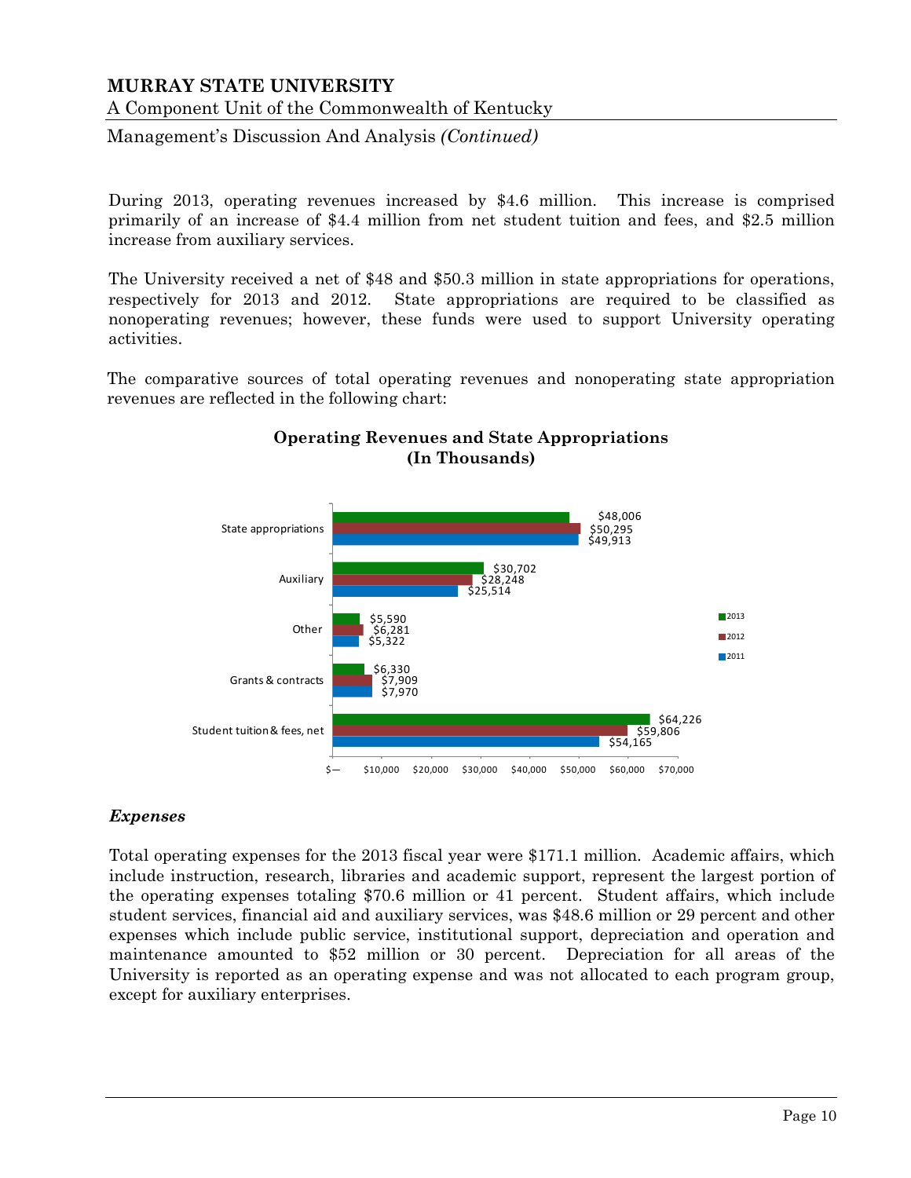During 2013, operating revenues increased by $4.6 million. This increase is comprised primarily of an increase of $4.4 million from net student tuition and fees, and $2.5 million increase from auxiliary services.

The University received a net of $48 and $50.3 million in state appropriations for operations, respectively for 2013 and 2012. State appropriations are required to be classified as nonoperating revenues; however, these funds were used to support University operating activities.

The comparative sources of total operating revenues and nonoperating state appropriation revenues are reflected in the following chart:

**Operating Revenues and State Appropriations (In Thousands)**

| | 2013 | 2012 | 2011 |
|---|---|---|---|
| State appropriations | $48,006 | $50,295 | $49,913 |
| Auxiliary | $30,702 | $28,248 | $25,514 |
| Other | $5,590 | $6,281 | $5,322 |
| Grants & contracts | $6,330 | $7,909 | $7,970 |
| Student tuition & fees, net | $64,226 | $59,806 | $54,165 |

### *Expenses*

Total operating expenses for the 2013 fiscal year were $171.1 million. Academic affairs, which include instruction, research, libraries and academic support, represent the largest portion of the operating expenses totaling $70.6 million or 41 percent. Student affairs, which include student services, financial aid and auxiliary services, was $48.6 million or 29 percent and other expenses which include public service, institutional support, depreciation and operation and maintenance amounted to $52 million or 30 percent. Depreciation for all areas of the University is reported as an operating expense and was not allocated to each program group, except for auxiliary enterprises.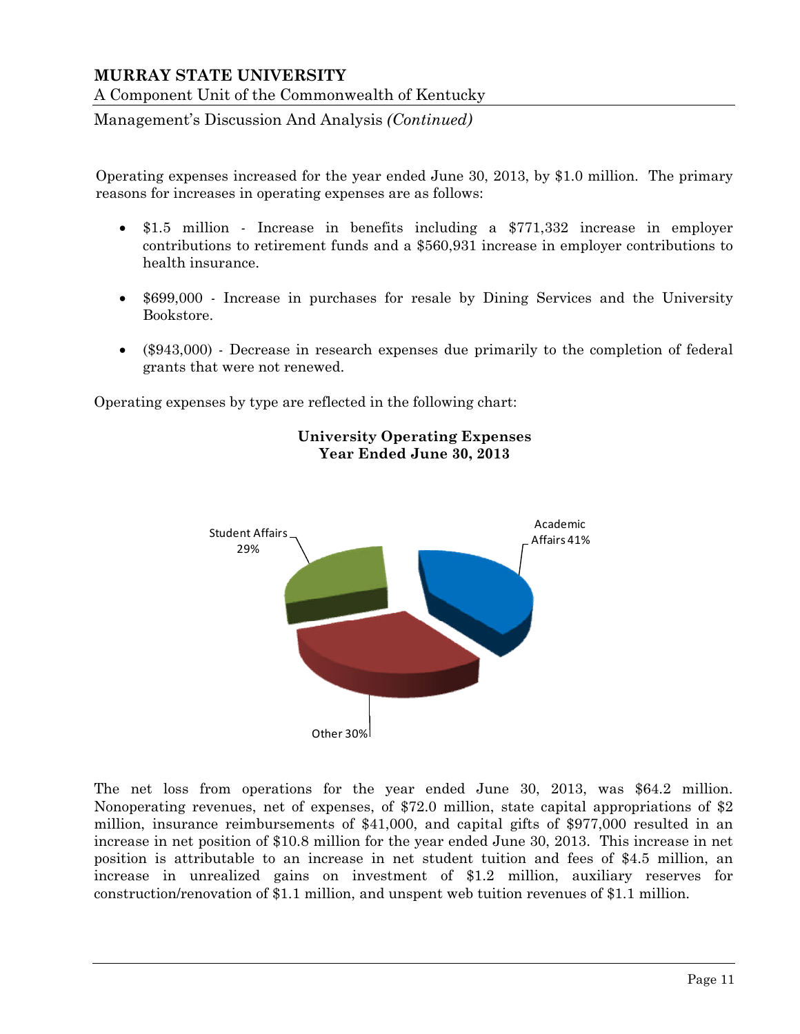Operating expenses increased for the year ended June 30, 2013, by $1.0 million. The primary reasons for increases in operating expenses are as follows:

- $1.5 million - Increase in benefits including a $771,332 increase in employer contributions to retirement funds and a $560,931 increase in employer contributions to health insurance.

- $699,000 - Increase in purchases for resale by Dining Services and the University Bookstore.

- ($943,000) - Decrease in research expenses due primarily to the completion of federal grants that were not renewed.

Operating expenses by type are reflected in the following chart:

**University Operating Expenses**
**Year Ended June 30, 2013**

Academic Affairs 41%

Student Affairs 29%

Other 30%

The net loss from operations for the year ended June 30, 2013, was $64.2 million. Nonoperating revenues, net of expenses, of $72.0 million, state capital appropriations of $2 million, insurance reimbursements of $41,000, and capital gifts of $977,000 resulted in an increase in net position of $10.8 million for the year ended June 30, 2013. This increase in net position is attributable to an increase in net student tuition and fees of $4.5 million, an increase in unrealized gains on investment of $1.2 million, auxiliary reserves for construction/renovation of $1.1 million, and unspent web tuition revenues of $1.1 million.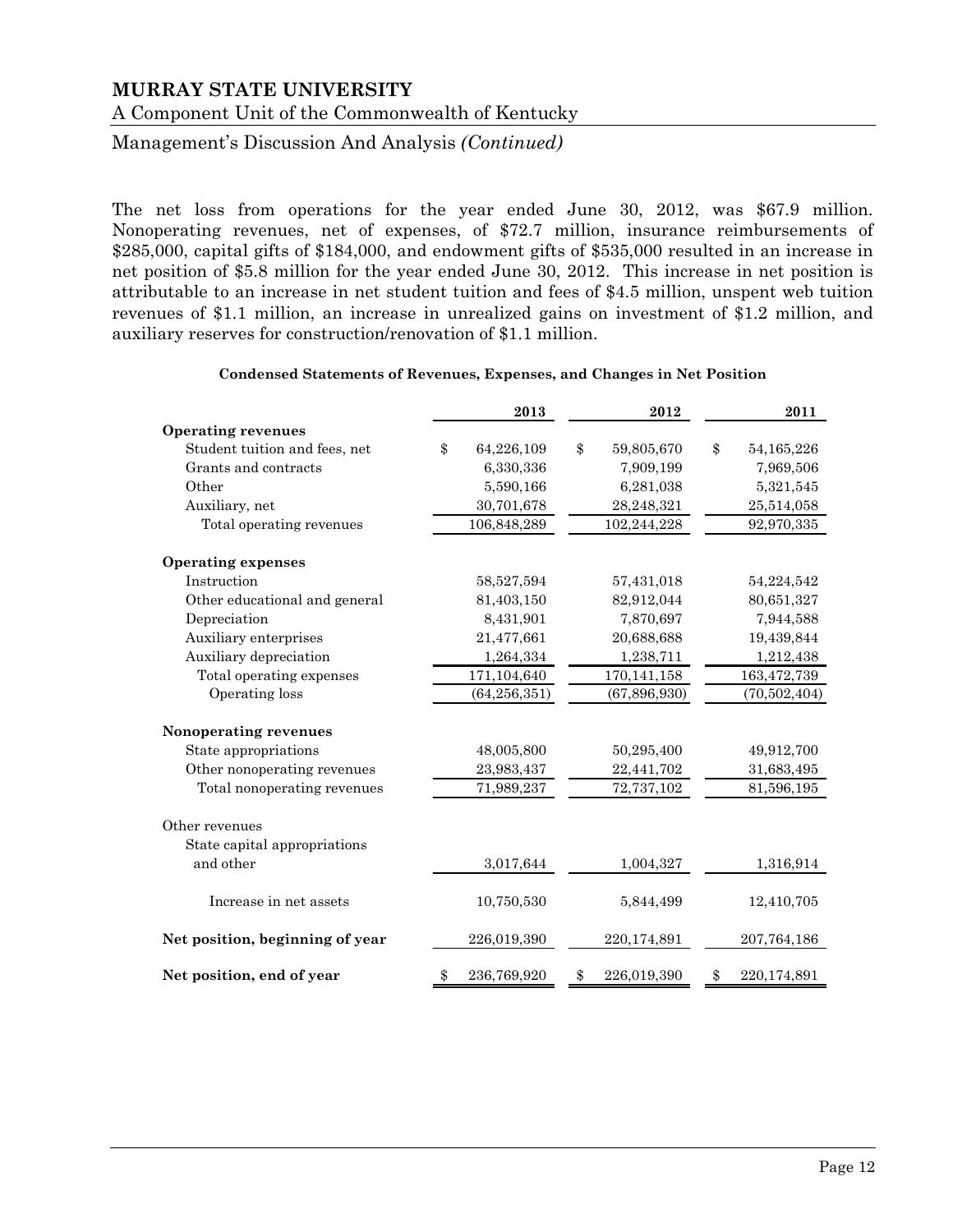# MURRAY STATE UNIVERSITY

A Component Unit of the Commonwealth of Kentucky

Management's Discussion And Analysis *(Continued)*

The net loss from operations for the year ended June 30, 2012, was $67.9 million. Nonoperating revenues, net of expenses, of $72.7 million, insurance reimbursements of $285,000, capital gifts of $184,000, and endowment gifts of $535,000 resulted in an increase in net position of $5.8 million for the year ended June 30, 2012. This increase in net position is attributable to an increase in net student tuition and fees of $4.5 million, unspent web tuition revenues of $1.1 million, an increase in unrealized gains on investment of $1.2 million, and auxiliary reserves for construction/renovation of $1.1 million.

**Condensed Statements of Revenues, Expenses, and Changes in Net Position**

| | 2013 | 2012 | 2011 |
|---|---|---|---|
| **Operating revenues** | | | |
| Student tuition and fees, net | $ 64,226,109 | $ 59,805,670 | $ 54,165,226 |
| Grants and contracts | 6,330,336 | 7,909,199 | 7,969,506 |
| Other | 5,590,166 | 6,281,038 | 5,321,545 |
| Auxiliary, net | 30,701,678 | 28,248,321 | 25,514,058 |
| Total operating revenues | 106,848,289 | 102,244,228 | 92,970,335 |
| **Operating expenses** | | | |
| Instruction | 58,527,594 | 57,431,018 | 54,224,542 |
| Other educational and general | 81,403,150 | 82,912,044 | 80,651,327 |
| Depreciation | 8,431,901 | 7,870,697 | 7,944,588 |
| Auxiliary enterprises | 21,477,661 | 20,688,688 | 19,439,844 |
| Auxiliary depreciation | 1,264,334 | 1,238,711 | 1,212,438 |
| Total operating expenses | 171,104,640 | 170,141,158 | 163,472,739 |
| Operating loss | (64,256,351) | (67,896,930) | (70,502,404) |
| **Nonoperating revenues** | | | |
| State appropriations | 48,005,800 | 50,295,400 | 49,912,700 |
| Other nonoperating revenues | 23,983,437 | 22,441,702 | 31,683,495 |
| Total nonoperating revenues | 71,989,237 | 72,737,102 | 81,596,195 |
| Other revenues | | | |
| State capital appropriations and other | 3,017,644 | 1,004,327 | 1,316,914 |
| Increase in net assets | 10,750,530 | 5,844,499 | 12,410,705 |
| **Net position, beginning of year** | 226,019,390 | 220,174,891 | 207,764,186 |
| **Net position, end of year** | $ 236,769,920 | $ 226,019,390 | $ 220,174,891 |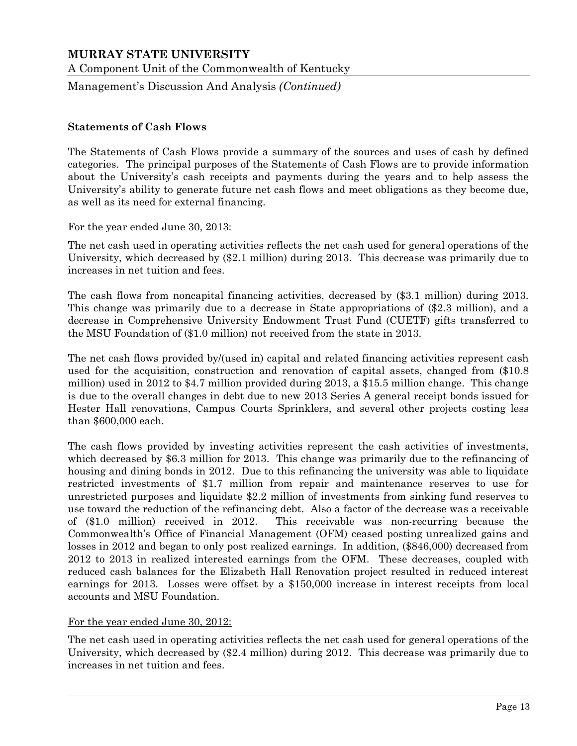### Statements of Cash Flows

The Statements of Cash Flows provide a summary of the sources and uses of cash by defined categories. The principal purposes of the Statements of Cash Flows are to provide information about the University's cash receipts and payments during the years and to help assess the University's ability to generate future net cash flows and meet obligations as they become due, as well as its need for external financing.

For the year ended June 30, 2013:

The net cash used in operating activities reflects the net cash used for general operations of the University, which decreased by ($2.1 million) during 2013. This decrease was primarily due to increases in net tuition and fees.

The cash flows from noncapital financing activities, decreased by ($3.1 million) during 2013. This change was primarily due to a decrease in State appropriations of ($2.3 million), and a decrease in Comprehensive University Endowment Trust Fund (CUETF) gifts transferred to the MSU Foundation of ($1.0 million) not received from the state in 2013.

The net cash flows provided by/(used in) capital and related financing activities represent cash used for the acquisition, construction and renovation of capital assets, changed from ($10.8 million) used in 2012 to $4.7 million provided during 2013, a $15.5 million change. This change is due to the overall changes in debt due to new 2013 Series A general receipt bonds issued for Hester Hall renovations, Campus Courts Sprinklers, and several other projects costing less than $600,000 each.

The cash flows provided by investing activities represent the cash activities of investments, which decreased by $6.3 million for 2013. This change was primarily due to the refinancing of housing and dining bonds in 2012. Due to this refinancing the university was able to liquidate restricted investments of $1.7 million from repair and maintenance reserves to use for unrestricted purposes and liquidate $2.2 million of investments from sinking fund reserves to use toward the reduction of the refinancing debt. Also a factor of the decrease was a receivable of ($1.0 million) received in 2012. This receivable was non-recurring because the Commonwealth's Office of Financial Management (OFM) ceased posting unrealized gains and losses in 2012 and began to only post realized earnings. In addition, ($846,000) decreased from 2012 to 2013 in realized interested earnings from the OFM. These decreases, coupled with reduced cash balances for the Elizabeth Hall Renovation project resulted in reduced interest earnings for 2013. Losses were offset by a $150,000 increase in interest receipts from local accounts and MSU Foundation.

For the year ended June 30, 2012:

The net cash used in operating activities reflects the net cash used for general operations of the University, which decreased by ($2.4 million) during 2012. This decrease was primarily due to increases in net tuition and fees.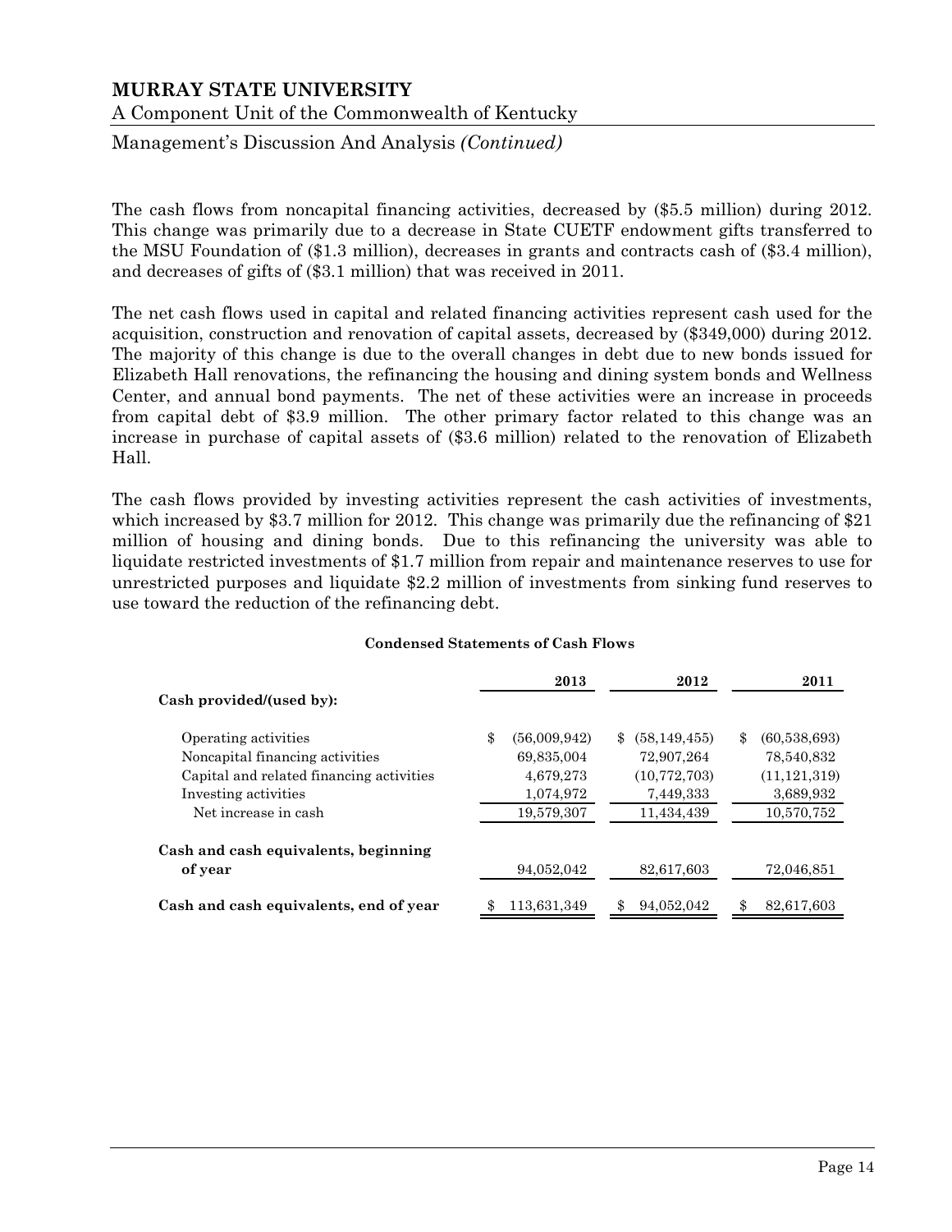The cash flows from noncapital financing activities, decreased by ($5.5 million) during 2012. This change was primarily due to a decrease in State CUETF endowment gifts transferred to the MSU Foundation of ($1.3 million), decreases in grants and contracts cash of ($3.4 million), and decreases of gifts of ($3.1 million) that was received in 2011.

The net cash flows used in capital and related financing activities represent cash used for the acquisition, construction and renovation of capital assets, decreased by ($349,000) during 2012. The majority of this change is due to the overall changes in debt due to new bonds issued for Elizabeth Hall renovations, the refinancing the housing and dining system bonds and Wellness Center, and annual bond payments. The net of these activities were an increase in proceeds from capital debt of $3.9 million. The other primary factor related to this change was an increase in purchase of capital assets of ($3.6 million) related to the renovation of Elizabeth Hall.

The cash flows provided by investing activities represent the cash activities of investments, which increased by $3.7 million for 2012. This change was primarily due the refinancing of $21 million of housing and dining bonds. Due to this refinancing the university was able to liquidate restricted investments of $1.7 million from repair and maintenance reserves to use for unrestricted purposes and liquidate $2.2 million of investments from sinking fund reserves to use toward the reduction of the refinancing debt.

**Condensed Statements of Cash Flows**

| | 2013 | 2012 | 2011 |
|---|---|---|---|
| **Cash provided/(used by):** | | | |
| Operating activities | $ (56,009,942) | $ (58,149,455) | $ (60,538,693) |
| Noncapital financing activities | 69,835,004 | 72,907,264 | 78,540,832 |
| Capital and related financing activities | 4,679,273 | (10,772,703) | (11,121,319) |
| Investing activities | 1,074,972 | 7,449,333 | 3,689,932 |
| Net increase in cash | 19,579,307 | 11,434,439 | 10,570,752 |
| **Cash and cash equivalents, beginning of year** | 94,052,042 | 82,617,603 | 72,046,851 |
| **Cash and cash equivalents, end of year** | $ 113,631,349 | $ 94,052,042 | $ 82,617,603 |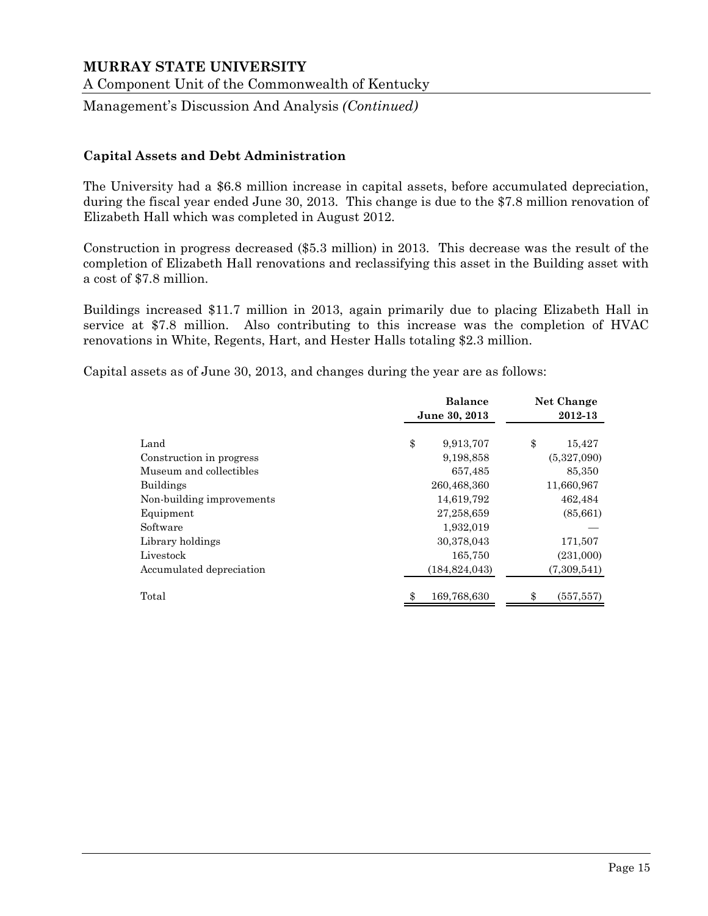**Capital Assets and Debt Administration**

The University had a $6.8 million increase in capital assets, before accumulated depreciation, during the fiscal year ended June 30, 2013. This change is due to the $7.8 million renovation of Elizabeth Hall which was completed in August 2012.

Construction in progress decreased ($5.3 million) in 2013. This decrease was the result of the completion of Elizabeth Hall renovations and reclassifying this asset in the Building asset with a cost of $7.8 million.

Buildings increased $11.7 million in 2013, again primarily due to placing Elizabeth Hall in service at $7.8 million. Also contributing to this increase was the completion of HVAC renovations in White, Regents, Hart, and Hester Halls totaling $2.3 million.

Capital assets as of June 30, 2013, and changes during the year are as follows:

| | Balance June 30, 2013 | Net Change 2012-13 |
|---|---|---|
| Land | $ 9,913,707 | $ 15,427 |
| Construction in progress | 9,198,858 | (5,327,090) |
| Museum and collectibles | 657,485 | 85,350 |
| Buildings | 260,468,360 | 11,660,967 |
| Non-building improvements | 14,619,792 | 462,484 |
| Equipment | 27,258,659 | (85,661) |
| Software | 1,932,019 | — |
| Library holdings | 30,378,043 | 171,507 |
| Livestock | 165,750 | (231,000) |
| Accumulated depreciation | (184,824,043) | (7,309,541) |
| Total | $ 169,768,630 | $ (557,557) |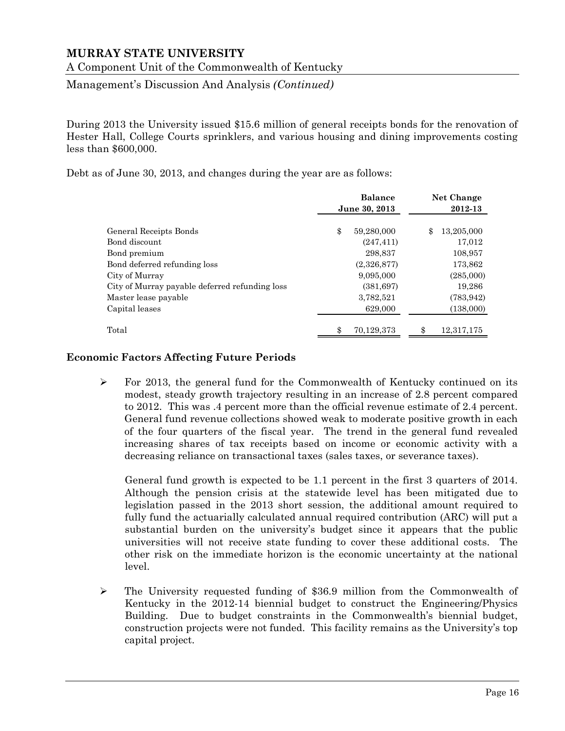During 2013 the University issued $15.6 million of general receipts bonds for the renovation of Hester Hall, College Courts sprinklers, and various housing and dining improvements costing less than $600,000.

Debt as of June 30, 2013, and changes during the year are as follows:

| | Balance June 30, 2013 | Net Change 2012-13 |
|---|---|---|
| General Receipts Bonds | $ 59,280,000 | $ 13,205,000 |
| Bond discount | (247,411) | 17,012 |
| Bond premium | 298,837 | 108,957 |
| Bond deferred refunding loss | (2,326,877) | 173,862 |
| City of Murray | 9,095,000 | (285,000) |
| City of Murray payable deferred refunding loss | (381,697) | 19,286 |
| Master lease payable | 3,782,521 | (783,942) |
| Capital leases | 629,000 | (138,000) |
| Total | $ 70,129,373 | $ 12,317,175 |

**Economic Factors Affecting Future Periods**

- For 2013, the general fund for the Commonwealth of Kentucky continued on its modest, steady growth trajectory resulting in an increase of 2.8 percent compared to 2012. This was .4 percent more than the official revenue estimate of 2.4 percent. General fund revenue collections showed weak to moderate positive growth in each of the four quarters of the fiscal year. The trend in the general fund revealed increasing shares of tax receipts based on income or economic activity with a decreasing reliance on transactional taxes (sales taxes, or severance taxes).

  General fund growth is expected to be 1.1 percent in the first 3 quarters of 2014. Although the pension crisis at the statewide level has been mitigated due to legislation passed in the 2013 short session, the additional amount required to fully fund the actuarially calculated annual required contribution (ARC) will put a substantial burden on the university's budget since it appears that the public universities will not receive state funding to cover these additional costs. The other risk on the immediate horizon is the economic uncertainty at the national level.

- The University requested funding of $36.9 million from the Commonwealth of Kentucky in the 2012-14 biennial budget to construct the Engineering/Physics Building. Due to budget constraints in the Commonwealth's biennial budget, construction projects were not funded. This facility remains as the University's top capital project.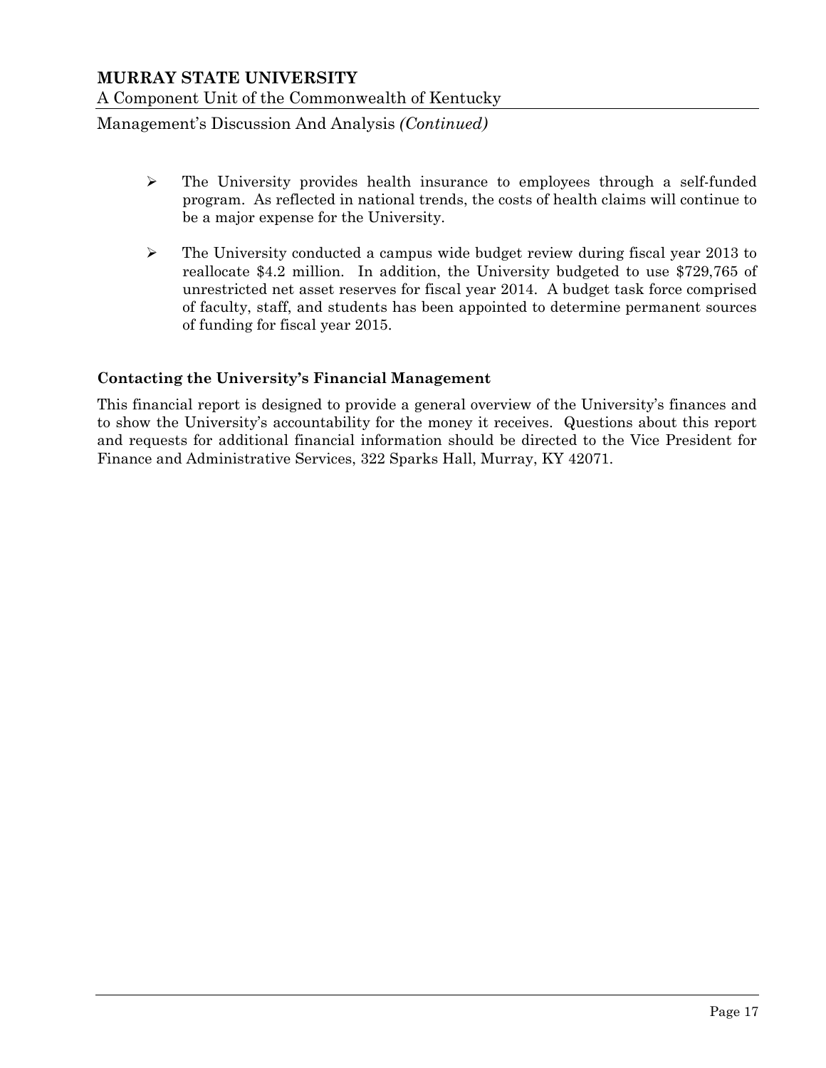- The University provides health insurance to employees through a self-funded program. As reflected in national trends, the costs of health claims will continue to be a major expense for the University.

- The University conducted a campus wide budget review during fiscal year 2013 to reallocate $4.2 million. In addition, the University budgeted to use $729,765 of unrestricted net asset reserves for fiscal year 2014. A budget task force comprised of faculty, staff, and students has been appointed to determine permanent sources of funding for fiscal year 2015.

### Contacting the University's Financial Management

This financial report is designed to provide a general overview of the University's finances and to show the University's accountability for the money it receives. Questions about this report and requests for additional financial information should be directed to the Vice President for Finance and Administrative Services, 322 Sparks Hall, Murray, KY 42071.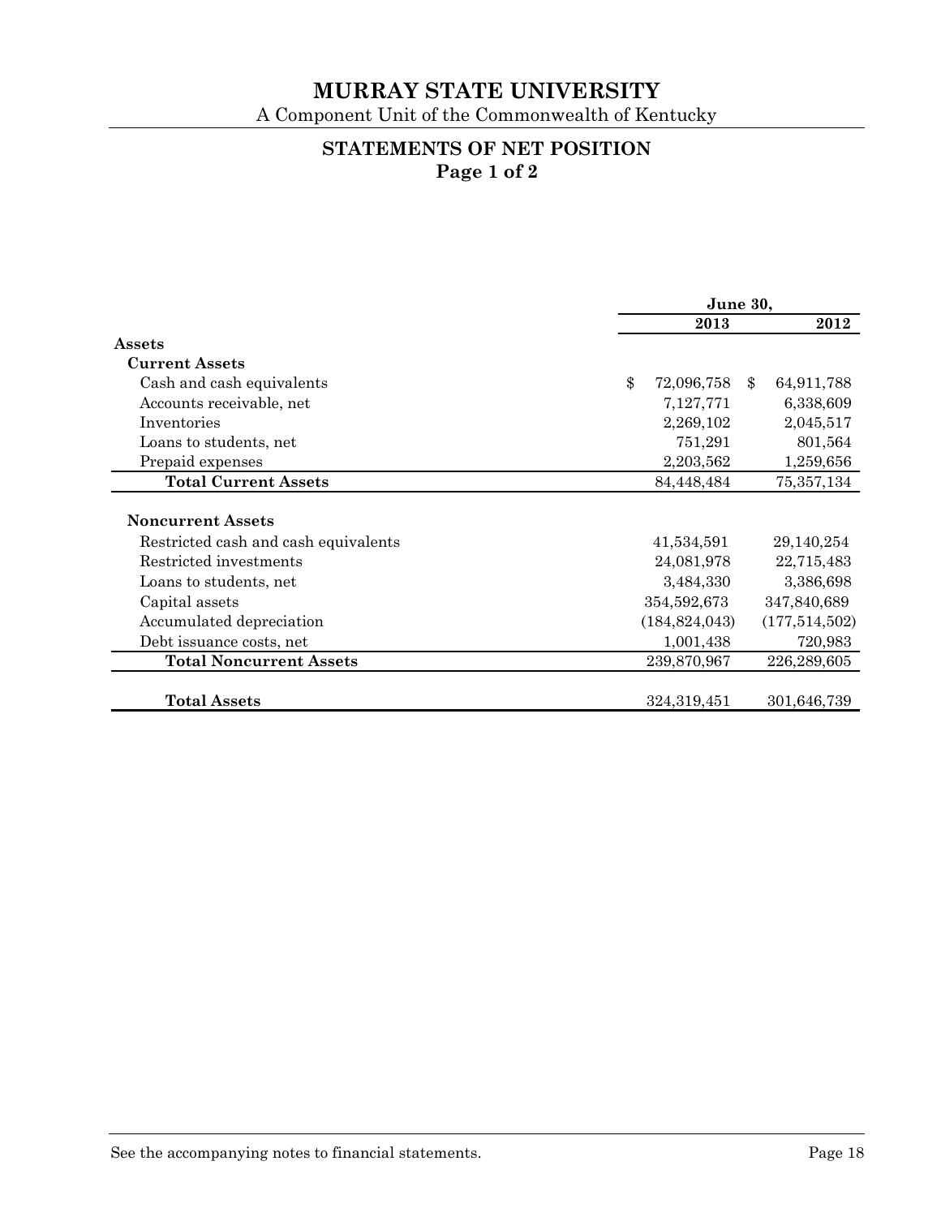# MURRAY STATE UNIVERSITY

A Component Unit of the Commonwealth of Kentucky

## STATEMENTS OF NET POSITION

**Page 1 of 2**

| | June 30, 2013 | June 30, 2012 |
|---|---|---|
| **Assets** | | |
| **Current Assets** | | |
| Cash and cash equivalents | $ 72,096,758 | $ 64,911,788 |
| Accounts receivable, net | 7,127,771 | 6,338,609 |
| Inventories | 2,269,102 | 2,045,517 |
| Loans to students, net | 751,291 | 801,564 |
| Prepaid expenses | 2,203,562 | 1,259,656 |
| **Total Current Assets** | 84,448,484 | 75,357,134 |
| **Noncurrent Assets** | | |
| Restricted cash and cash equivalents | 41,534,591 | 29,140,254 |
| Restricted investments | 24,081,978 | 22,715,483 |
| Loans to students, net | 3,484,330 | 3,386,698 |
| Capital assets | 354,592,673 | 347,840,689 |
| Accumulated depreciation | (184,824,043) | (177,514,502) |
| Debt issuance costs, net | 1,001,438 | 720,983 |
| **Total Noncurrent Assets** | 239,870,967 | 226,289,605 |
| **Total Assets** | 324,319,451 | 301,646,739 |

See the accompanying notes to financial statements.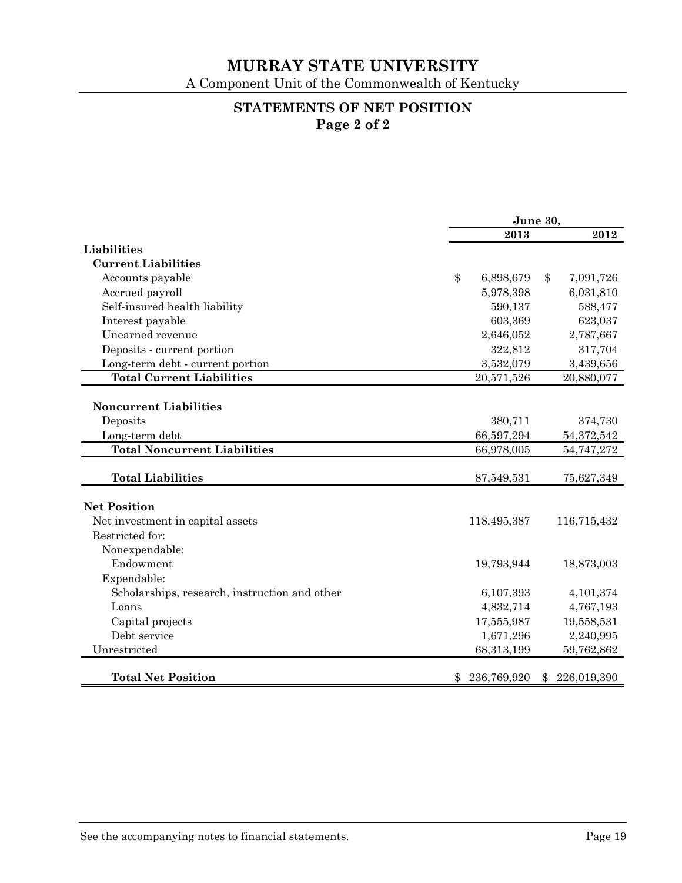# MURRAY STATE UNIVERSITY

A Component Unit of the Commonwealth of Kentucky

## STATEMENTS OF NET POSITION
**Page 2 of 2**

| | June 30, 2013 | June 30, 2012 |
|---|---|---|
| **Liabilities** | | |
| **Current Liabilities** | | |
| Accounts payable | $ 6,898,679 | $ 7,091,726 |
| Accrued payroll | 5,978,398 | 6,031,810 |
| Self-insured health liability | 590,137 | 588,477 |
| Interest payable | 603,369 | 623,037 |
| Unearned revenue | 2,646,052 | 2,787,667 |
| Deposits - current portion | 322,812 | 317,704 |
| Long-term debt - current portion | 3,532,079 | 3,439,656 |
| **Total Current Liabilities** | 20,571,526 | 20,880,077 |
| **Noncurrent Liabilities** | | |
| Deposits | 380,711 | 374,730 |
| Long-term debt | 66,597,294 | 54,372,542 |
| **Total Noncurrent Liabilities** | 66,978,005 | 54,747,272 |
| **Total Liabilities** | 87,549,531 | 75,627,349 |
| **Net Position** | | |
| Net investment in capital assets | 118,495,387 | 116,715,432 |
| Restricted for: | | |
| Nonexpendable: | | |
| Endowment | 19,793,944 | 18,873,003 |
| Expendable: | | |
| Scholarships, research, instruction and other | 6,107,393 | 4,101,374 |
| Loans | 4,832,714 | 4,767,193 |
| Capital projects | 17,555,987 | 19,558,531 |
| Debt service | 1,671,296 | 2,240,995 |
| Unrestricted | 68,313,199 | 59,762,862 |
| **Total Net Position** | $ 236,769,920 | $ 226,019,390 |

See the accompanying notes to financial statements.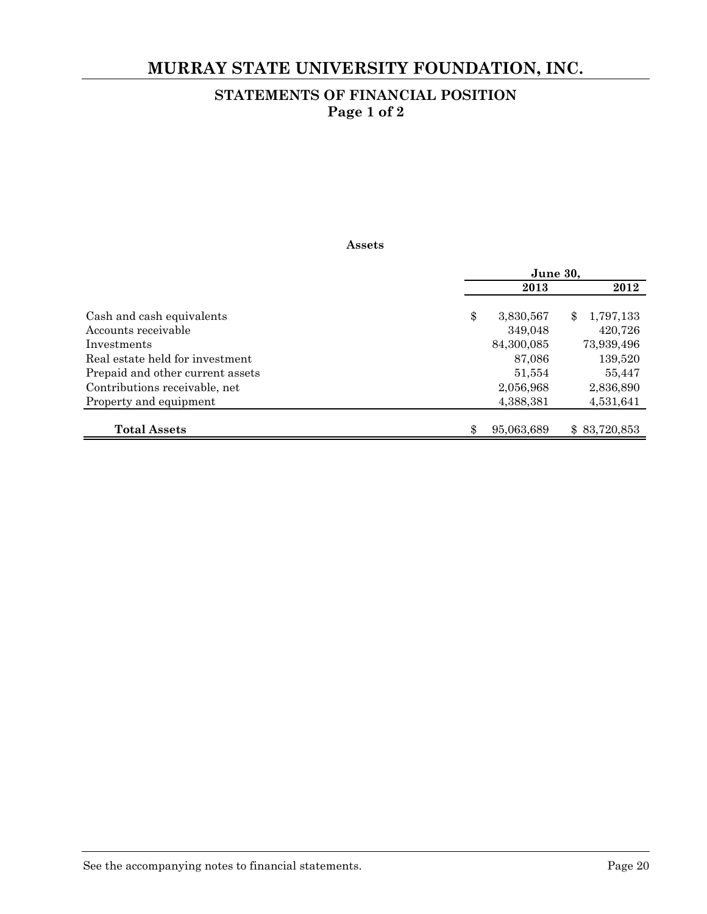# MURRAY STATE UNIVERSITY FOUNDATION, INC.

## STATEMENTS OF FINANCIAL POSITION
## Page 1 of 2

**Assets**

| | June 30, | |
|---|---|---|
| | **2013** | **2012** |
| Cash and cash equivalents | $ 3,830,567 | $ 1,797,133 |
| Accounts receivable | 349,048 | 420,726 |
| Investments | 84,300,085 | 73,939,496 |
| Real estate held for investment | 87,086 | 139,520 |
| Prepaid and other current assets | 51,554 | 55,447 |
| Contributions receivable, net | 2,056,968 | 2,836,890 |
| Property and equipment | 4,388,381 | 4,531,641 |
| **Total Assets** | $ 95,063,689 | $ 83,720,853 |

See the accompanying notes to financial statements.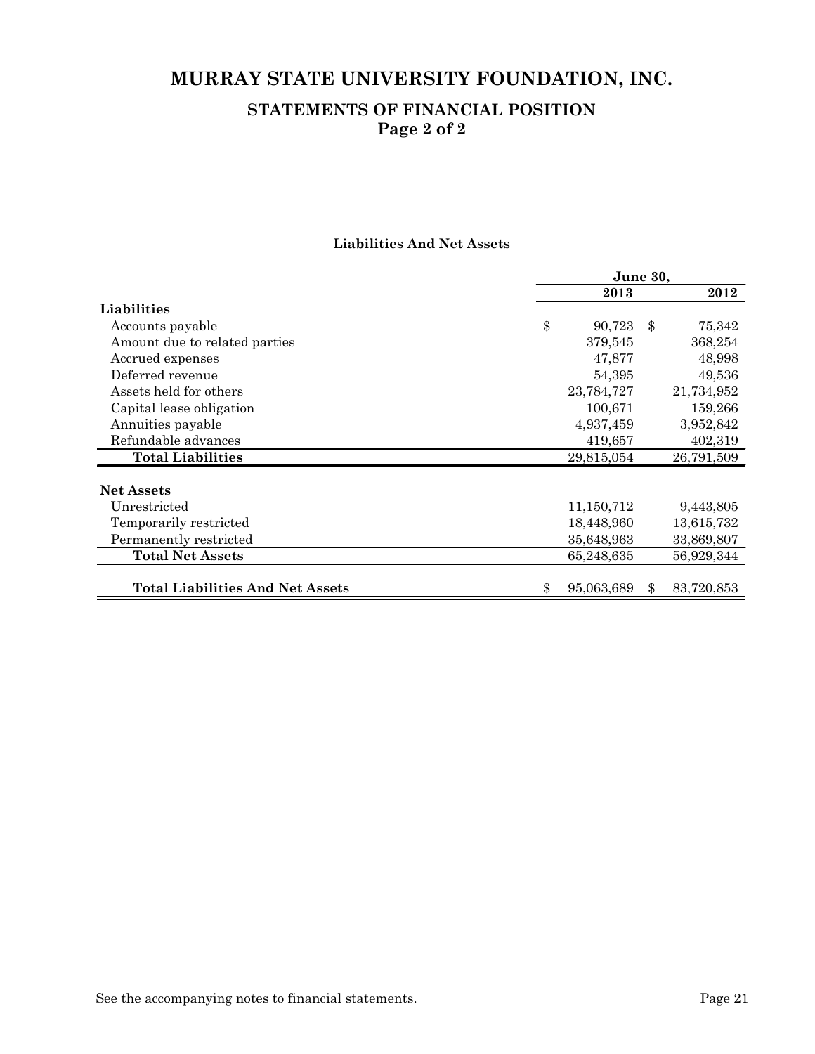# MURRAY STATE UNIVERSITY FOUNDATION, INC.

## STATEMENTS OF FINANCIAL POSITION
## Page 2 of 2

**Liabilities And Net Assets**

| | June 30, | |
|---|---|---|
| | **2013** | **2012** |
| **Liabilities** | | |
| Accounts payable | $ 90,723 | $ 75,342 |
| Amount due to related parties | 379,545 | 368,254 |
| Accrued expenses | 47,877 | 48,998 |
| Deferred revenue | 54,395 | 49,536 |
| Assets held for others | 23,784,727 | 21,734,952 |
| Capital lease obligation | 100,671 | 159,266 |
| Annuities payable | 4,937,459 | 3,952,842 |
| Refundable advances | 419,657 | 402,319 |
| **Total Liabilities** | 29,815,054 | 26,791,509 |
| **Net Assets** | | |
| Unrestricted | 11,150,712 | 9,443,805 |
| Temporarily restricted | 18,448,960 | 13,615,732 |
| Permanently restricted | 35,648,963 | 33,869,807 |
| **Total Net Assets** | 65,248,635 | 56,929,344 |
| **Total Liabilities And Net Assets** | $ 95,063,689 | $ 83,720,853 |

See the accompanying notes to financial statements.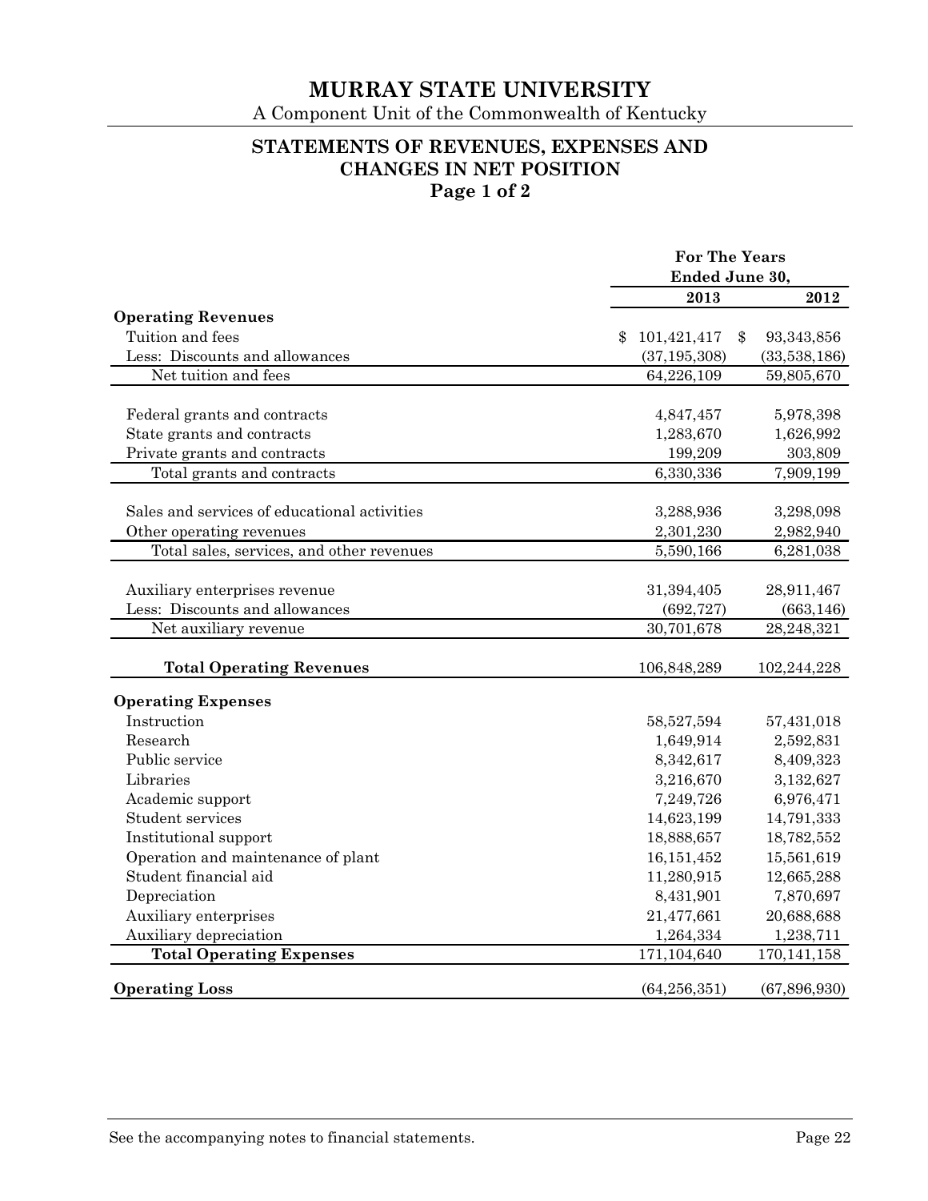# MURRAY STATE UNIVERSITY

A Component Unit of the Commonwealth of Kentucky

## STATEMENTS OF REVENUES, EXPENSES AND CHANGES IN NET POSITION

**Page 1 of 2**

| | For The Years Ended June 30, | |
|---|---|---|
| | **2013** | **2012** |
| **Operating Revenues** | | |
| Tuition and fees | $ 101,421,417 | $ 93,343,856 |
| Less: Discounts and allowances | (37,195,308) | (33,538,186) |
| Net tuition and fees | 64,226,109 | 59,805,670 |
| | | |
| Federal grants and contracts | 4,847,457 | 5,978,398 |
| State grants and contracts | 1,283,670 | 1,626,992 |
| Private grants and contracts | 199,209 | 303,809 |
| Total grants and contracts | 6,330,336 | 7,909,199 |
| | | |
| Sales and services of educational activities | 3,288,936 | 3,298,098 |
| Other operating revenues | 2,301,230 | 2,982,940 |
| Total sales, services, and other revenues | 5,590,166 | 6,281,038 |
| | | |
| Auxiliary enterprises revenue | 31,394,405 | 28,911,467 |
| Less: Discounts and allowances | (692,727) | (663,146) |
| Net auxiliary revenue | 30,701,678 | 28,248,321 |
| | | |
| **Total Operating Revenues** | 106,848,289 | 102,244,228 |
| | | |
| **Operating Expenses** | | |
| Instruction | 58,527,594 | 57,431,018 |
| Research | 1,649,914 | 2,592,831 |
| Public service | 8,342,617 | 8,409,323 |
| Libraries | 3,216,670 | 3,132,627 |
| Academic support | 7,249,726 | 6,976,471 |
| Student services | 14,623,199 | 14,791,333 |
| Institutional support | 18,888,657 | 18,782,552 |
| Operation and maintenance of plant | 16,151,452 | 15,561,619 |
| Student financial aid | 11,280,915 | 12,665,288 |
| Depreciation | 8,431,901 | 7,870,697 |
| Auxiliary enterprises | 21,477,661 | 20,688,688 |
| Auxiliary depreciation | 1,264,334 | 1,238,711 |
| **Total Operating Expenses** | 171,104,640 | 170,141,158 |
| | | |
| **Operating Loss** | (64,256,351) | (67,896,930) |

See the accompanying notes to financial statements.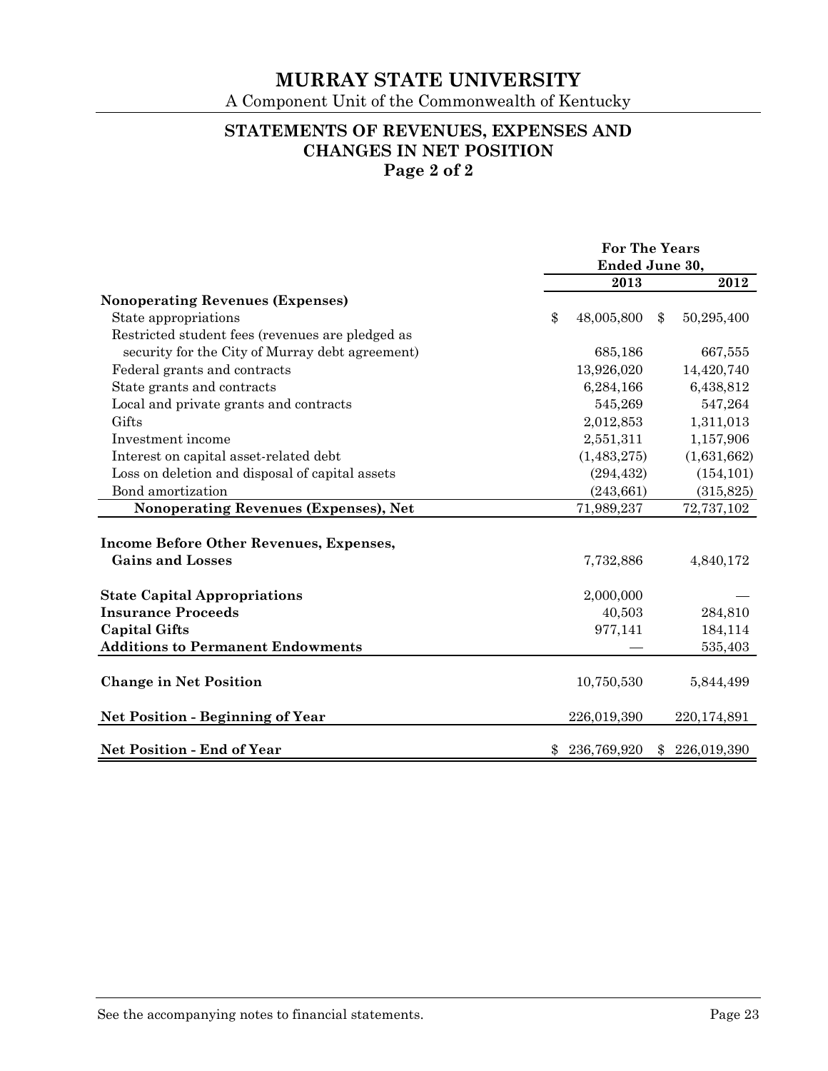# MURRAY STATE UNIVERSITY

A Component Unit of the Commonwealth of Kentucky

## STATEMENTS OF REVENUES, EXPENSES AND CHANGES IN NET POSITION
### Page 2 of 2

| | For The Years Ended June 30, | |
|---|---|---|
| | 2013 | 2012 |
| **Nonoperating Revenues (Expenses)** | | |
| State appropriations | $ 48,005,800 | $ 50,295,400 |
| Restricted student fees (revenues are pledged as security for the City of Murray debt agreement) | 685,186 | 667,555 |
| Federal grants and contracts | 13,926,020 | 14,420,740 |
| State grants and contracts | 6,284,166 | 6,438,812 |
| Local and private grants and contracts | 545,269 | 547,264 |
| Gifts | 2,012,853 | 1,311,013 |
| Investment income | 2,551,311 | 1,157,906 |
| Interest on capital asset-related debt | (1,483,275) | (1,631,662) |
| Loss on deletion and disposal of capital assets | (294,432) | (154,101) |
| Bond amortization | (243,661) | (315,825) |
| **Nonoperating Revenues (Expenses), Net** | 71,989,237 | 72,737,102 |
| **Income Before Other Revenues, Expenses, Gains and Losses** | 7,732,886 | 4,840,172 |
| **State Capital Appropriations** | 2,000,000 | — |
| **Insurance Proceeds** | 40,503 | 284,810 |
| **Capital Gifts** | 977,141 | 184,114 |
| **Additions to Permanent Endowments** | — | 535,403 |
| **Change in Net Position** | 10,750,530 | 5,844,499 |
| **Net Position - Beginning of Year** | 226,019,390 | 220,174,891 |
| **Net Position - End of Year** | $ 236,769,920 | $ 226,019,390 |

See the accompanying notes to financial statements.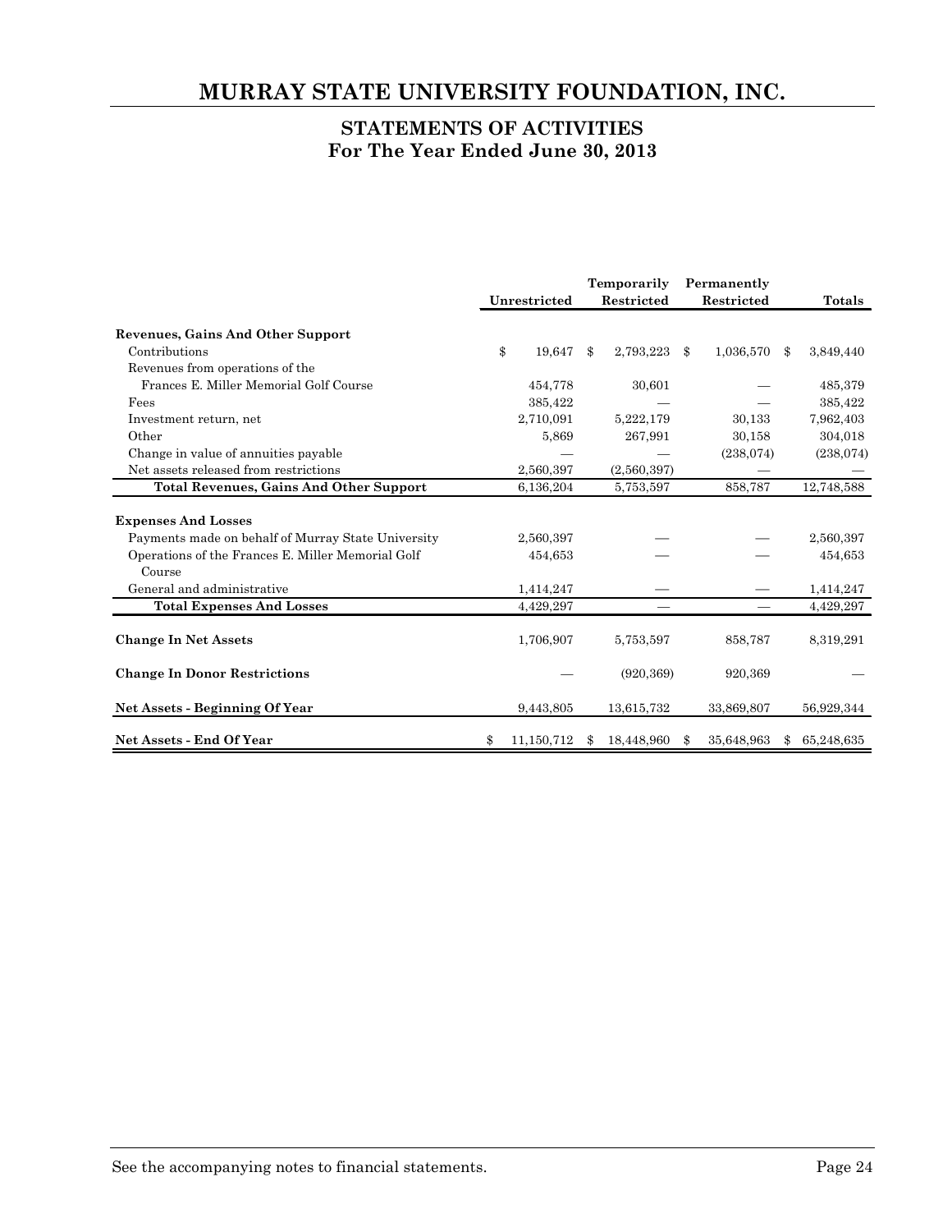# MURRAY STATE UNIVERSITY FOUNDATION, INC.

## STATEMENTS OF ACTIVITIES
## For The Year Ended June 30, 2013

| | Unrestricted | Temporarily Restricted | Permanently Restricted | Totals |
|---|---|---|---|---|
| **Revenues, Gains And Other Support** | | | | |
| Contributions | $ 19,647 | $ 2,793,223 | $ 1,036,570 | $ 3,849,440 |
| Revenues from operations of the Frances E. Miller Memorial Golf Course | 454,778 | 30,601 | — | 485,379 |
| Fees | 385,422 | — | — | 385,422 |
| Investment return, net | 2,710,091 | 5,222,179 | 30,133 | 7,962,403 |
| Other | 5,869 | 267,991 | 30,158 | 304,018 |
| Change in value of annuities payable | — | — | (238,074) | (238,074) |
| Net assets released from restrictions | 2,560,397 | (2,560,397) | — | — |
| **Total Revenues, Gains And Other Support** | 6,136,204 | 5,753,597 | 858,787 | 12,748,588 |
| **Expenses And Losses** | | | | |
| Payments made on behalf of Murray State University | 2,560,397 | — | — | 2,560,397 |
| Operations of the Frances E. Miller Memorial Golf Course | 454,653 | — | — | 454,653 |
| General and administrative | 1,414,247 | — | — | 1,414,247 |
| **Total Expenses And Losses** | 4,429,297 | — | — | 4,429,297 |
| **Change In Net Assets** | 1,706,907 | 5,753,597 | 858,787 | 8,319,291 |
| **Change In Donor Restrictions** | — | (920,369) | 920,369 | — |
| **Net Assets - Beginning Of Year** | 9,443,805 | 13,615,732 | 33,869,807 | 56,929,344 |
| **Net Assets - End Of Year** | $ 11,150,712 | $ 18,448,960 | $ 35,648,963 | $ 65,248,635 |

See the accompanying notes to financial statements.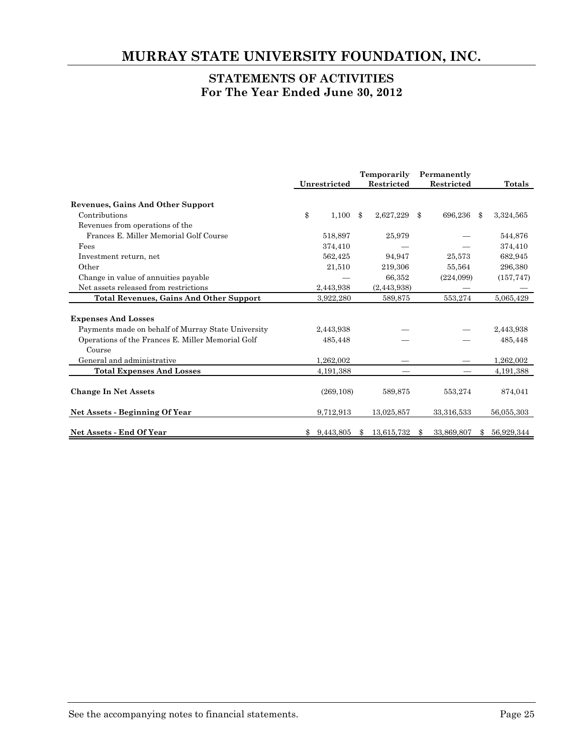# MURRAY STATE UNIVERSITY FOUNDATION, INC.

## STATEMENTS OF ACTIVITIES
## For The Year Ended June 30, 2012

| | Unrestricted | Temporarily Restricted | Permanently Restricted | Totals |
|---|---|---|---|---|
| **Revenues, Gains And Other Support** | | | | |
| Contributions | $ 1,100 | $ 2,627,229 | $ 696,236 | $ 3,324,565 |
| Revenues from operations of the Frances E. Miller Memorial Golf Course | 518,897 | 25,979 | — | 544,876 |
| Fees | 374,410 | — | — | 374,410 |
| Investment return, net | 562,425 | 94,947 | 25,573 | 682,945 |
| Other | 21,510 | 219,306 | 55,564 | 296,380 |
| Change in value of annuities payable | — | 66,352 | (224,099) | (157,747) |
| Net assets released from restrictions | 2,443,938 | (2,443,938) | — | — |
| **Total Revenues, Gains And Other Support** | 3,922,280 | 589,875 | 553,274 | 5,065,429 |
| **Expenses And Losses** | | | | |
| Payments made on behalf of Murray State University | 2,443,938 | — | — | 2,443,938 |
| Operations of the Frances E. Miller Memorial Golf Course | 485,448 | — | — | 485,448 |
| General and administrative | 1,262,002 | — | — | 1,262,002 |
| **Total Expenses And Losses** | 4,191,388 | — | — | 4,191,388 |
| **Change In Net Assets** | (269,108) | 589,875 | 553,274 | 874,041 |
| **Net Assets - Beginning Of Year** | 9,712,913 | 13,025,857 | 33,316,533 | 56,055,303 |
| **Net Assets - End Of Year** | $ 9,443,805 | $ 13,615,732 | $ 33,869,807 | $ 56,929,344 |

See the accompanying notes to financial statements.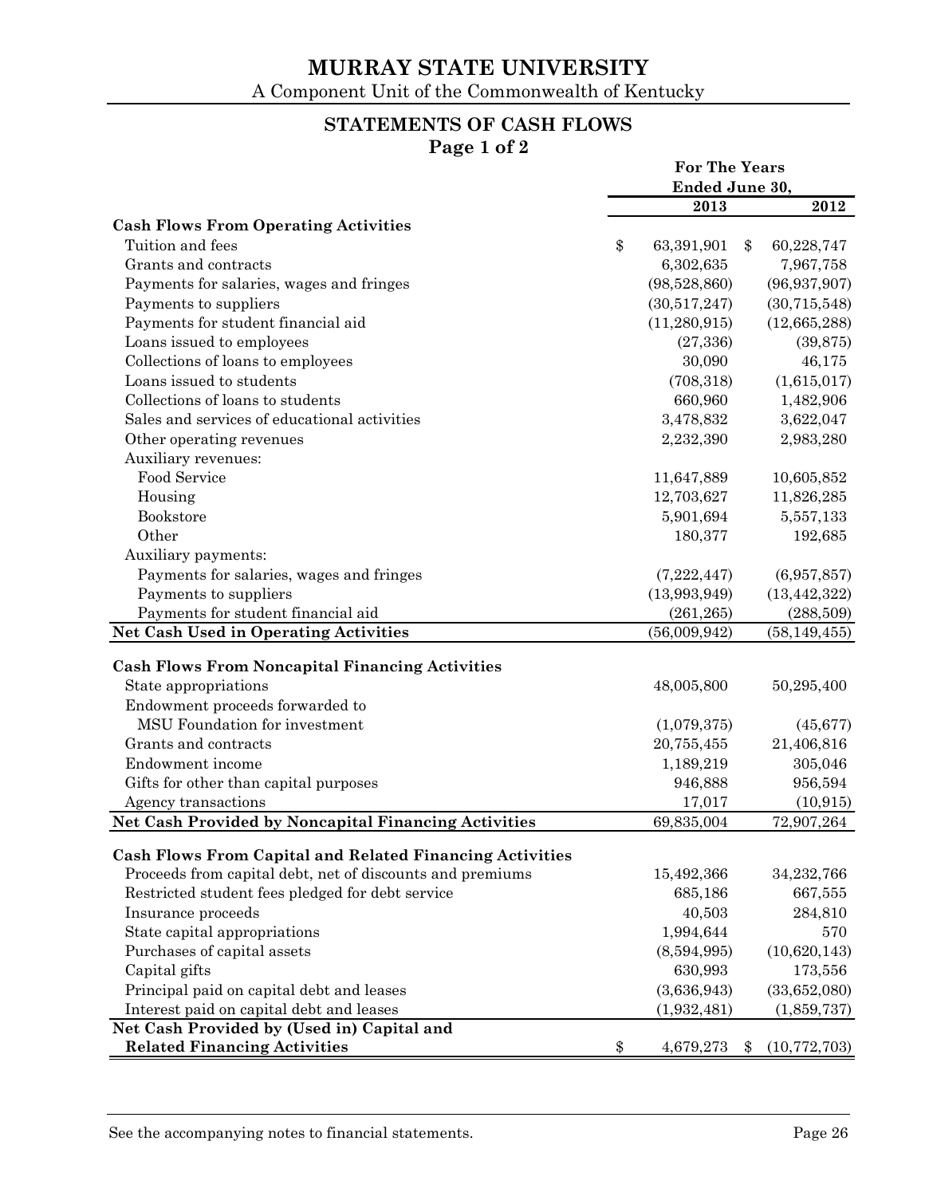# MURRAY STATE UNIVERSITY

A Component Unit of the Commonwealth of Kentucky

## STATEMENTS OF CASH FLOWS

### Page 1 of 2

| | For The Years Ended June 30, | |
|---|---|---|
| | 2013 | 2012 |
| **Cash Flows From Operating Activities** | | |
| Tuition and fees | $ 63,391,901 | $ 60,228,747 |
| Grants and contracts | 6,302,635 | 7,967,758 |
| Payments for salaries, wages and fringes | (98,528,860) | (96,937,907) |
| Payments to suppliers | (30,517,247) | (30,715,548) |
| Payments for student financial aid | (11,280,915) | (12,665,288) |
| Loans issued to employees | (27,336) | (39,875) |
| Collections of loans to employees | 30,090 | 46,175 |
| Loans issued to students | (708,318) | (1,615,017) |
| Collections of loans to students | 660,960 | 1,482,906 |
| Sales and services of educational activities | 3,478,832 | 3,622,047 |
| Other operating revenues | 2,232,390 | 2,983,280 |
| Auxiliary revenues: | | |
| Food Service | 11,647,889 | 10,605,852 |
| Housing | 12,703,627 | 11,826,285 |
| Bookstore | 5,901,694 | 5,557,133 |
| Other | 180,377 | 192,685 |
| Auxiliary payments: | | |
| Payments for salaries, wages and fringes | (7,222,447) | (6,957,857) |
| Payments to suppliers | (13,993,949) | (13,442,322) |
| Payments for student financial aid | (261,265) | (288,509) |
| **Net Cash Used in Operating Activities** | (56,009,942) | (58,149,455) |
| **Cash Flows From Noncapital Financing Activities** | | |
| State appropriations | 48,005,800 | 50,295,400 |
| Endowment proceeds forwarded to MSU Foundation for investment | (1,079,375) | (45,677) |
| Grants and contracts | 20,755,455 | 21,406,816 |
| Endowment income | 1,189,219 | 305,046 |
| Gifts for other than capital purposes | 946,888 | 956,594 |
| Agency transactions | 17,017 | (10,915) |
| **Net Cash Provided by Noncapital Financing Activities** | 69,835,004 | 72,907,264 |
| **Cash Flows From Capital and Related Financing Activities** | | |
| Proceeds from capital debt, net of discounts and premiums | 15,492,366 | 34,232,766 |
| Restricted student fees pledged for debt service | 685,186 | 667,555 |
| Insurance proceeds | 40,503 | 284,810 |
| State capital appropriations | 1,994,644 | 570 |
| Purchases of capital assets | (8,594,995) | (10,620,143) |
| Capital gifts | 630,993 | 173,556 |
| Principal paid on capital debt and leases | (3,636,943) | (33,652,080) |
| Interest paid on capital debt and leases | (1,932,481) | (1,859,737) |
| **Net Cash Provided by (Used in) Capital and Related Financing Activities** | $ 4,679,273 | $ (10,772,703) |

See the accompanying notes to financial statements.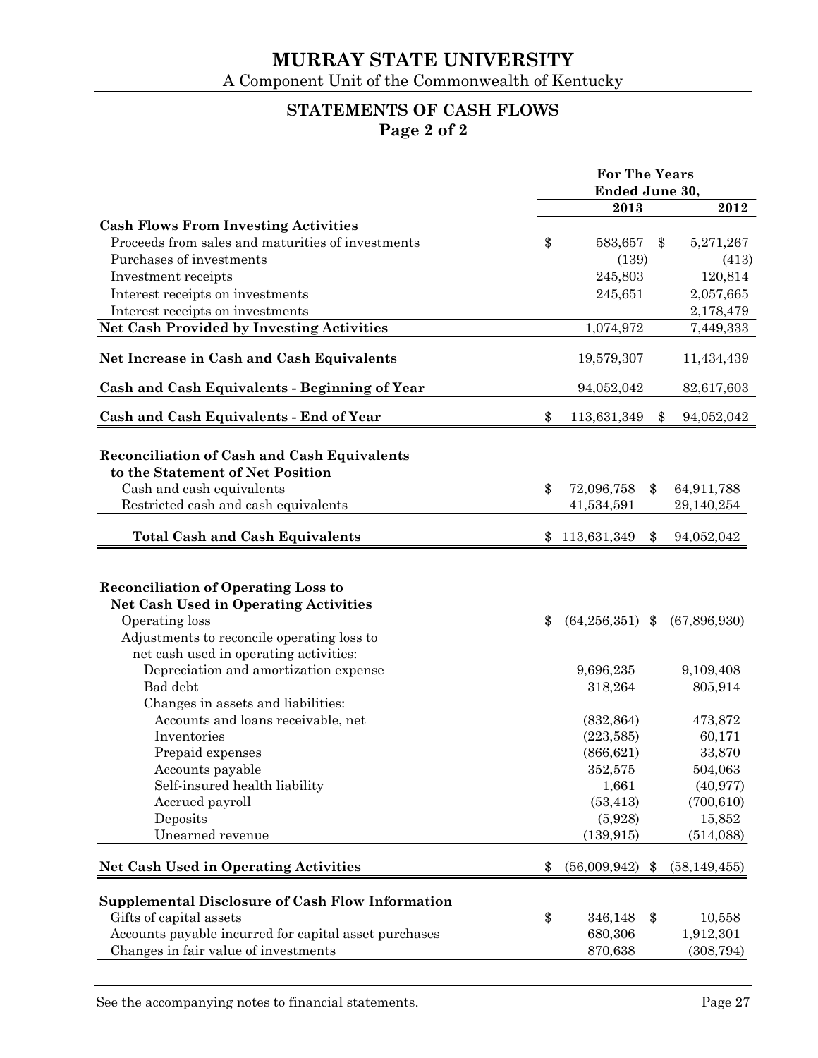# MURRAY STATE UNIVERSITY

A Component Unit of the Commonwealth of Kentucky

## STATEMENTS OF CASH FLOWS
**Page 2 of 2**

| | For The Years Ended June 30, 2013 | 2012 |
|---|---|---|
| **Cash Flows From Investing Activities** | | |
| Proceeds from sales and maturities of investments | $ 583,657 | $ 5,271,267 |
| Purchases of investments | (139) | (413) |
| Investment receipts | 245,803 | 120,814 |
| Interest receipts on investments | 245,651 | 2,057,665 |
| Interest receipts on investments | — | 2,178,479 |
| **Net Cash Provided by Investing Activities** | 1,074,972 | 7,449,333 |
| **Net Increase in Cash and Cash Equivalents** | 19,579,307 | 11,434,439 |
| **Cash and Cash Equivalents - Beginning of Year** | 94,052,042 | 82,617,603 |
| **Cash and Cash Equivalents - End of Year** | $ 113,631,349 | $ 94,052,042 |
| | | |
| **Reconciliation of Cash and Cash Equivalents to the Statement of Net Position** | | |
| Cash and cash equivalents | $ 72,096,758 | $ 64,911,788 |
| Restricted cash and cash equivalents | 41,534,591 | 29,140,254 |
| **Total Cash and Cash Equivalents** | $ 113,631,349 | $ 94,052,042 |
| | | |
| **Reconciliation of Operating Loss to Net Cash Used in Operating Activities** | | |
| Operating loss | $ (64,256,351) | $ (67,896,930) |
| Adjustments to reconcile operating loss to net cash used in operating activities: | | |
| Depreciation and amortization expense | 9,696,235 | 9,109,408 |
| Bad debt | 318,264 | 805,914 |
| Changes in assets and liabilities: | | |
| Accounts and loans receivable, net | (832,864) | 473,872 |
| Inventories | (223,585) | 60,171 |
| Prepaid expenses | (866,621) | 33,870 |
| Accounts payable | 352,575 | 504,063 |
| Self-insured health liability | 1,661 | (40,977) |
| Accrued payroll | (53,413) | (700,610) |
| Deposits | (5,928) | 15,852 |
| Unearned revenue | (139,915) | (514,088) |
| **Net Cash Used in Operating Activities** | $ (56,009,942) | $ (58,149,455) |
| | | |
| **Supplemental Disclosure of Cash Flow Information** | | |
| Gifts of capital assets | $ 346,148 | $ 10,558 |
| Accounts payable incurred for capital asset purchases | 680,306 | 1,912,301 |
| Changes in fair value of investments | 870,638 | (308,794) |

See the accompanying notes to financial statements.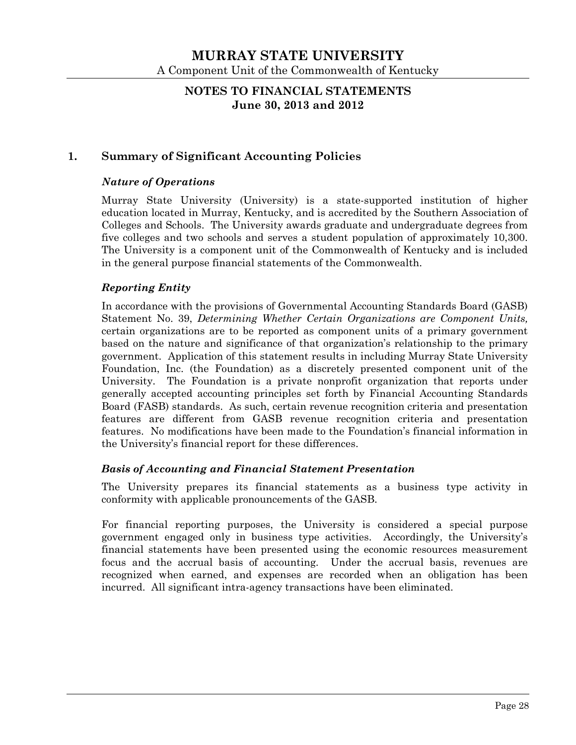# MURRAY STATE UNIVERSITY

A Component Unit of the Commonwealth of Kentucky

## NOTES TO FINANCIAL STATEMENTS
**June 30, 2013 and 2012**

## 1. Summary of Significant Accounting Policies

### *Nature of Operations*

Murray State University (University) is a state-supported institution of higher education located in Murray, Kentucky, and is accredited by the Southern Association of Colleges and Schools. The University awards graduate and undergraduate degrees from five colleges and two schools and serves a student population of approximately 10,300. The University is a component unit of the Commonwealth of Kentucky and is included in the general purpose financial statements of the Commonwealth.

### *Reporting Entity*

In accordance with the provisions of Governmental Accounting Standards Board (GASB) Statement No. 39, *Determining Whether Certain Organizations are Component Units,* certain organizations are to be reported as component units of a primary government based on the nature and significance of that organization's relationship to the primary government. Application of this statement results in including Murray State University Foundation, Inc. (the Foundation) as a discretely presented component unit of the University. The Foundation is a private nonprofit organization that reports under generally accepted accounting principles set forth by Financial Accounting Standards Board (FASB) standards. As such, certain revenue recognition criteria and presentation features are different from GASB revenue recognition criteria and presentation features. No modifications have been made to the Foundation's financial information in the University's financial report for these differences.

### *Basis of Accounting and Financial Statement Presentation*

The University prepares its financial statements as a business type activity in conformity with applicable pronouncements of the GASB.

For financial reporting purposes, the University is considered a special purpose government engaged only in business type activities. Accordingly, the University's financial statements have been presented using the economic resources measurement focus and the accrual basis of accounting. Under the accrual basis, revenues are recognized when earned, and expenses are recorded when an obligation has been incurred. All significant intra-agency transactions have been eliminated.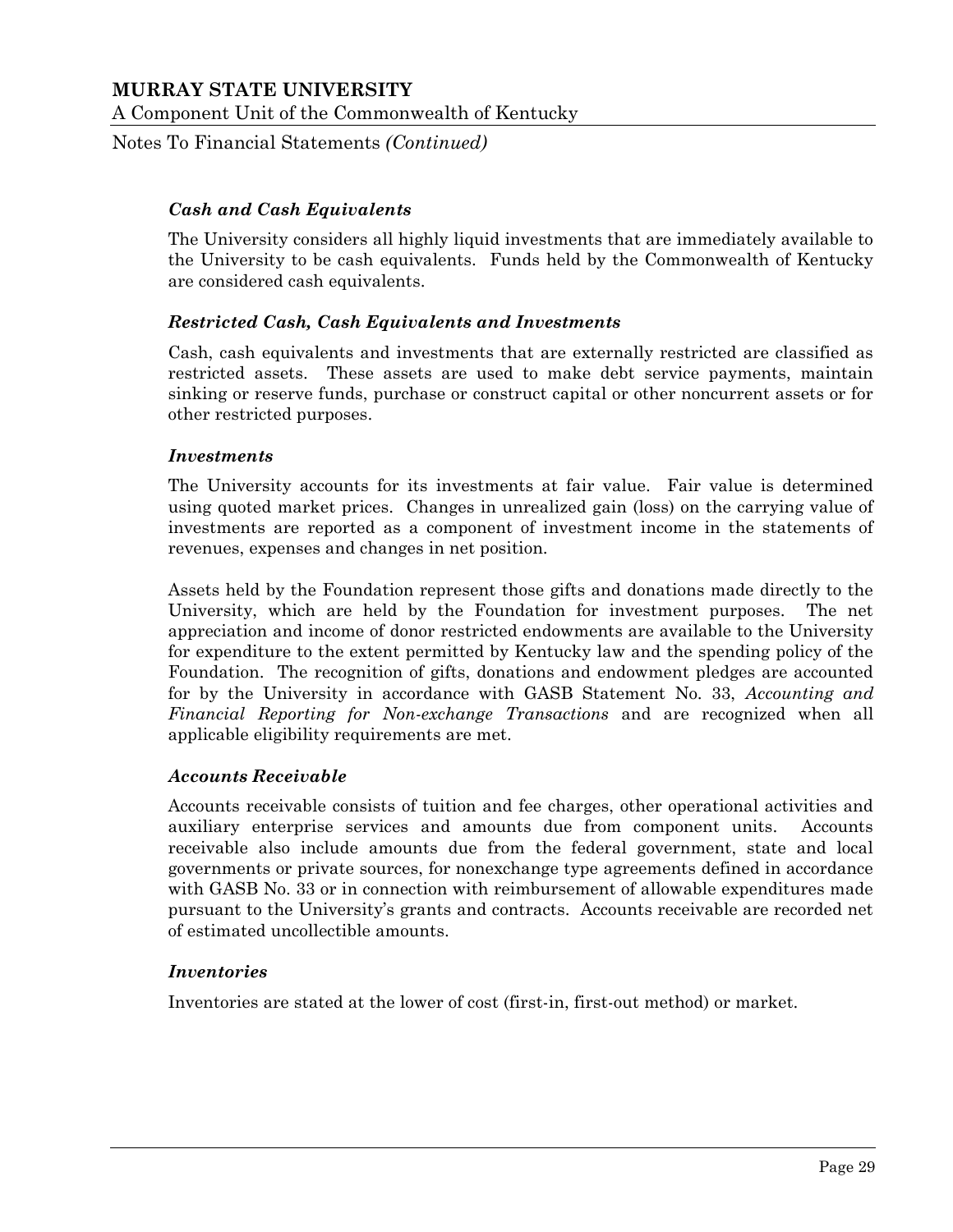### *Cash and Cash Equivalents*

The University considers all highly liquid investments that are immediately available to the University to be cash equivalents. Funds held by the Commonwealth of Kentucky are considered cash equivalents.

### *Restricted Cash, Cash Equivalents and Investments*

Cash, cash equivalents and investments that are externally restricted are classified as restricted assets. These assets are used to make debt service payments, maintain sinking or reserve funds, purchase or construct capital or other noncurrent assets or for other restricted purposes.

### *Investments*

The University accounts for its investments at fair value. Fair value is determined using quoted market prices. Changes in unrealized gain (loss) on the carrying value of investments are reported as a component of investment income in the statements of revenues, expenses and changes in net position.

Assets held by the Foundation represent those gifts and donations made directly to the University, which are held by the Foundation for investment purposes. The net appreciation and income of donor restricted endowments are available to the University for expenditure to the extent permitted by Kentucky law and the spending policy of the Foundation. The recognition of gifts, donations and endowment pledges are accounted for by the University in accordance with GASB Statement No. 33, *Accounting and Financial Reporting for Non-exchange Transactions* and are recognized when all applicable eligibility requirements are met.

### *Accounts Receivable*

Accounts receivable consists of tuition and fee charges, other operational activities and auxiliary enterprise services and amounts due from component units. Accounts receivable also include amounts due from the federal government, state and local governments or private sources, for nonexchange type agreements defined in accordance with GASB No. 33 or in connection with reimbursement of allowable expenditures made pursuant to the University's grants and contracts. Accounts receivable are recorded net of estimated uncollectible amounts.

### *Inventories*

Inventories are stated at the lower of cost (first-in, first-out method) or market.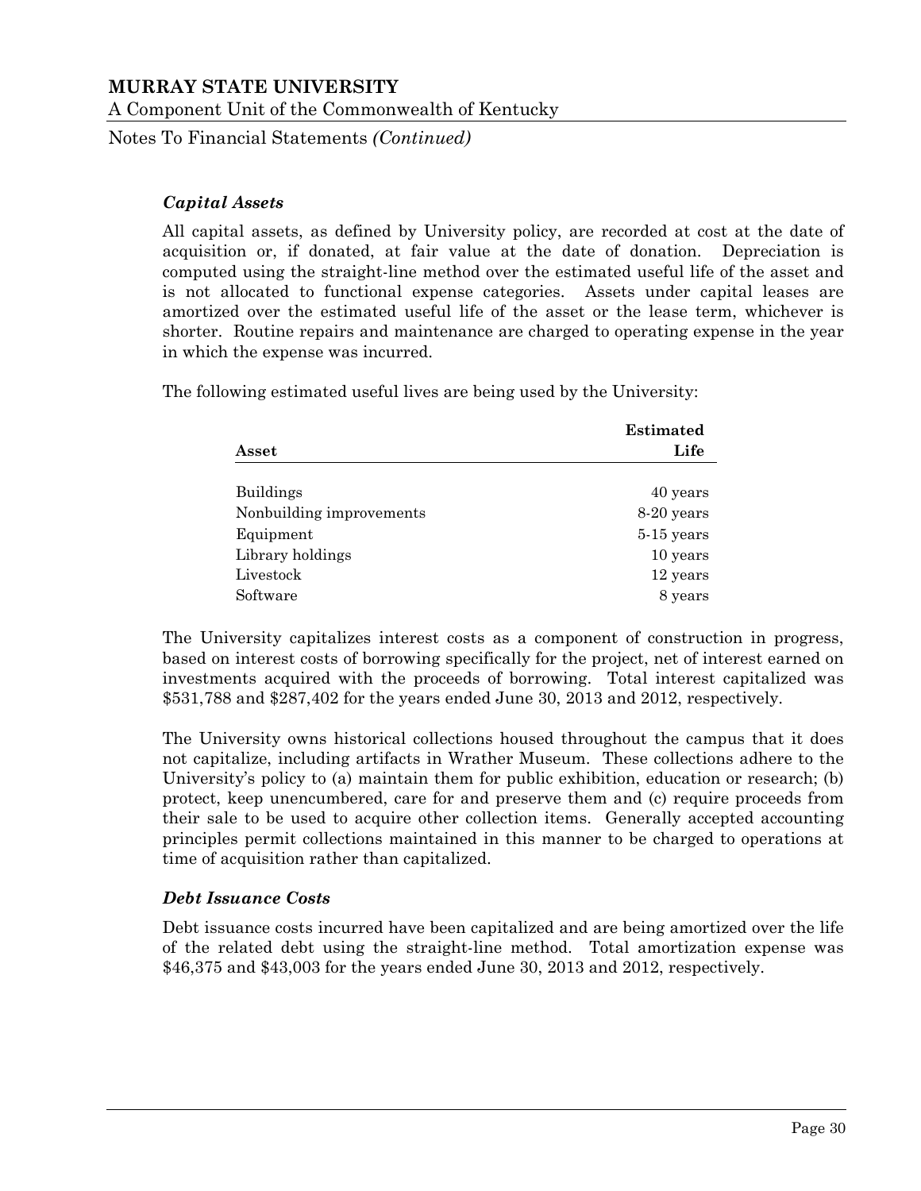### *Capital Assets*

All capital assets, as defined by University policy, are recorded at cost at the date of acquisition or, if donated, at fair value at the date of donation. Depreciation is computed using the straight-line method over the estimated useful life of the asset and is not allocated to functional expense categories. Assets under capital leases are amortized over the estimated useful life of the asset or the lease term, whichever is shorter. Routine repairs and maintenance are charged to operating expense in the year in which the expense was incurred.

The following estimated useful lives are being used by the University:

| Asset | Estimated Life |
|---|---|
| Buildings | 40 years |
| Nonbuilding improvements | 8-20 years |
| Equipment | 5-15 years |
| Library holdings | 10 years |
| Livestock | 12 years |
| Software | 8 years |

The University capitalizes interest costs as a component of construction in progress, based on interest costs of borrowing specifically for the project, net of interest earned on investments acquired with the proceeds of borrowing. Total interest capitalized was $531,788 and $287,402 for the years ended June 30, 2013 and 2012, respectively.

The University owns historical collections housed throughout the campus that it does not capitalize, including artifacts in Wrather Museum. These collections adhere to the University's policy to (a) maintain them for public exhibition, education or research; (b) protect, keep unencumbered, care for and preserve them and (c) require proceeds from their sale to be used to acquire other collection items. Generally accepted accounting principles permit collections maintained in this manner to be charged to operations at time of acquisition rather than capitalized.

### *Debt Issuance Costs*

Debt issuance costs incurred have been capitalized and are being amortized over the life of the related debt using the straight-line method. Total amortization expense was $46,375 and $43,003 for the years ended June 30, 2013 and 2012, respectively.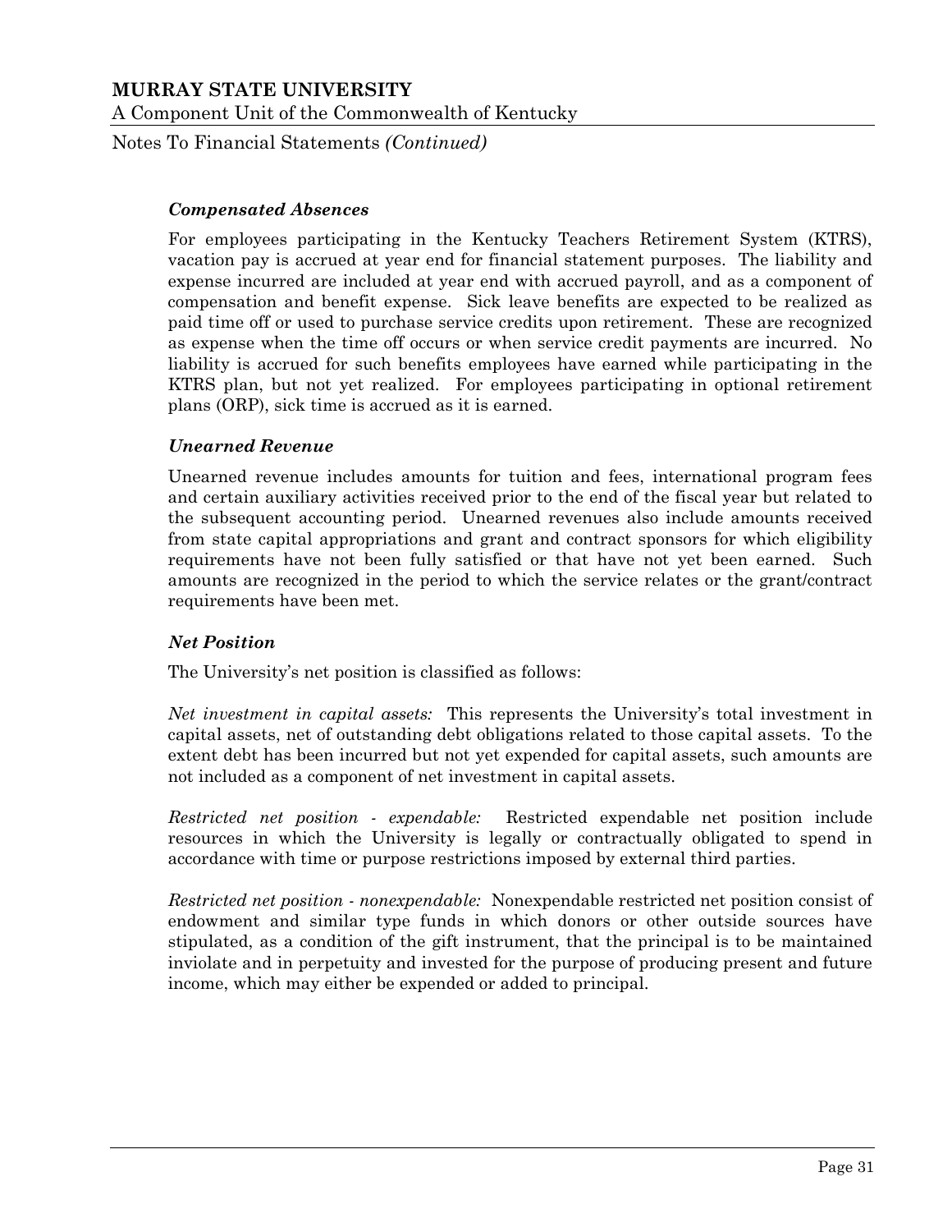### *Compensated Absences*

For employees participating in the Kentucky Teachers Retirement System (KTRS), vacation pay is accrued at year end for financial statement purposes. The liability and expense incurred are included at year end with accrued payroll, and as a component of compensation and benefit expense. Sick leave benefits are expected to be realized as paid time off or used to purchase service credits upon retirement. These are recognized as expense when the time off occurs or when service credit payments are incurred. No liability is accrued for such benefits employees have earned while participating in the KTRS plan, but not yet realized. For employees participating in optional retirement plans (ORP), sick time is accrued as it is earned.

### *Unearned Revenue*

Unearned revenue includes amounts for tuition and fees, international program fees and certain auxiliary activities received prior to the end of the fiscal year but related to the subsequent accounting period. Unearned revenues also include amounts received from state capital appropriations and grant and contract sponsors for which eligibility requirements have not been fully satisfied or that have not yet been earned. Such amounts are recognized in the period to which the service relates or the grant/contract requirements have been met.

### *Net Position*

The University's net position is classified as follows:

*Net investment in capital assets:* This represents the University's total investment in capital assets, net of outstanding debt obligations related to those capital assets. To the extent debt has been incurred but not yet expended for capital assets, such amounts are not included as a component of net investment in capital assets.

*Restricted net position - expendable:* Restricted expendable net position include resources in which the University is legally or contractually obligated to spend in accordance with time or purpose restrictions imposed by external third parties.

*Restricted net position - nonexpendable:* Nonexpendable restricted net position consist of endowment and similar type funds in which donors or other outside sources have stipulated, as a condition of the gift instrument, that the principal is to be maintained inviolate and in perpetuity and invested for the purpose of producing present and future income, which may either be expended or added to principal.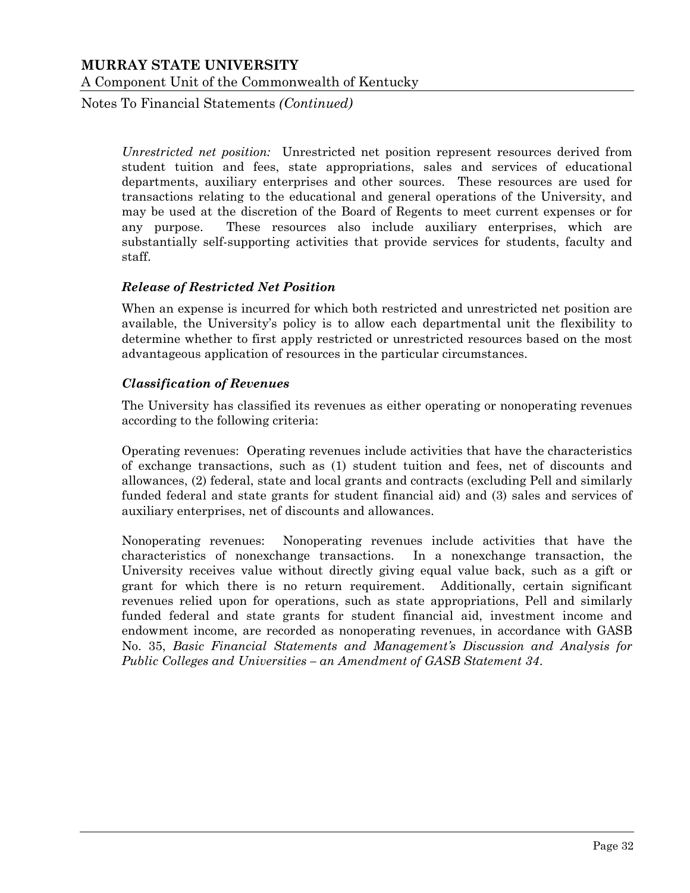*Unrestricted net position:* Unrestricted net position represent resources derived from student tuition and fees, state appropriations, sales and services of educational departments, auxiliary enterprises and other sources. These resources are used for transactions relating to the educational and general operations of the University, and may be used at the discretion of the Board of Regents to meet current expenses or for any purpose. These resources also include auxiliary enterprises, which are substantially self-supporting activities that provide services for students, faculty and staff.

### *Release of Restricted Net Position*

When an expense is incurred for which both restricted and unrestricted net position are available, the University's policy is to allow each departmental unit the flexibility to determine whether to first apply restricted or unrestricted resources based on the most advantageous application of resources in the particular circumstances.

### *Classification of Revenues*

The University has classified its revenues as either operating or nonoperating revenues according to the following criteria:

Operating revenues: Operating revenues include activities that have the characteristics of exchange transactions, such as (1) student tuition and fees, net of discounts and allowances, (2) federal, state and local grants and contracts (excluding Pell and similarly funded federal and state grants for student financial aid) and (3) sales and services of auxiliary enterprises, net of discounts and allowances.

Nonoperating revenues: Nonoperating revenues include activities that have the characteristics of nonexchange transactions. In a nonexchange transaction, the University receives value without directly giving equal value back, such as a gift or grant for which there is no return requirement. Additionally, certain significant revenues relied upon for operations, such as state appropriations, Pell and similarly funded federal and state grants for student financial aid, investment income and endowment income, are recorded as nonoperating revenues, in accordance with GASB No. 35, *Basic Financial Statements and Management's Discussion and Analysis for Public Colleges and Universities – an Amendment of GASB Statement 34*.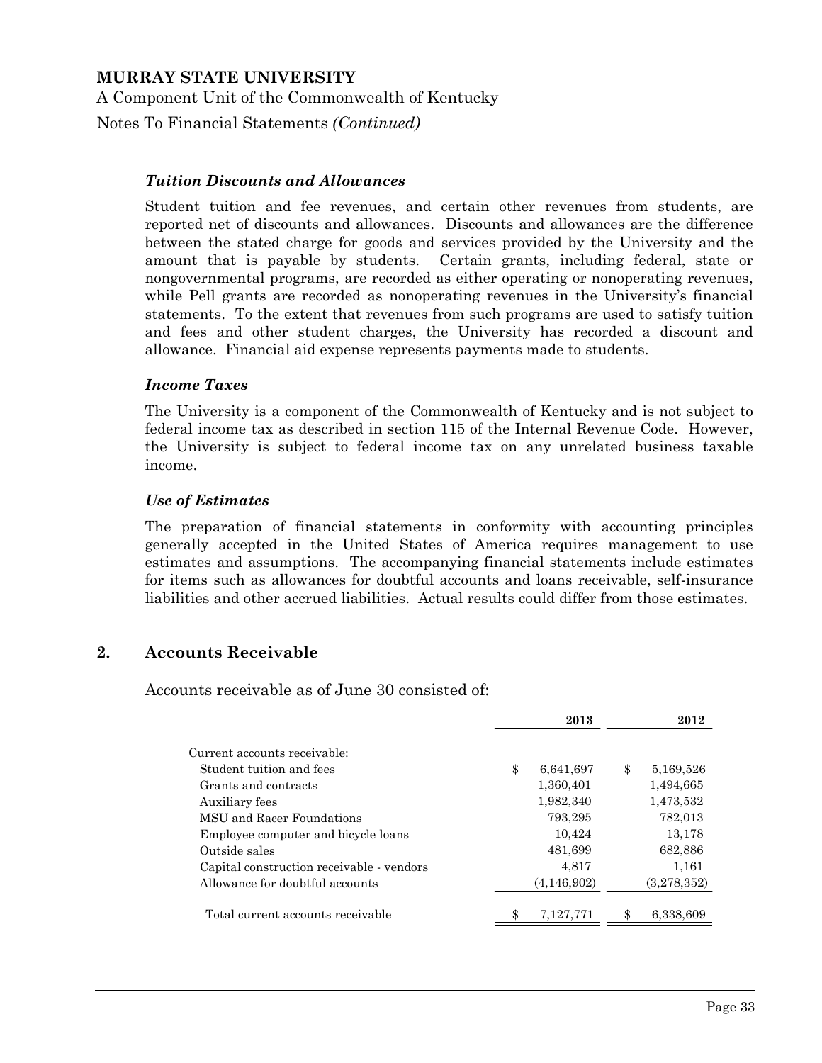### *Tuition Discounts and Allowances*

Student tuition and fee revenues, and certain other revenues from students, are reported net of discounts and allowances. Discounts and allowances are the difference between the stated charge for goods and services provided by the University and the amount that is payable by students. Certain grants, including federal, state or nongovernmental programs, are recorded as either operating or nonoperating revenues, while Pell grants are recorded as nonoperating revenues in the University's financial statements. To the extent that revenues from such programs are used to satisfy tuition and fees and other student charges, the University has recorded a discount and allowance. Financial aid expense represents payments made to students.

### *Income Taxes*

The University is a component of the Commonwealth of Kentucky and is not subject to federal income tax as described in section 115 of the Internal Revenue Code. However, the University is subject to federal income tax on any unrelated business taxable income.

### *Use of Estimates*

The preparation of financial statements in conformity with accounting principles generally accepted in the United States of America requires management to use estimates and assumptions. The accompanying financial statements include estimates for items such as allowances for doubtful accounts and loans receivable, self-insurance liabilities and other accrued liabilities. Actual results could differ from those estimates.

## 2. Accounts Receivable

Accounts receivable as of June 30 consisted of:

| | 2013 | 2012 |
|---|---|---|
| Current accounts receivable: | | |
| Student tuition and fees | $ 6,641,697 | $ 5,169,526 |
| Grants and contracts | 1,360,401 | 1,494,665 |
| Auxiliary fees | 1,982,340 | 1,473,532 |
| MSU and Racer Foundations | 793,295 | 782,013 |
| Employee computer and bicycle loans | 10,424 | 13,178 |
| Outside sales | 481,699 | 682,886 |
| Capital construction receivable - vendors | 4,817 | 1,161 |
| Allowance for doubtful accounts | (4,146,902) | (3,278,352) |
| Total current accounts receivable | $ 7,127,771 | $ 6,338,609 |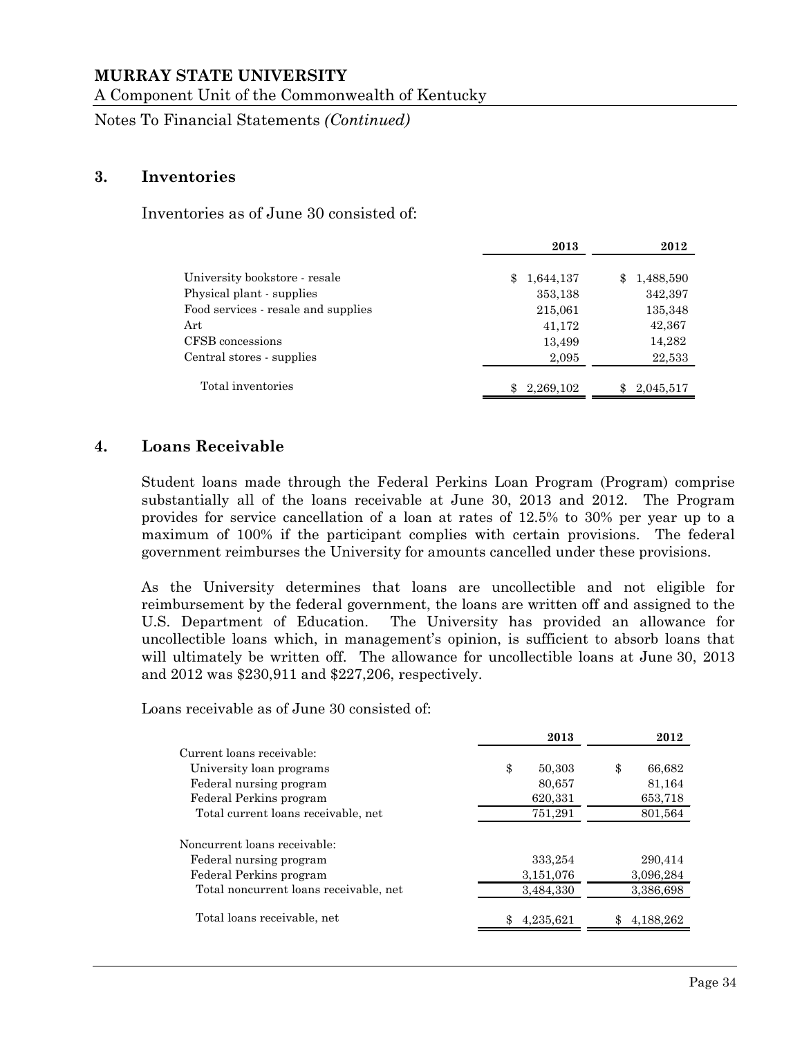## 3. Inventories

Inventories as of June 30 consisted of:

| | 2013 | 2012 |
|---|---|---|
| University bookstore - resale | $ 1,644,137 | $ 1,488,590 |
| Physical plant - supplies | 353,138 | 342,397 |
| Food services - resale and supplies | 215,061 | 135,348 |
| Art | 41,172 | 42,367 |
| CFSB concessions | 13,499 | 14,282 |
| Central stores - supplies | 2,095 | 22,533 |
| Total inventories | $ 2,269,102 | $ 2,045,517 |

## 4. Loans Receivable

Student loans made through the Federal Perkins Loan Program (Program) comprise substantially all of the loans receivable at June 30, 2013 and 2012. The Program provides for service cancellation of a loan at rates of 12.5% to 30% per year up to a maximum of 100% if the participant complies with certain provisions. The federal government reimburses the University for amounts cancelled under these provisions.

As the University determines that loans are uncollectible and not eligible for reimbursement by the federal government, the loans are written off and assigned to the U.S. Department of Education. The University has provided an allowance for uncollectible loans which, in management's opinion, is sufficient to absorb loans that will ultimately be written off. The allowance for uncollectible loans at June 30, 2013 and 2012 was $230,911 and $227,206, respectively.

Loans receivable as of June 30 consisted of:

| | 2013 | 2012 |
|---|---|---|
| Current loans receivable: | | |
| University loan programs | $ 50,303 | $ 66,682 |
| Federal nursing program | 80,657 | 81,164 |
| Federal Perkins program | 620,331 | 653,718 |
| Total current loans receivable, net | 751,291 | 801,564 |
| Noncurrent loans receivable: | | |
| Federal nursing program | 333,254 | 290,414 |
| Federal Perkins program | 3,151,076 | 3,096,284 |
| Total noncurrent loans receivable, net | 3,484,330 | 3,386,698 |
| Total loans receivable, net | $ 4,235,621 | $ 4,188,262 |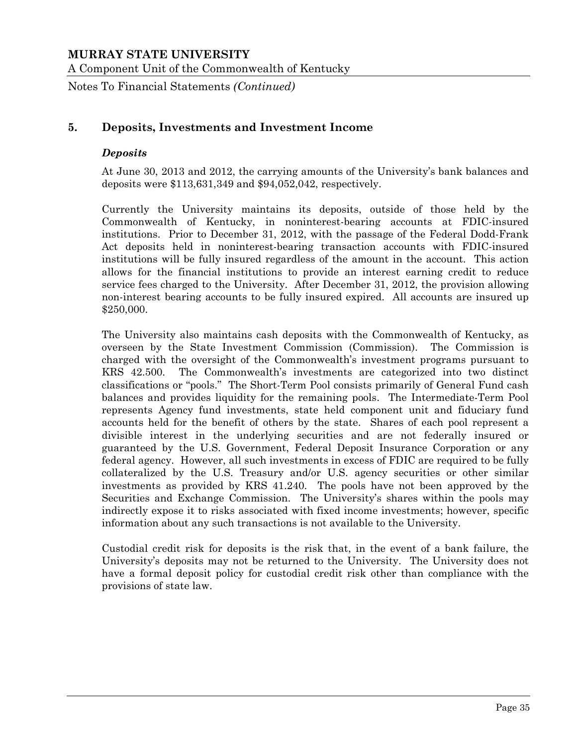## 5. Deposits, Investments and Investment Income

### *Deposits*

At June 30, 2013 and 2012, the carrying amounts of the University's bank balances and deposits were $113,631,349 and $94,052,042, respectively.

Currently the University maintains its deposits, outside of those held by the Commonwealth of Kentucky, in noninterest-bearing accounts at FDIC-insured institutions. Prior to December 31, 2012, with the passage of the Federal Dodd-Frank Act deposits held in noninterest-bearing transaction accounts with FDIC-insured institutions will be fully insured regardless of the amount in the account. This action allows for the financial institutions to provide an interest earning credit to reduce service fees charged to the University. After December 31, 2012, the provision allowing non-interest bearing accounts to be fully insured expired. All accounts are insured up $250,000.

The University also maintains cash deposits with the Commonwealth of Kentucky, as overseen by the State Investment Commission (Commission). The Commission is charged with the oversight of the Commonwealth's investment programs pursuant to KRS 42.500. The Commonwealth's investments are categorized into two distinct classifications or "pools." The Short-Term Pool consists primarily of General Fund cash balances and provides liquidity for the remaining pools. The Intermediate-Term Pool represents Agency fund investments, state held component unit and fiduciary fund accounts held for the benefit of others by the state. Shares of each pool represent a divisible interest in the underlying securities and are not federally insured or guaranteed by the U.S. Government, Federal Deposit Insurance Corporation or any federal agency. However, all such investments in excess of FDIC are required to be fully collateralized by the U.S. Treasury and/or U.S. agency securities or other similar investments as provided by KRS 41.240. The pools have not been approved by the Securities and Exchange Commission. The University's shares within the pools may indirectly expose it to risks associated with fixed income investments; however, specific information about any such transactions is not available to the University.

Custodial credit risk for deposits is the risk that, in the event of a bank failure, the University's deposits may not be returned to the University. The University does not have a formal deposit policy for custodial credit risk other than compliance with the provisions of state law.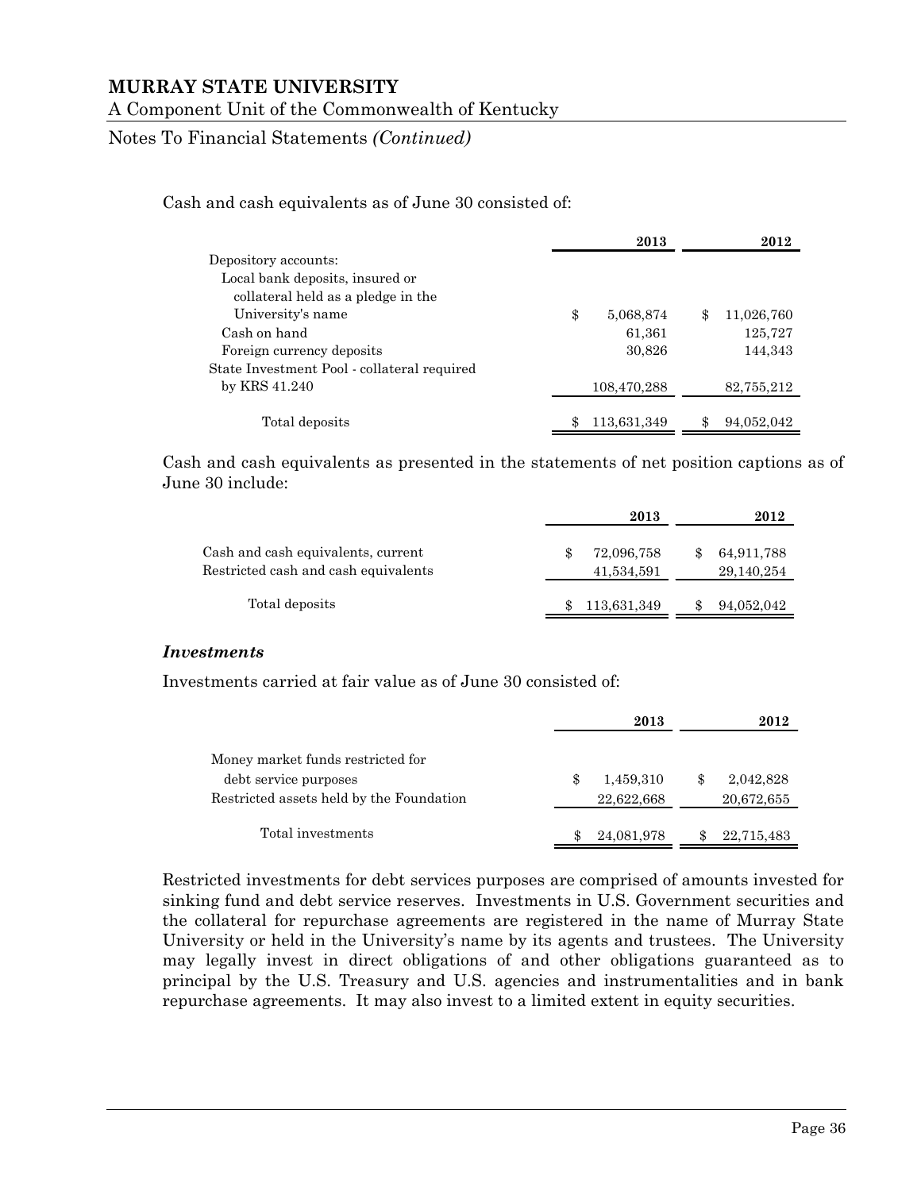Cash and cash equivalents as of June 30 consisted of:

| | 2013 | 2012 |
|---|---|---|
| Depository accounts: | | |
| Local bank deposits, insured or collateral held as a pledge in the University's name | $ 5,068,874 | $ 11,026,760 |
| Cash on hand | 61,361 | 125,727 |
| Foreign currency deposits | 30,826 | 144,343 |
| State Investment Pool - collateral required by KRS 41.240 | 108,470,288 | 82,755,212 |
| Total deposits | $ 113,631,349 | $ 94,052,042 |

Cash and cash equivalents as presented in the statements of net position captions as of June 30 include:

| | 2013 | 2012 |
|---|---|---|
| Cash and cash equivalents, current | $ 72,096,758 | $ 64,911,788 |
| Restricted cash and cash equivalents | 41,534,591 | 29,140,254 |
| Total deposits | $ 113,631,349 | $ 94,052,042 |

### *Investments*

Investments carried at fair value as of June 30 consisted of:

| | 2013 | 2012 |
|---|---|---|
| Money market funds restricted for debt service purposes | $ 1,459,310 | $ 2,042,828 |
| Restricted assets held by the Foundation | 22,622,668 | 20,672,655 |
| Total investments | $ 24,081,978 | $ 22,715,483 |

Restricted investments for debt services purposes are comprised of amounts invested for sinking fund and debt service reserves. Investments in U.S. Government securities and the collateral for repurchase agreements are registered in the name of Murray State University or held in the University's name by its agents and trustees. The University may legally invest in direct obligations of and other obligations guaranteed as to principal by the U.S. Treasury and U.S. agencies and instrumentalities and in bank repurchase agreements. It may also invest to a limited extent in equity securities.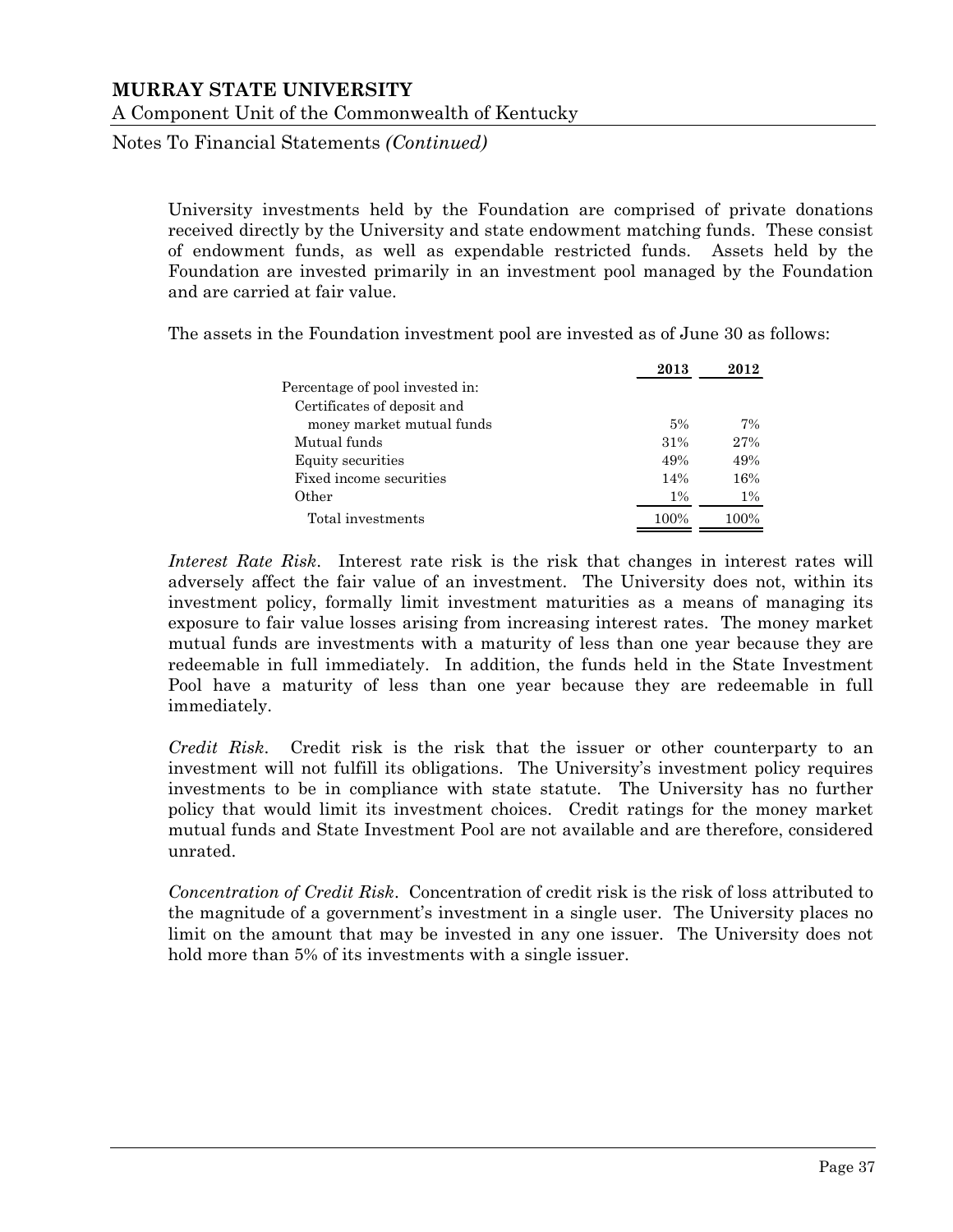University investments held by the Foundation are comprised of private donations received directly by the University and state endowment matching funds. These consist of endowment funds, as well as expendable restricted funds. Assets held by the Foundation are invested primarily in an investment pool managed by the Foundation and are carried at fair value.

The assets in the Foundation investment pool are invested as of June 30 as follows:

| | 2013 | 2012 |
|---|---|---|
| Percentage of pool invested in: | | |
| Certificates of deposit and money market mutual funds | 5% | 7% |
| Mutual funds | 31% | 27% |
| Equity securities | 49% | 49% |
| Fixed income securities | 14% | 16% |
| Other | 1% | 1% |
| Total investments | 100% | 100% |

*Interest Rate Risk*. Interest rate risk is the risk that changes in interest rates will adversely affect the fair value of an investment. The University does not, within its investment policy, formally limit investment maturities as a means of managing its exposure to fair value losses arising from increasing interest rates. The money market mutual funds are investments with a maturity of less than one year because they are redeemable in full immediately. In addition, the funds held in the State Investment Pool have a maturity of less than one year because they are redeemable in full immediately.

*Credit Risk*. Credit risk is the risk that the issuer or other counterparty to an investment will not fulfill its obligations. The University's investment policy requires investments to be in compliance with state statute. The University has no further policy that would limit its investment choices. Credit ratings for the money market mutual funds and State Investment Pool are not available and are therefore, considered unrated.

*Concentration of Credit Risk*. Concentration of credit risk is the risk of loss attributed to the magnitude of a government's investment in a single user. The University places no limit on the amount that may be invested in any one issuer. The University does not hold more than 5% of its investments with a single issuer.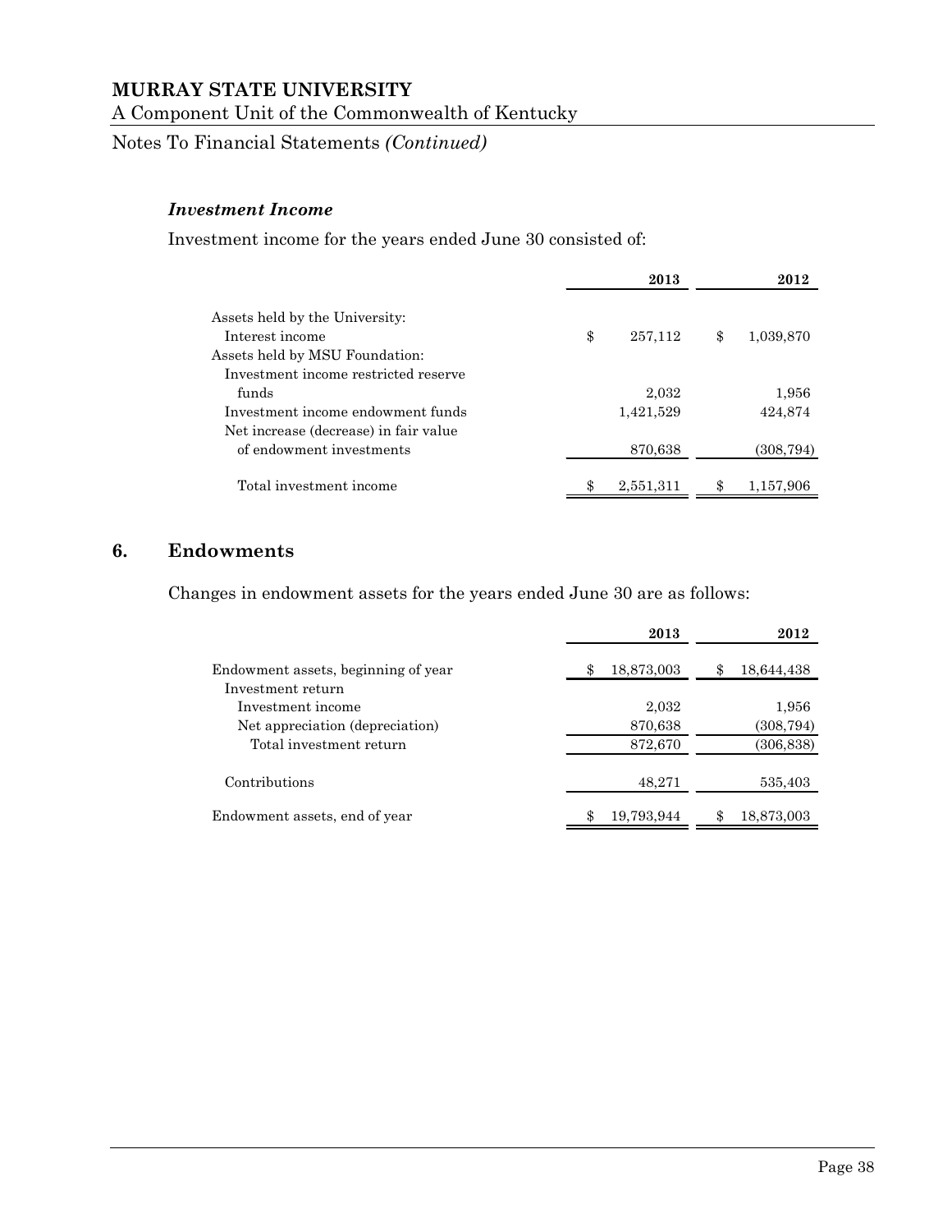### *Investment Income*

Investment income for the years ended June 30 consisted of:

| | 2013 | 2012 |
|---|---|---|
| Assets held by the University: | | |
| Interest income | $ 257,112 | $ 1,039,870 |
| Assets held by MSU Foundation: | | |
| Investment income restricted reserve funds | 2,032 | 1,956 |
| Investment income endowment funds | 1,421,529 | 424,874 |
| Net increase (decrease) in fair value of endowment investments | 870,638 | (308,794) |
| Total investment income | $ 2,551,311 | $ 1,157,906 |

## 6. Endowments

Changes in endowment assets for the years ended June 30 are as follows:

| | 2013 | 2012 |
|---|---|---|
| Endowment assets, beginning of year | $ 18,873,003 | $ 18,644,438 |
| Investment return | | |
| Investment income | 2,032 | 1,956 |
| Net appreciation (depreciation) | 870,638 | (308,794) |
| Total investment return | 872,670 | (306,838) |
| Contributions | 48,271 | 535,403 |
| Endowment assets, end of year | $ 19,793,944 | $ 18,873,003 |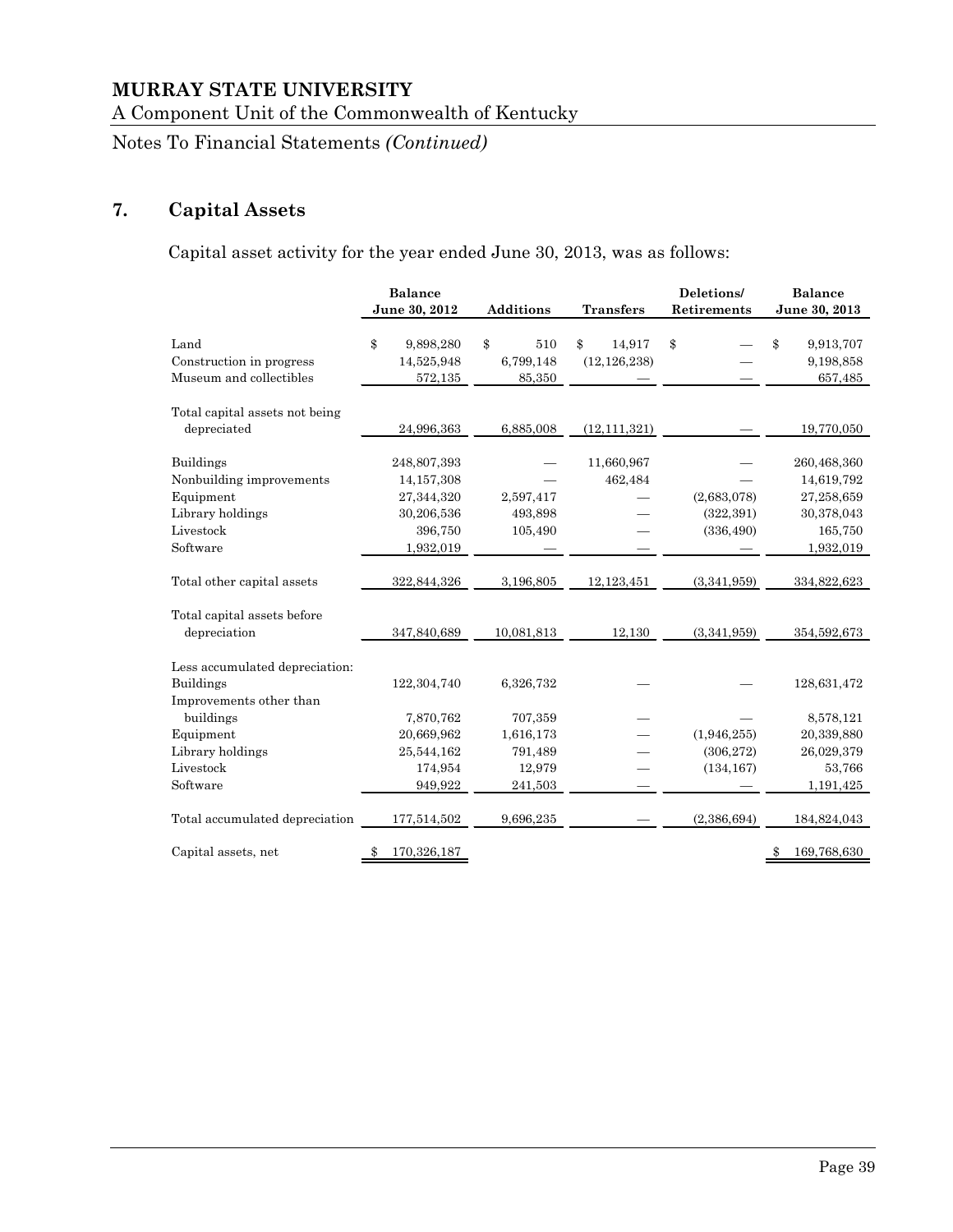# MURRAY STATE UNIVERSITY

A Component Unit of the Commonwealth of Kentucky

Notes To Financial Statements *(Continued)*

## 7. Capital Assets

Capital asset activity for the year ended June 30, 2013, was as follows:

| | Balance June 30, 2012 | Additions | Transfers | Deletions/ Retirements | Balance June 30, 2013 |
|---|---|---|---|---|---|
| Land | $ 9,898,280 | $ 510 | $ 14,917 | $ — | $ 9,913,707 |
| Construction in progress | 14,525,948 | 6,799,148 | (12,126,238) | — | 9,198,858 |
| Museum and collectibles | 572,135 | 85,350 | — | — | 657,485 |
| Total capital assets not being depreciated | 24,996,363 | 6,885,008 | (12,111,321) | — | 19,770,050 |
| Buildings | 248,807,393 | — | 11,660,967 | — | 260,468,360 |
| Nonbuilding improvements | 14,157,308 | — | 462,484 | — | 14,619,792 |
| Equipment | 27,344,320 | 2,597,417 | — | (2,683,078) | 27,258,659 |
| Library holdings | 30,206,536 | 493,898 | — | (322,391) | 30,378,043 |
| Livestock | 396,750 | 105,490 | — | (336,490) | 165,750 |
| Software | 1,932,019 | — | — | — | 1,932,019 |
| Total other capital assets | 322,844,326 | 3,196,805 | 12,123,451 | (3,341,959) | 334,822,623 |
| Total capital assets before depreciation | 347,840,689 | 10,081,813 | 12,130 | (3,341,959) | 354,592,673 |
| Less accumulated depreciation: | | | | | |
| Buildings | 122,304,740 | 6,326,732 | — | — | 128,631,472 |
| Improvements other than buildings | 7,870,762 | 707,359 | — | — | 8,578,121 |
| Equipment | 20,669,962 | 1,616,173 | — | (1,946,255) | 20,339,880 |
| Library holdings | 25,544,162 | 791,489 | — | (306,272) | 26,029,379 |
| Livestock | 174,954 | 12,979 | — | (134,167) | 53,766 |
| Software | 949,922 | 241,503 | — | — | 1,191,425 |
| Total accumulated depreciation | 177,514,502 | 9,696,235 | — | (2,386,694) | 184,824,043 |
| Capital assets, net | $ 170,326,187 | | | | $ 169,768,630 |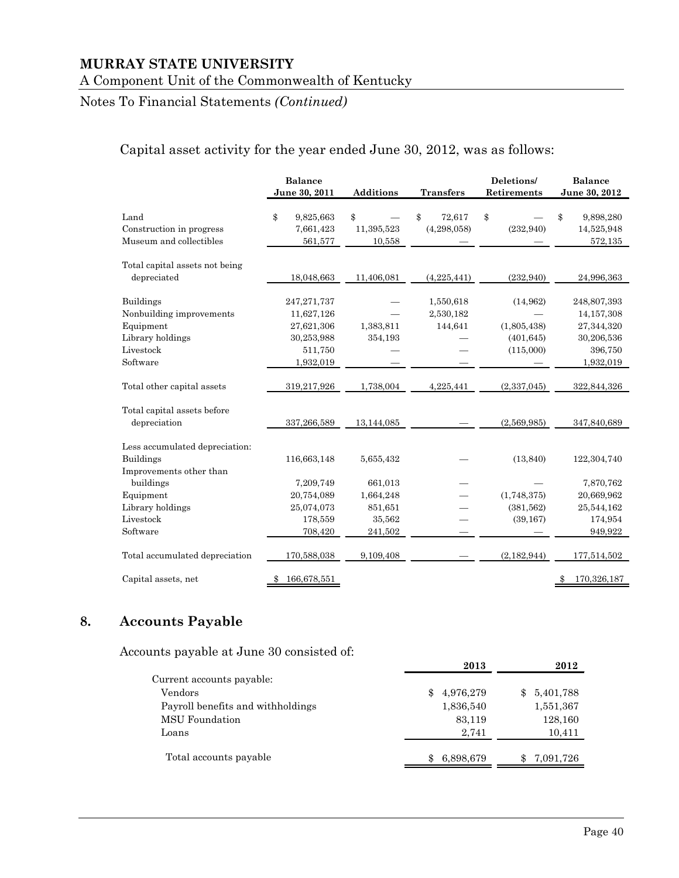# MURRAY STATE UNIVERSITY

A Component Unit of the Commonwealth of Kentucky

Notes To Financial Statements *(Continued)*

Capital asset activity for the year ended June 30, 2012, was as follows:

| | Balance June 30, 2011 | Additions | Transfers | Deletions/ Retirements | Balance June 30, 2012 |
|---|---|---|---|---|---|
| Land | $ 9,825,663 | $ — | $ 72,617 | $ — | $ 9,898,280 |
| Construction in progress | 7,661,423 | 11,395,523 | (4,298,058) | (232,940) | 14,525,948 |
| Museum and collectibles | 561,577 | 10,558 | — | — | 572,135 |
| Total capital assets not being depreciated | 18,048,663 | 11,406,081 | (4,225,441) | (232,940) | 24,996,363 |
| Buildings | 247,271,737 | — | 1,550,618 | (14,962) | 248,807,393 |
| Nonbuilding improvements | 11,627,126 | — | 2,530,182 | — | 14,157,308 |
| Equipment | 27,621,306 | 1,383,811 | 144,641 | (1,805,438) | 27,344,320 |
| Library holdings | 30,253,988 | 354,193 | — | (401,645) | 30,206,536 |
| Livestock | 511,750 | — | — | (115,000) | 396,750 |
| Software | 1,932,019 | — | — | — | 1,932,019 |
| Total other capital assets | 319,217,926 | 1,738,004 | 4,225,441 | (2,337,045) | 322,844,326 |
| Total capital assets before depreciation | 337,266,589 | 13,144,085 | — | (2,569,985) | 347,840,689 |
| Less accumulated depreciation: | | | | | |
| Buildings | 116,663,148 | 5,655,432 | — | (13,840) | 122,304,740 |
| Improvements other than buildings | 7,209,749 | 661,013 | — | — | 7,870,762 |
| Equipment | 20,754,089 | 1,664,248 | — | (1,748,375) | 20,669,962 |
| Library holdings | 25,074,073 | 851,651 | — | (381,562) | 25,544,162 |
| Livestock | 178,559 | 35,562 | — | (39,167) | 174,954 |
| Software | 708,420 | 241,502 | — | — | 949,922 |
| Total accumulated depreciation | 170,588,038 | 9,109,408 | — | (2,182,944) | 177,514,502 |
| Capital assets, net | $ 166,678,551 | | | | $ 170,326,187 |

## 8. Accounts Payable

Accounts payable at June 30 consisted of:

| | 2013 | 2012 |
|---|---|---|
| Current accounts payable: | | |
| Vendors | $ 4,976,279 | $ 5,401,788 |
| Payroll benefits and withholdings | 1,836,540 | 1,551,367 |
| MSU Foundation | 83,119 | 128,160 |
| Loans | 2,741 | 10,411 |
| Total accounts payable | $ 6,898,679 | $ 7,091,726 |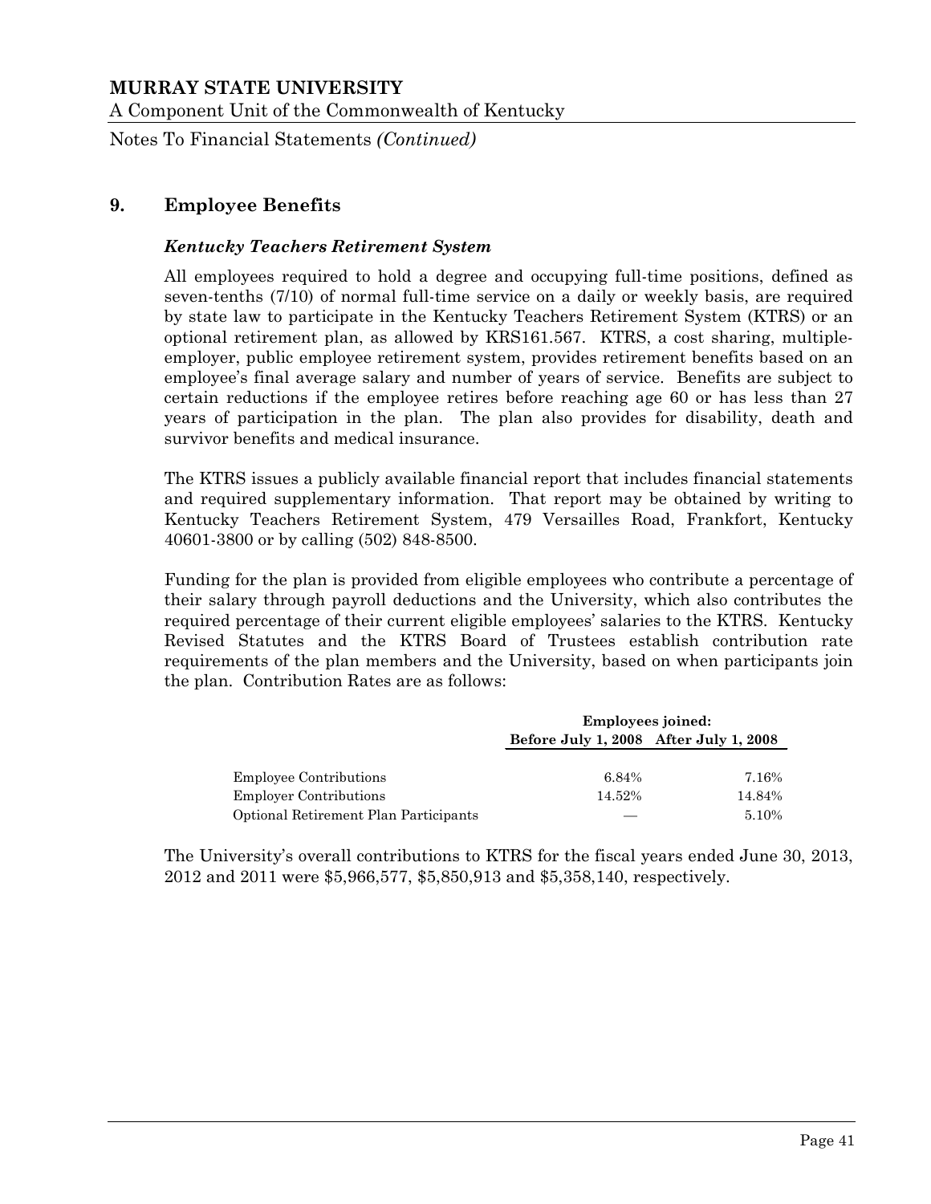## 9. Employee Benefits

### *Kentucky Teachers Retirement System*

All employees required to hold a degree and occupying full-time positions, defined as seven-tenths (7/10) of normal full-time service on a daily or weekly basis, are required by state law to participate in the Kentucky Teachers Retirement System (KTRS) or an optional retirement plan, as allowed by KRS161.567. KTRS, a cost sharing, multiple-employer, public employee retirement system, provides retirement benefits based on an employee's final average salary and number of years of service. Benefits are subject to certain reductions if the employee retires before reaching age 60 or has less than 27 years of participation in the plan. The plan also provides for disability, death and survivor benefits and medical insurance.

The KTRS issues a publicly available financial report that includes financial statements and required supplementary information. That report may be obtained by writing to Kentucky Teachers Retirement System, 479 Versailles Road, Frankfort, Kentucky 40601-3800 or by calling (502) 848-8500.

Funding for the plan is provided from eligible employees who contribute a percentage of their salary through payroll deductions and the University, which also contributes the required percentage of their current eligible employees' salaries to the KTRS. Kentucky Revised Statutes and the KTRS Board of Trustees establish contribution rate requirements of the plan members and the University, based on when participants join the plan. Contribution Rates are as follows:

| | **Employees joined:** | |
|---|---|---|
| | **Before July 1, 2008** | **After July 1, 2008** |
| Employee Contributions | 6.84% | 7.16% |
| Employer Contributions | 14.52% | 14.84% |
| Optional Retirement Plan Participants | — | 5.10% |

The University's overall contributions to KTRS for the fiscal years ended June 30, 2013, 2012 and 2011 were $5,966,577, $5,850,913 and $5,358,140, respectively.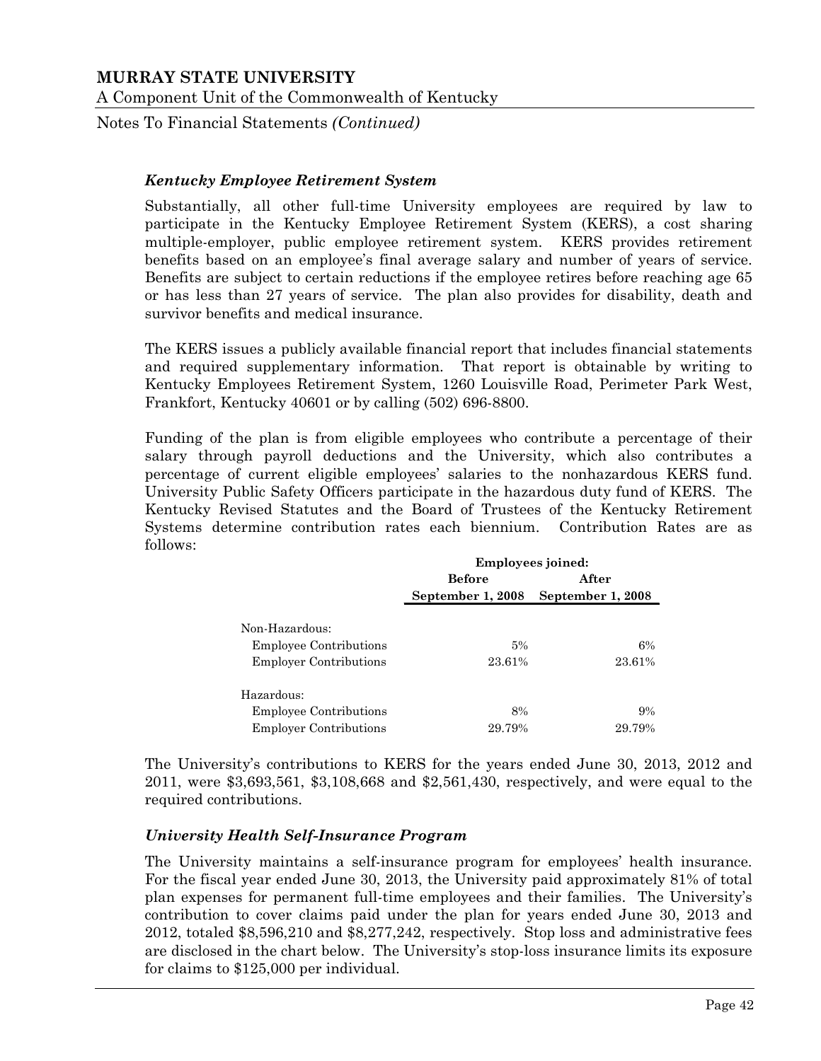### *Kentucky Employee Retirement System*

Substantially, all other full-time University employees are required by law to participate in the Kentucky Employee Retirement System (KERS), a cost sharing multiple-employer, public employee retirement system. KERS provides retirement benefits based on an employee's final average salary and number of years of service. Benefits are subject to certain reductions if the employee retires before reaching age 65 or has less than 27 years of service. The plan also provides for disability, death and survivor benefits and medical insurance.

The KERS issues a publicly available financial report that includes financial statements and required supplementary information. That report is obtainable by writing to Kentucky Employees Retirement System, 1260 Louisville Road, Perimeter Park West, Frankfort, Kentucky 40601 or by calling (502) 696-8800.

Funding of the plan is from eligible employees who contribute a percentage of their salary through payroll deductions and the University, which also contributes a percentage of current eligible employees' salaries to the nonhazardous KERS fund. University Public Safety Officers participate in the hazardous duty fund of KERS. The Kentucky Revised Statutes and the Board of Trustees of the Kentucky Retirement Systems determine contribution rates each biennium. Contribution Rates are as follows:

| | **Employees joined:** | |
|---|---|---|
| | **Before September 1, 2008** | **After September 1, 2008** |
| Non-Hazardous: | | |
| Employee Contributions | 5% | 6% |
| Employer Contributions | 23.61% | 23.61% |
| Hazardous: | | |
| Employee Contributions | 8% | 9% |
| Employer Contributions | 29.79% | 29.79% |

The University's contributions to KERS for the years ended June 30, 2013, 2012 and 2011, were $3,693,561, $3,108,668 and $2,561,430, respectively, and were equal to the required contributions.

### *University Health Self-Insurance Program*

The University maintains a self-insurance program for employees' health insurance. For the fiscal year ended June 30, 2013, the University paid approximately 81% of total plan expenses for permanent full-time employees and their families. The University's contribution to cover claims paid under the plan for years ended June 30, 2013 and 2012, totaled $8,596,210 and $8,277,242, respectively. Stop loss and administrative fees are disclosed in the chart below. The University's stop-loss insurance limits its exposure for claims to $125,000 per individual.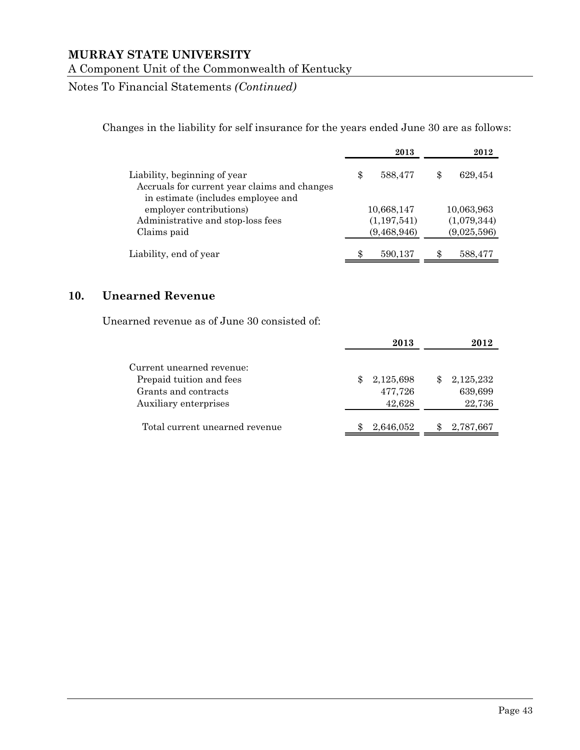Changes in the liability for self insurance for the years ended June 30 are as follows:

| | 2013 | 2012 |
|---|---|---|
| Liability, beginning of year | $ 588,477 | $ 629,454 |
| Accruals for current year claims and changes in estimate (includes employee and employer contributions) | 10,668,147 | 10,063,963 |
| Administrative and stop-loss fees | (1,197,541) | (1,079,344) |
| Claims paid | (9,468,946) | (9,025,596) |
| Liability, end of year | $ 590,137 | $ 588,477 |

## 10. Unearned Revenue

Unearned revenue as of June 30 consisted of:

| | 2013 | 2012 |
|---|---|---|
| Current unearned revenue: | | |
| Prepaid tuition and fees | $ 2,125,698 | $ 2,125,232 |
| Grants and contracts | 477,726 | 639,699 |
| Auxiliary enterprises | 42,628 | 22,736 |
| Total current unearned revenue | $ 2,646,052 | $ 2,787,667 |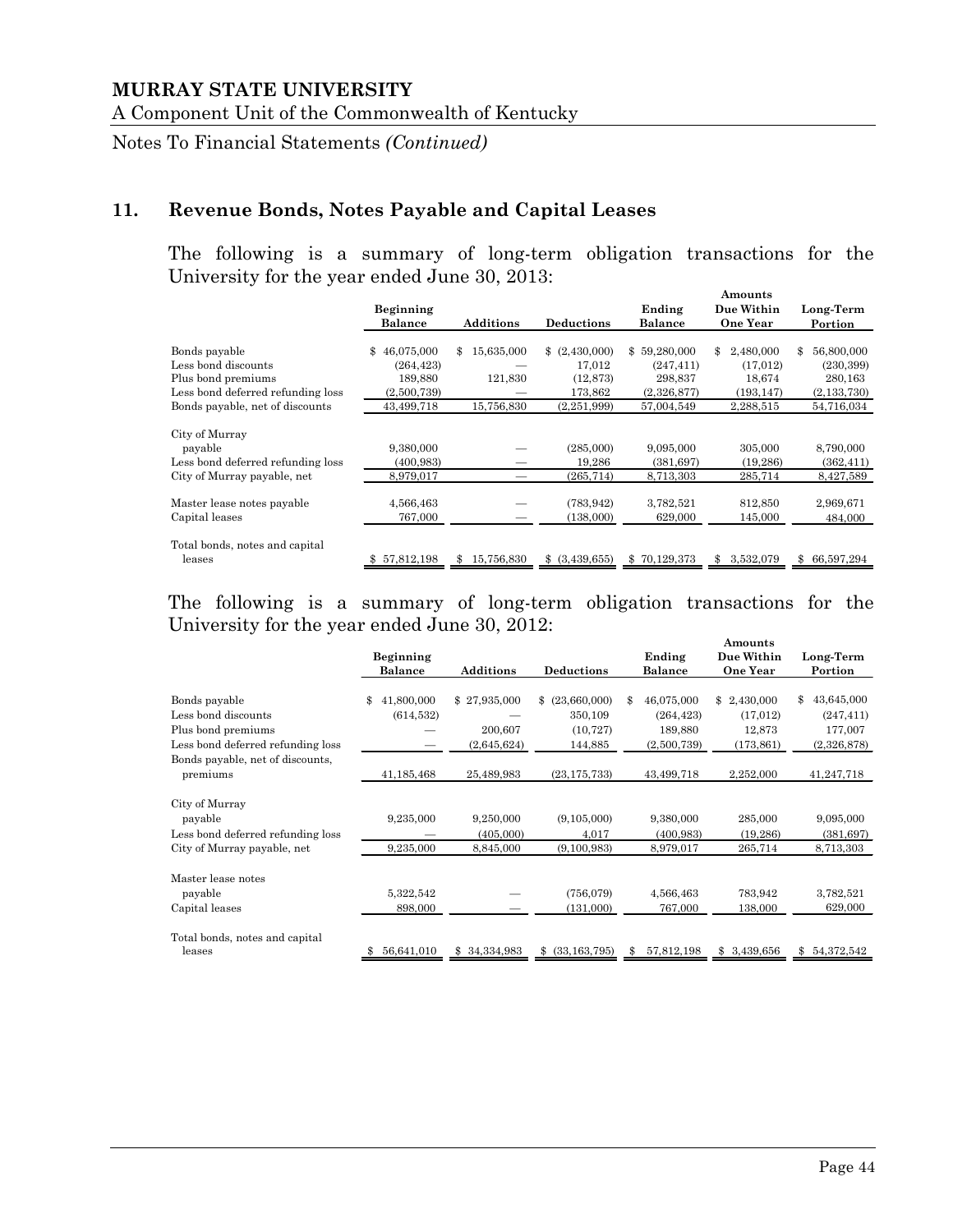# MURRAY STATE UNIVERSITY

A Component Unit of the Commonwealth of Kentucky

Notes To Financial Statements *(Continued)*

## 11. Revenue Bonds, Notes Payable and Capital Leases

The following is a summary of long-term obligation transactions for the University for the year ended June 30, 2013:

| | Beginning Balance | Additions | Deductions | Ending Balance | Amounts Due Within One Year | Long-Term Portion |
|---|---|---|---|---|---|---|
| Bonds payable | $ 46,075,000 | $ 15,635,000 | $ (2,430,000) | $ 59,280,000 | $ 2,480,000 | $ 56,800,000 |
| Less bond discounts | (264,423) | — | 17,012 | (247,411) | (17,012) | (230,399) |
| Plus bond premiums | 189,880 | 121,830 | (12,873) | 298,837 | 18,674 | 280,163 |
| Less bond deferred refunding loss | (2,500,739) | — | 173,862 | (2,326,877) | (193,147) | (2,133,730) |
| Bonds payable, net of discounts | 43,499,718 | 15,756,830 | (2,251,999) | 57,004,549 | 2,288,515 | 54,716,034 |
| City of Murray payable | 9,380,000 | — | (285,000) | 9,095,000 | 305,000 | 8,790,000 |
| Less bond deferred refunding loss | (400,983) | — | 19,286 | (381,697) | (19,286) | (362,411) |
| City of Murray payable, net | 8,979,017 | — | (265,714) | 8,713,303 | 285,714 | 8,427,589 |
| Master lease notes payable | 4,566,463 | — | (783,942) | 3,782,521 | 812,850 | 2,969,671 |
| Capital leases | 767,000 | — | (138,000) | 629,000 | 145,000 | 484,000 |
| Total bonds, notes and capital leases | $ 57,812,198 | $ 15,756,830 | $ (3,439,655) | $ 70,129,373 | $ 3,532,079 | $ 66,597,294 |

The following is a summary of long-term obligation transactions for the University for the year ended June 30, 2012:

| | Beginning Balance | Additions | Deductions | Ending Balance | Amounts Due Within One Year | Long-Term Portion |
|---|---|---|---|---|---|---|
| Bonds payable | $ 41,800,000 | $ 27,935,000 | $ (23,660,000) | $ 46,075,000 | $ 2,430,000 | $ 43,645,000 |
| Less bond discounts | (614,532) | — | 350,109 | (264,423) | (17,012) | (247,411) |
| Plus bond premiums | — | 200,607 | (10,727) | 189,880 | 12,873 | 177,007 |
| Less bond deferred refunding loss | — | (2,645,624) | 144,885 | (2,500,739) | (173,861) | (2,326,878) |
| Bonds payable, net of discounts, premiums | 41,185,468 | 25,489,983 | (23,175,733) | 43,499,718 | 2,252,000 | 41,247,718 |
| City of Murray payable | 9,235,000 | 9,250,000 | (9,105,000) | 9,380,000 | 285,000 | 9,095,000 |
| Less bond deferred refunding loss | — | (405,000) | 4,017 | (400,983) | (19,286) | (381,697) |
| City of Murray payable, net | 9,235,000 | 8,845,000 | (9,100,983) | 8,979,017 | 265,714 | 8,713,303 |
| Master lease notes payable | 5,322,542 | — | (756,079) | 4,566,463 | 783,942 | 3,782,521 |
| Capital leases | 898,000 | — | (131,000) | 767,000 | 138,000 | 629,000 |
| Total bonds, notes and capital leases | $ 56,641,010 | $ 34,334,983 | $ (33,163,795) | $ 57,812,198 | $ 3,439,656 | $ 54,372,542 |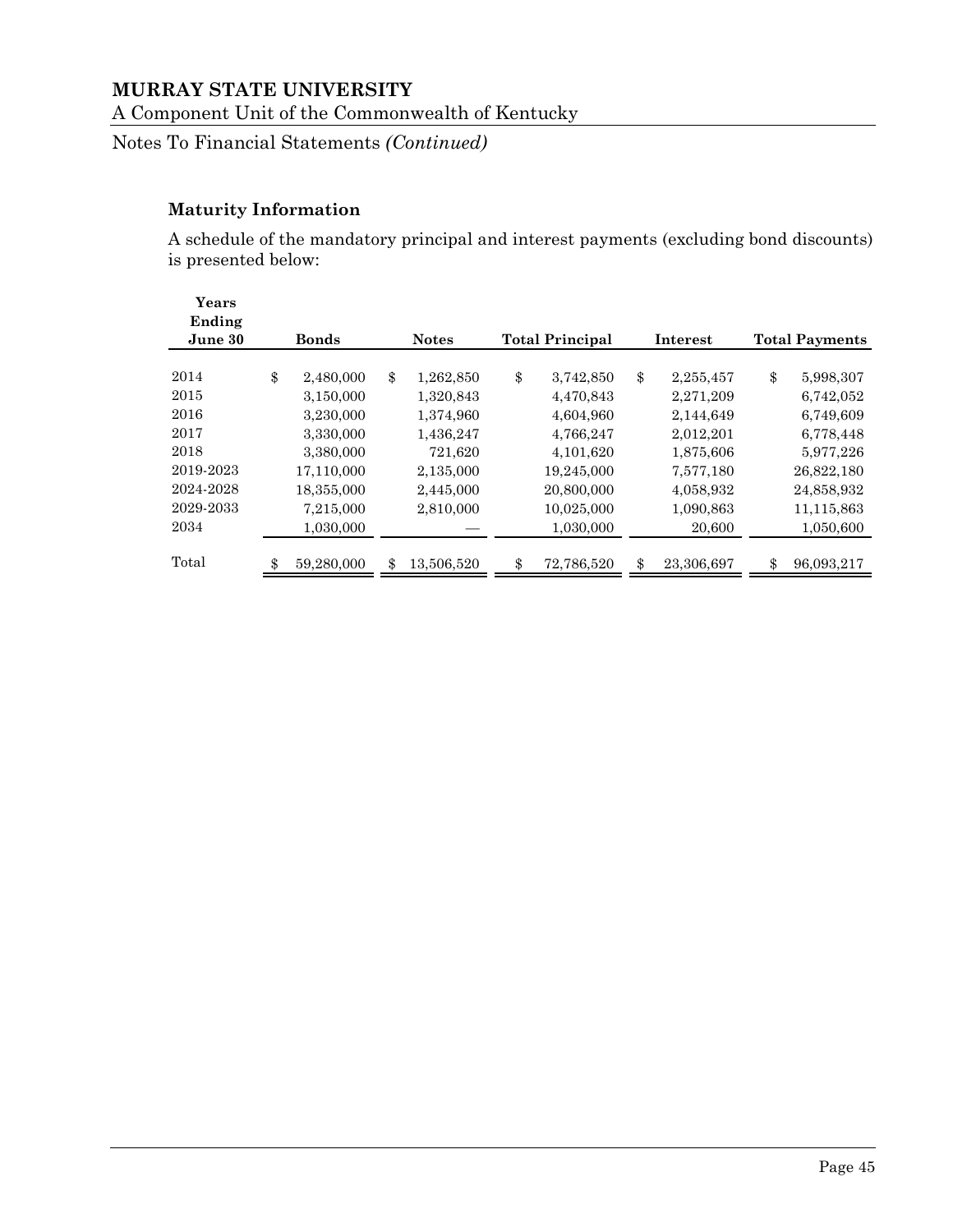### Maturity Information

A schedule of the mandatory principal and interest payments (excluding bond discounts) is presented below:

| Years Ending June 30 | Bonds | Notes | Total Principal | Interest | Total Payments |
|---|---|---|---|---|---|
| 2014 | $ 2,480,000 | $ 1,262,850 | $ 3,742,850 | $ 2,255,457 | $ 5,998,307 |
| 2015 | 3,150,000 | 1,320,843 | 4,470,843 | 2,271,209 | 6,742,052 |
| 2016 | 3,230,000 | 1,374,960 | 4,604,960 | 2,144,649 | 6,749,609 |
| 2017 | 3,330,000 | 1,436,247 | 4,766,247 | 2,012,201 | 6,778,448 |
| 2018 | 3,380,000 | 721,620 | 4,101,620 | 1,875,606 | 5,977,226 |
| 2019-2023 | 17,110,000 | 2,135,000 | 19,245,000 | 7,577,180 | 26,822,180 |
| 2024-2028 | 18,355,000 | 2,445,000 | 20,800,000 | 4,058,932 | 24,858,932 |
| 2029-2033 | 7,215,000 | 2,810,000 | 10,025,000 | 1,090,863 | 11,115,863 |
| 2034 | 1,030,000 | — | 1,030,000 | 20,600 | 1,050,600 |
| Total | $ 59,280,000 | $ 13,506,520 | $ 72,786,520 | $ 23,306,697 | $ 96,093,217 |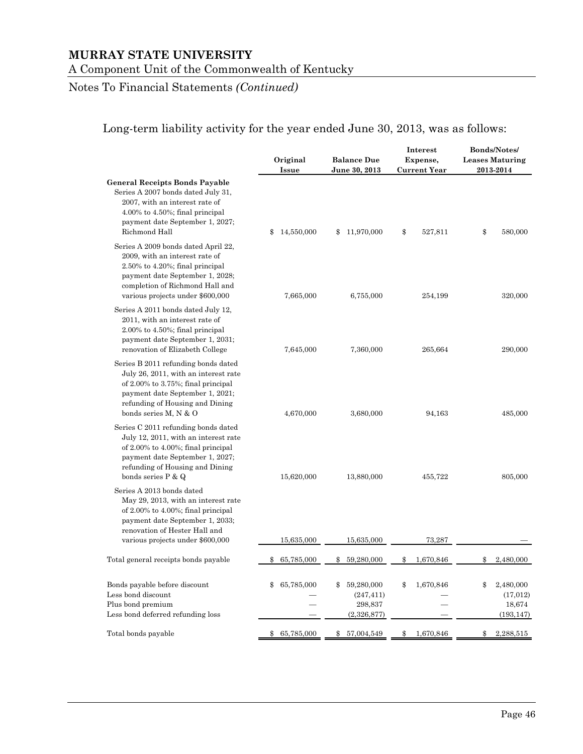# MURRAY STATE UNIVERSITY

A Component Unit of the Commonwealth of Kentucky

Notes To Financial Statements *(Continued)*

Long-term liability activity for the year ended June 30, 2013, was as follows:

| | Original Issue | Balance Due June 30, 2013 | Interest Expense, Current Year | Bonds/Notes/ Leases Maturing 2013-2014 |
|---|---|---|---|---|
| **General Receipts Bonds Payable** | | | | |
| Series A 2007 bonds dated July 31, 2007, with an interest rate of 4.00% to 4.50%; final principal payment date September 1, 2027; Richmond Hall | $ 14,550,000 | $ 11,970,000 | $ 527,811 | $ 580,000 |
| Series A 2009 bonds dated April 22, 2009, with an interest rate of 2.50% to 4.20%; final principal payment date September 1, 2028; completion of Richmond Hall and various projects under $600,000 | 7,665,000 | 6,755,000 | 254,199 | 320,000 |
| Series A 2011 bonds dated July 12, 2011, with an interest rate of 2.00% to 4.50%; final principal payment date September 1, 2031; renovation of Elizabeth College | 7,645,000 | 7,360,000 | 265,664 | 290,000 |
| Series B 2011 refunding bonds dated July 26, 2011, with an interest rate of 2.00% to 3.75%; final principal payment date September 1, 2021; refunding of Housing and Dining bonds series M, N & O | 4,670,000 | 3,680,000 | 94,163 | 485,000 |
| Series C 2011 refunding bonds dated July 12, 2011, with an interest rate of 2.00% to 4.00%; final principal payment date September 1, 2027; refunding of Housing and Dining bonds series P & Q | 15,620,000 | 13,880,000 | 455,722 | 805,000 |
| Series A 2013 bonds dated May 29, 2013, with an interest rate of 2.00% to 4.00%; final principal payment date September 1, 2033; renovation of Hester Hall and various projects under $600,000 | 15,635,000 | 15,635,000 | 73,287 | — |
| Total general receipts bonds payable | $ 65,785,000 | $ 59,280,000 | $ 1,670,846 | $ 2,480,000 |
| Bonds payable before discount | $ 65,785,000 | $ 59,280,000 | $ 1,670,846 | $ 2,480,000 |
| Less bond discount | — | (247,411) | — | (17,012) |
| Plus bond premium | — | 298,837 | — | 18,674 |
| Less bond deferred refunding loss | — | (2,326,877) | — | (193,147) |
| Total bonds payable | $ 65,785,000 | $ 57,004,549 | $ 1,670,846 | $ 2,288,515 |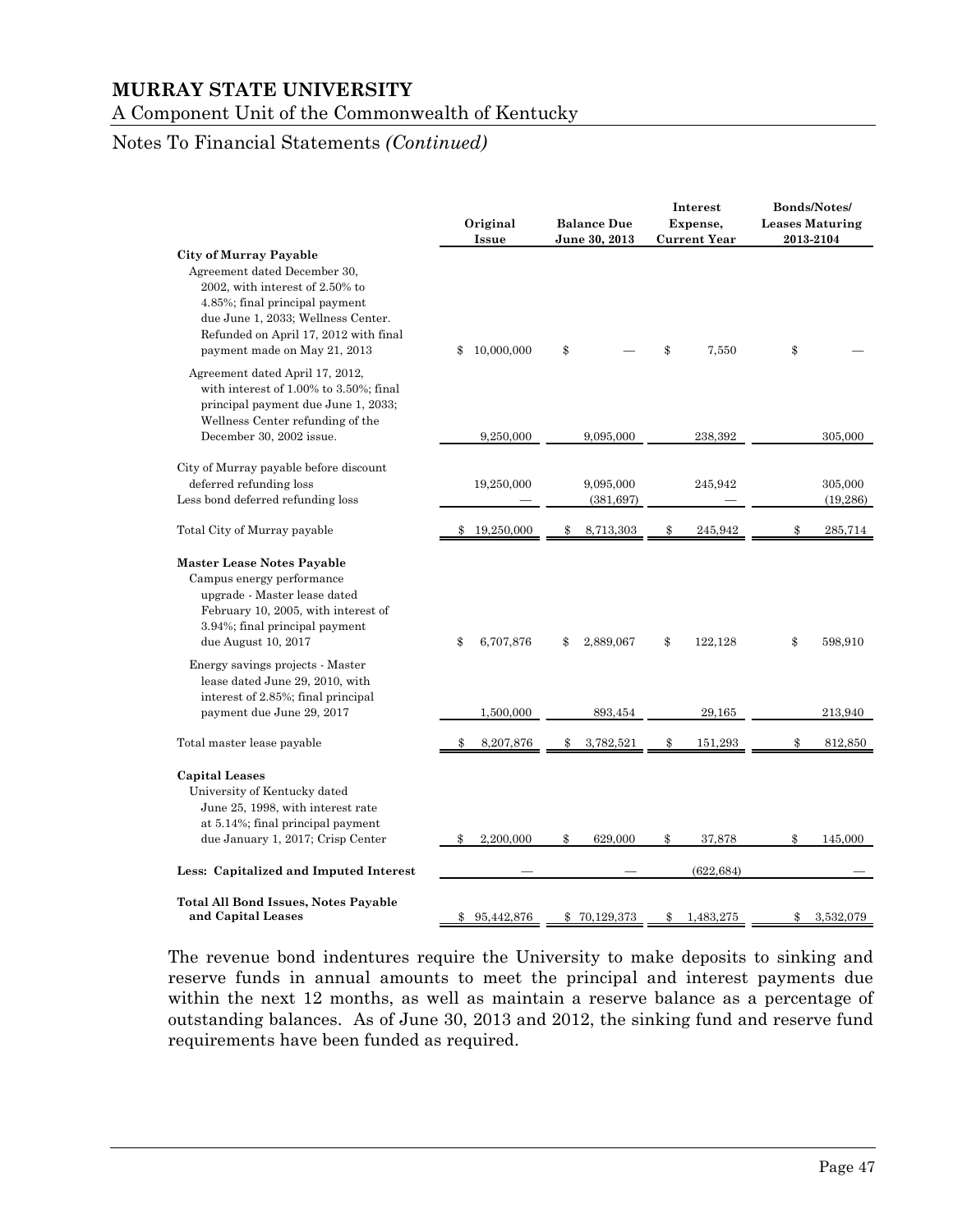| | Original Issue | Balance Due June 30, 2013 | Interest Expense, Current Year | Bonds/Notes/ Leases Maturing 2013-2104 |
|---|---|---|---|---|
| **City of Murray Payable** | | | | |
| Agreement dated December 30, 2002, with interest of 2.50% to 4.85%; final principal payment due June 1, 2033; Wellness Center. Refunded on April 17, 2012 with final payment made on May 21, 2013 | $ 10,000,000 | $ — | $ 7,550 | $ — |
| Agreement dated April 17, 2012, with interest of 1.00% to 3.50%; final principal payment due June 1, 2033; Wellness Center refunding of the December 30, 2002 issue. | 9,250,000 | 9,095,000 | 238,392 | 305,000 |
| City of Murray payable before discount deferred refunding loss | 19,250,000 | 9,095,000 | 245,942 | 305,000 |
| Less bond deferred refunding loss | — | (381,697) | — | (19,286) |
| Total City of Murray payable | $ 19,250,000 | $ 8,713,303 | $ 245,942 | $ 285,714 |
| **Master Lease Notes Payable** | | | | |
| Campus energy performance upgrade - Master lease dated February 10, 2005, with interest of 3.94%; final principal payment due August 10, 2017 | $ 6,707,876 | $ 2,889,067 | $ 122,128 | $ 598,910 |
| Energy savings projects - Master lease dated June 29, 2010, with interest of 2.85%; final principal payment due June 29, 2017 | 1,500,000 | 893,454 | 29,165 | 213,940 |
| Total master lease payable | $ 8,207,876 | $ 3,782,521 | $ 151,293 | $ 812,850 |
| **Capital Leases** | | | | |
| University of Kentucky dated June 25, 1998, with interest rate at 5.14%; final principal payment due January 1, 2017; Crisp Center | $ 2,200,000 | $ 629,000 | $ 37,878 | $ 145,000 |
| **Less: Capitalized and Imputed Interest** | — | — | (622,684) | — |
| **Total All Bond Issues, Notes Payable and Capital Leases** | $ 95,442,876 | $ 70,129,373 | $ 1,483,275 | $ 3,532,079 |

The revenue bond indentures require the University to make deposits to sinking and reserve funds in annual amounts to meet the principal and interest payments due within the next 12 months, as well as maintain a reserve balance as a percentage of outstanding balances. As of June 30, 2013 and 2012, the sinking fund and reserve fund requirements have been funded as required.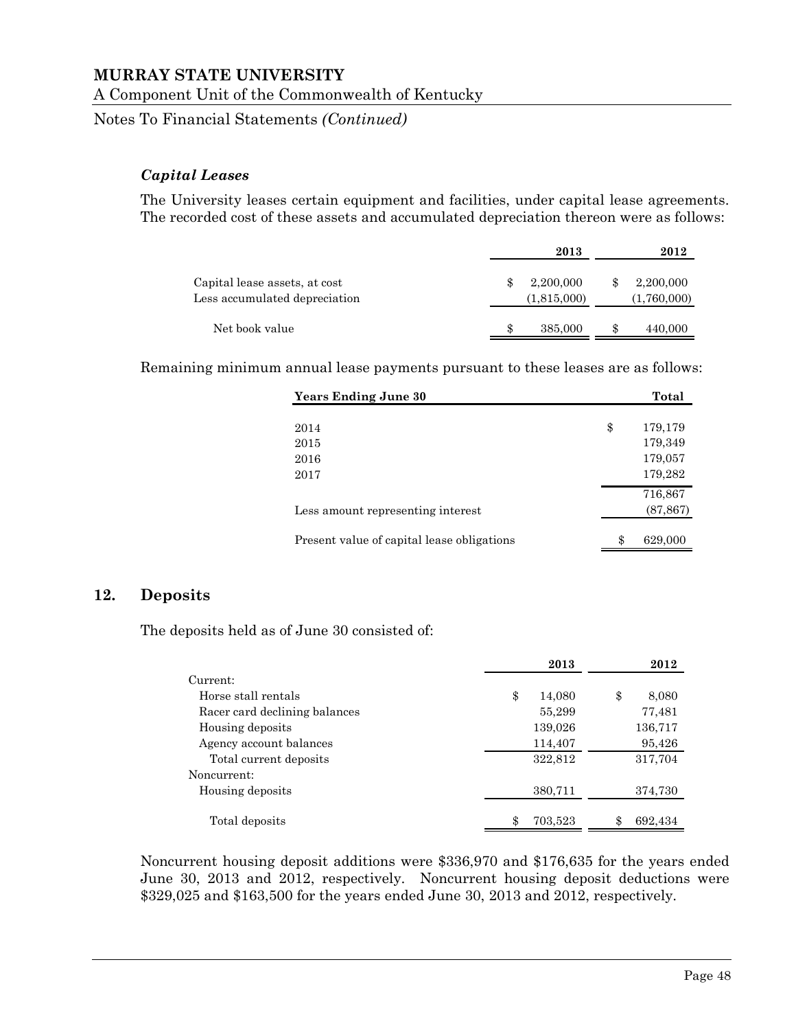### *Capital Leases*

The University leases certain equipment and facilities, under capital lease agreements. The recorded cost of these assets and accumulated depreciation thereon were as follows:

| | 2013 | 2012 |
|---|---|---|
| Capital lease assets, at cost | $ 2,200,000 | $ 2,200,000 |
| Less accumulated depreciation | (1,815,000) | (1,760,000) |
| Net book value | $ 385,000 | $ 440,000 |

Remaining minimum annual lease payments pursuant to these leases are as follows:

| Years Ending June 30 | Total |
|---|---|
| 2014 | $ 179,179 |
| 2015 | 179,349 |
| 2016 | 179,057 |
| 2017 | 179,282 |
| | 716,867 |
| Less amount representing interest | (87,867) |
| Present value of capital lease obligations | $ 629,000 |

## 12. Deposits

The deposits held as of June 30 consisted of:

| | 2013 | 2012 |
|---|---|---|
| Current: | | |
| Horse stall rentals | $ 14,080 | $ 8,080 |
| Racer card declining balances | 55,299 | 77,481 |
| Housing deposits | 139,026 | 136,717 |
| Agency account balances | 114,407 | 95,426 |
| Total current deposits | 322,812 | 317,704 |
| Noncurrent: | | |
| Housing deposits | 380,711 | 374,730 |
| Total deposits | $ 703,523 | $ 692,434 |

Noncurrent housing deposit additions were $336,970 and $176,635 for the years ended June 30, 2013 and 2012, respectively. Noncurrent housing deposit deductions were $329,025 and $163,500 for the years ended June 30, 2013 and 2012, respectively.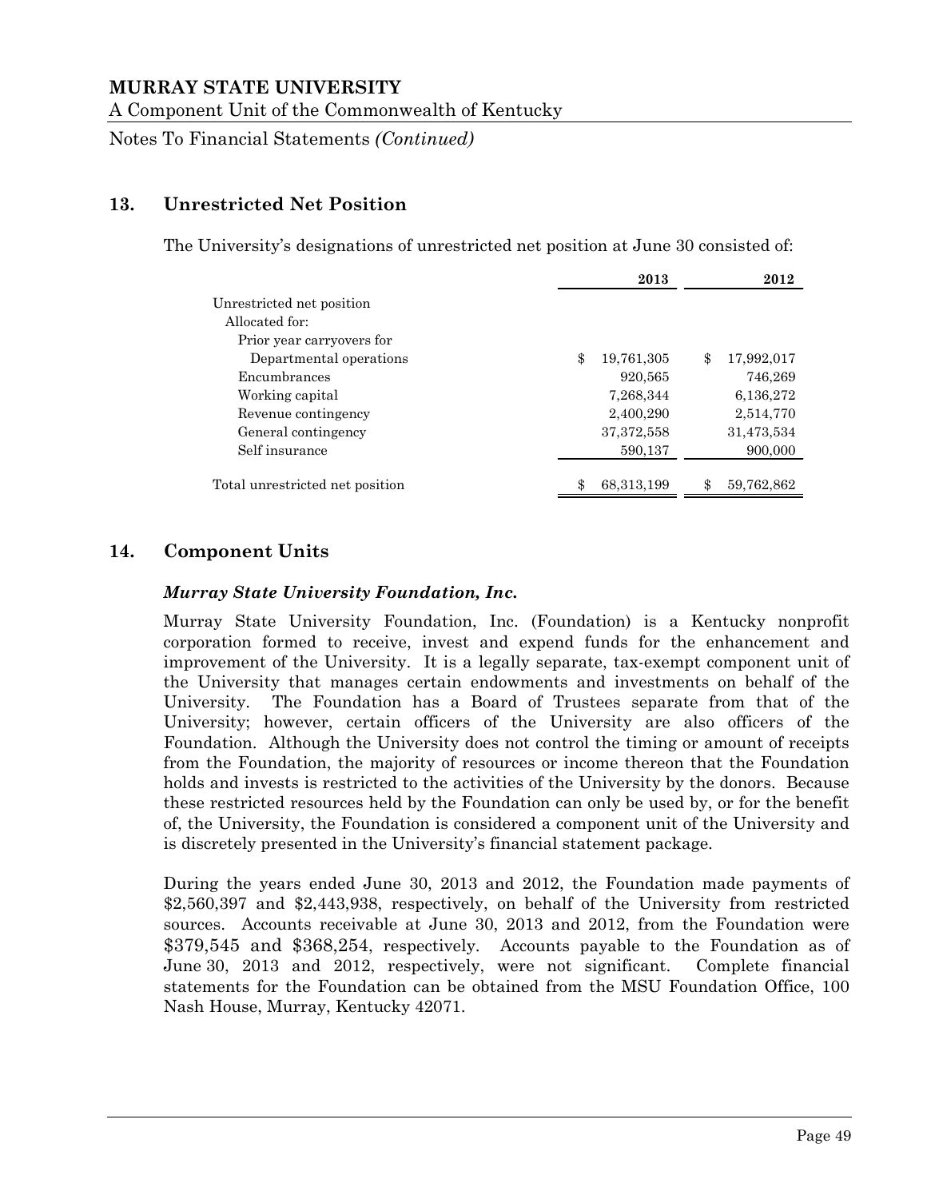## 13. Unrestricted Net Position

The University's designations of unrestricted net position at June 30 consisted of:

| | 2013 | 2012 |
|---|---|---|
| Unrestricted net position | | |
| Allocated for: | | |
| Prior year carryovers for | | |
| Departmental operations | $ 19,761,305 | $ 17,992,017 |
| Encumbrances | 920,565 | 746,269 |
| Working capital | 7,268,344 | 6,136,272 |
| Revenue contingency | 2,400,290 | 2,514,770 |
| General contingency | 37,372,558 | 31,473,534 |
| Self insurance | 590,137 | 900,000 |
| Total unrestricted net position | $ 68,313,199 | $ 59,762,862 |

## 14. Component Units

### *Murray State University Foundation, Inc.*

Murray State University Foundation, Inc. (Foundation) is a Kentucky nonprofit corporation formed to receive, invest and expend funds for the enhancement and improvement of the University. It is a legally separate, tax-exempt component unit of the University that manages certain endowments and investments on behalf of the University. The Foundation has a Board of Trustees separate from that of the University; however, certain officers of the University are also officers of the Foundation. Although the University does not control the timing or amount of receipts from the Foundation, the majority of resources or income thereon that the Foundation holds and invests is restricted to the activities of the University by the donors. Because these restricted resources held by the Foundation can only be used by, or for the benefit of, the University, the Foundation is considered a component unit of the University and is discretely presented in the University's financial statement package.

During the years ended June 30, 2013 and 2012, the Foundation made payments of $2,560,397 and $2,443,938, respectively, on behalf of the University from restricted sources. Accounts receivable at June 30, 2013 and 2012, from the Foundation were $379,545 and $368,254, respectively. Accounts payable to the Foundation as of June 30, 2013 and 2012, respectively, were not significant. Complete financial statements for the Foundation can be obtained from the MSU Foundation Office, 100 Nash House, Murray, Kentucky 42071.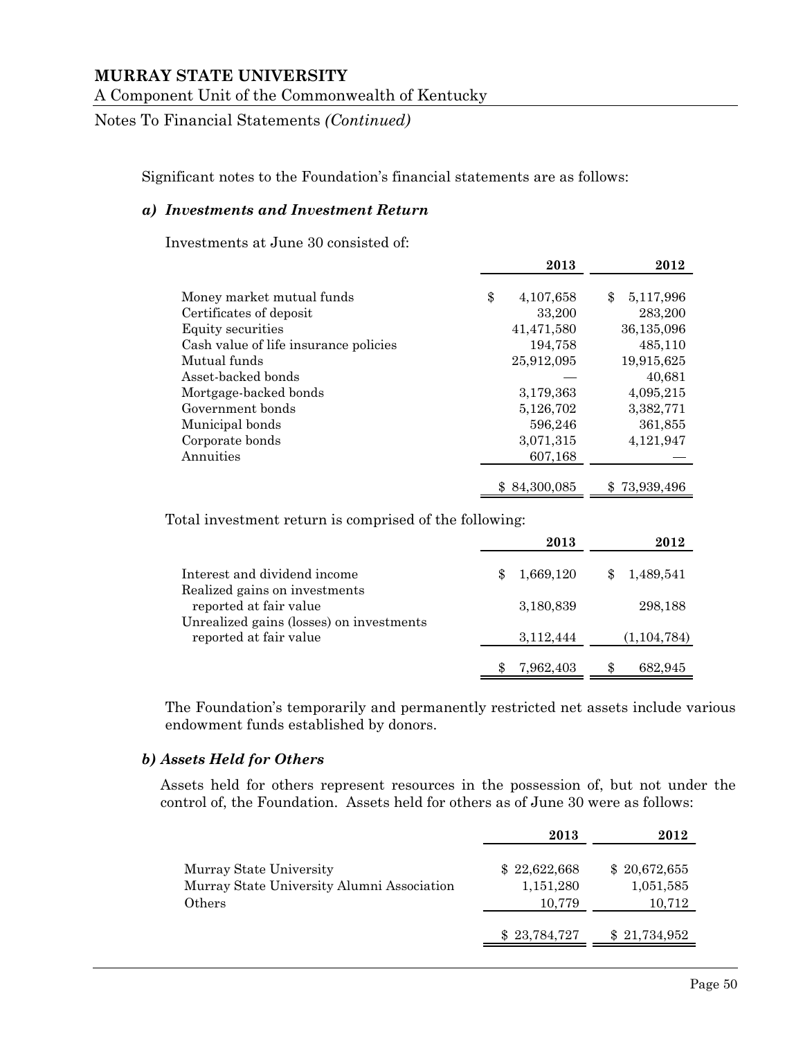# MURRAY STATE UNIVERSITY

A Component Unit of the Commonwealth of Kentucky

Notes To Financial Statements *(Continued)*

Significant notes to the Foundation's financial statements are as follows:

### *a) Investments and Investment Return*

Investments at June 30 consisted of:

| | 2013 | 2012 |
|---|---|---|
| Money market mutual funds | $ 4,107,658 | $ 5,117,996 |
| Certificates of deposit | 33,200 | 283,200 |
| Equity securities | 41,471,580 | 36,135,096 |
| Cash value of life insurance policies | 194,758 | 485,110 |
| Mutual funds | 25,912,095 | 19,915,625 |
| Asset-backed bonds | — | 40,681 |
| Mortgage-backed bonds | 3,179,363 | 4,095,215 |
| Government bonds | 5,126,702 | 3,382,771 |
| Municipal bonds | 596,246 | 361,855 |
| Corporate bonds | 3,071,315 | 4,121,947 |
| Annuities | 607,168 | — |
| | $ 84,300,085 | $ 73,939,496 |

Total investment return is comprised of the following:

| | 2013 | 2012 |
|---|---|---|
| Interest and dividend income | $ 1,669,120 | $ 1,489,541 |
| Realized gains on investments reported at fair value | 3,180,839 | 298,188 |
| Unrealized gains (losses) on investments reported at fair value | 3,112,444 | (1,104,784) |
| | $ 7,962,403 | $ 682,945 |

The Foundation's temporarily and permanently restricted net assets include various endowment funds established by donors.

### *b) Assets Held for Others*

Assets held for others represent resources in the possession of, but not under the control of, the Foundation. Assets held for others as of June 30 were as follows:

| | 2013 | 2012 |
|---|---|---|
| Murray State University | $ 22,622,668 | $ 20,672,655 |
| Murray State University Alumni Association | 1,151,280 | 1,051,585 |
| Others | 10,779 | 10,712 |
| | $ 23,784,727 | $ 21,734,952 |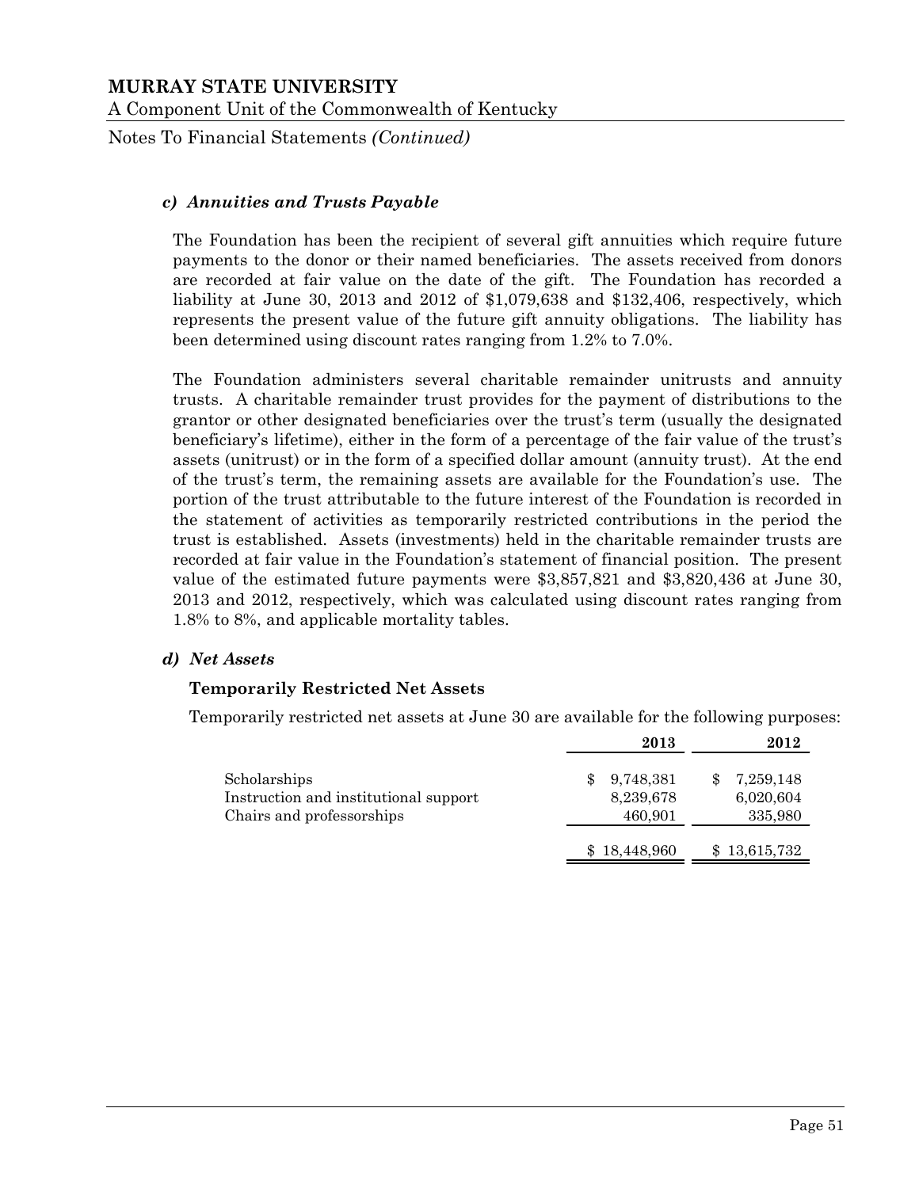### c) *Annuities and Trusts Payable*

The Foundation has been the recipient of several gift annuities which require future payments to the donor or their named beneficiaries. The assets received from donors are recorded at fair value on the date of the gift. The Foundation has recorded a liability at June 30, 2013 and 2012 of $1,079,638 and $132,406, respectively, which represents the present value of the future gift annuity obligations. The liability has been determined using discount rates ranging from 1.2% to 7.0%.

The Foundation administers several charitable remainder unitrusts and annuity trusts. A charitable remainder trust provides for the payment of distributions to the grantor or other designated beneficiaries over the trust's term (usually the designated beneficiary's lifetime), either in the form of a percentage of the fair value of the trust's assets (unitrust) or in the form of a specified dollar amount (annuity trust). At the end of the trust's term, the remaining assets are available for the Foundation's use. The portion of the trust attributable to the future interest of the Foundation is recorded in the statement of activities as temporarily restricted contributions in the period the trust is established. Assets (investments) held in the charitable remainder trusts are recorded at fair value in the Foundation's statement of financial position. The present value of the estimated future payments were $3,857,821 and $3,820,436 at June 30, 2013 and 2012, respectively, which was calculated using discount rates ranging from 1.8% to 8%, and applicable mortality tables.

### d) *Net Assets*

**Temporarily Restricted Net Assets**

Temporarily restricted net assets at June 30 are available for the following purposes:

| | 2013 | 2012 |
|---|---|---|
| Scholarships | $ 9,748,381 | $ 7,259,148 |
| Instruction and institutional support | 8,239,678 | 6,020,604 |
| Chairs and professorships | 460,901 | 335,980 |
| | $ 18,448,960 | $ 13,615,732 |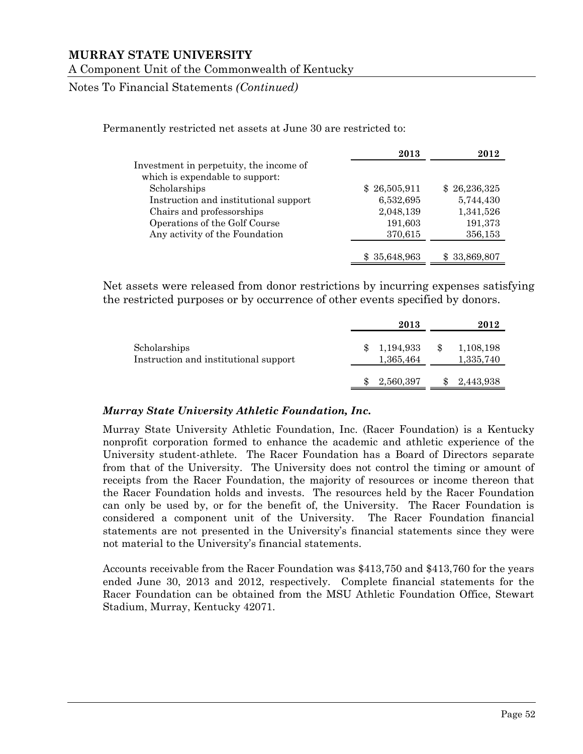Permanently restricted net assets at June 30 are restricted to:

| | 2013 | 2012 |
|---|---|---|
| Investment in perpetuity, the income of which is expendable to support: | | |
| Scholarships | $ 26,505,911 | $ 26,236,325 |
| Instruction and institutional support | 6,532,695 | 5,744,430 |
| Chairs and professorships | 2,048,139 | 1,341,526 |
| Operations of the Golf Course | 191,603 | 191,373 |
| Any activity of the Foundation | 370,615 | 356,153 |
| | $ 35,648,963 | $ 33,869,807 |

Net assets were released from donor restrictions by incurring expenses satisfying the restricted purposes or by occurrence of other events specified by donors.

| | 2013 | 2012 |
|---|---|---|
| Scholarships | $ 1,194,933 | $ 1,108,198 |
| Instruction and institutional support | 1,365,464 | 1,335,740 |
| | $ 2,560,397 | $ 2,443,938 |

***Murray State University Athletic Foundation, Inc.***

Murray State University Athletic Foundation, Inc. (Racer Foundation) is a Kentucky nonprofit corporation formed to enhance the academic and athletic experience of the University student-athlete. The Racer Foundation has a Board of Directors separate from that of the University. The University does not control the timing or amount of receipts from the Racer Foundation, the majority of resources or income thereon that the Racer Foundation holds and invests. The resources held by the Racer Foundation can only be used by, or for the benefit of, the University. The Racer Foundation is considered a component unit of the University. The Racer Foundation financial statements are not presented in the University's financial statements since they were not material to the University's financial statements.

Accounts receivable from the Racer Foundation was $413,750 and $413,760 for the years ended June 30, 2013 and 2012, respectively. Complete financial statements for the Racer Foundation can be obtained from the MSU Athletic Foundation Office, Stewart Stadium, Murray, Kentucky 42071.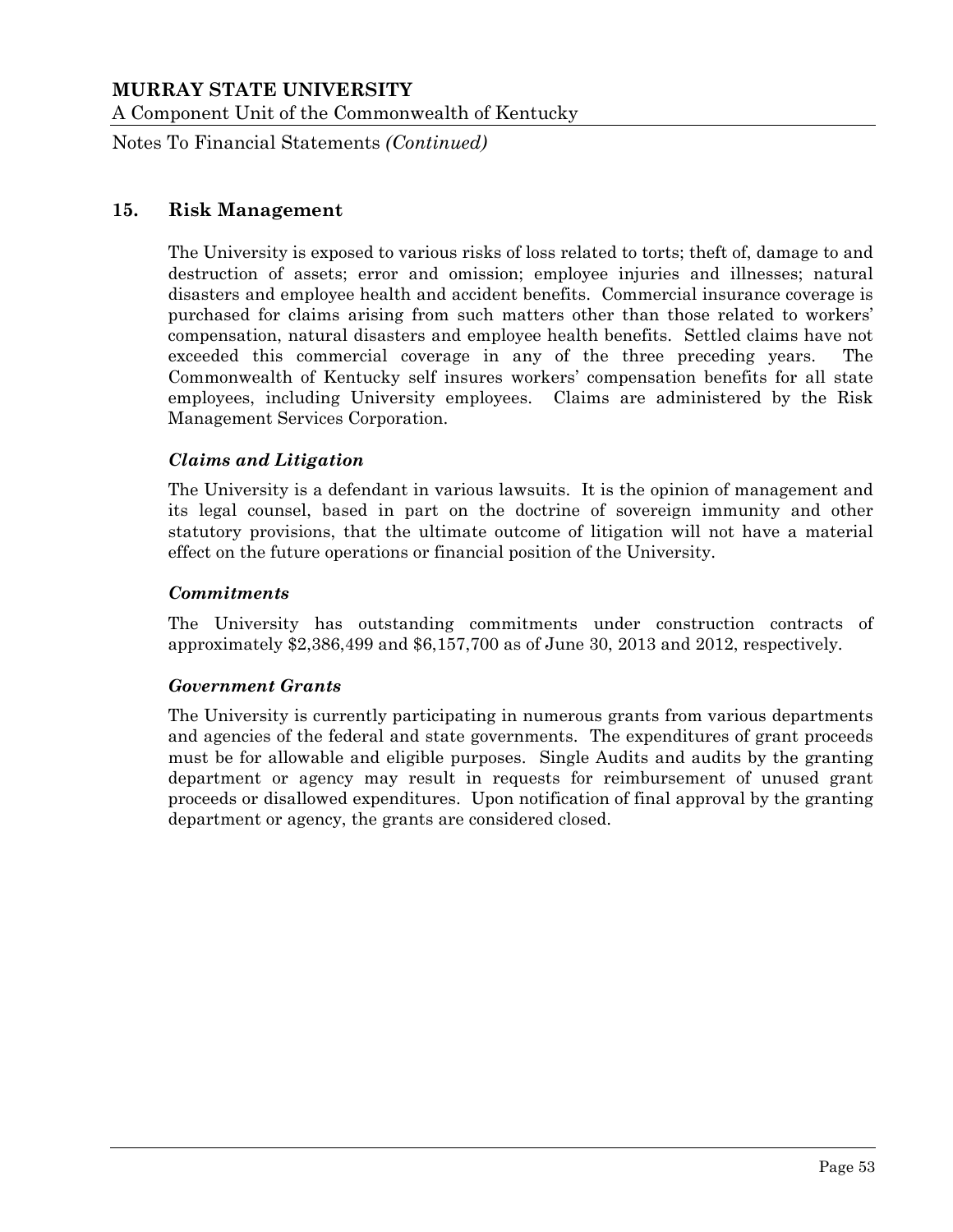## 15. Risk Management

The University is exposed to various risks of loss related to torts; theft of, damage to and destruction of assets; error and omission; employee injuries and illnesses; natural disasters and employee health and accident benefits. Commercial insurance coverage is purchased for claims arising from such matters other than those related to workers' compensation, natural disasters and employee health benefits. Settled claims have not exceeded this commercial coverage in any of the three preceding years. The Commonwealth of Kentucky self insures workers' compensation benefits for all state employees, including University employees. Claims are administered by the Risk Management Services Corporation.

### *Claims and Litigation*

The University is a defendant in various lawsuits. It is the opinion of management and its legal counsel, based in part on the doctrine of sovereign immunity and other statutory provisions, that the ultimate outcome of litigation will not have a material effect on the future operations or financial position of the University.

### *Commitments*

The University has outstanding commitments under construction contracts of approximately $2,386,499 and $6,157,700 as of June 30, 2013 and 2012, respectively.

### *Government Grants*

The University is currently participating in numerous grants from various departments and agencies of the federal and state governments. The expenditures of grant proceeds must be for allowable and eligible purposes. Single Audits and audits by the granting department or agency may result in requests for reimbursement of unused grant proceeds or disallowed expenditures. Upon notification of final approval by the granting department or agency, the grants are considered closed.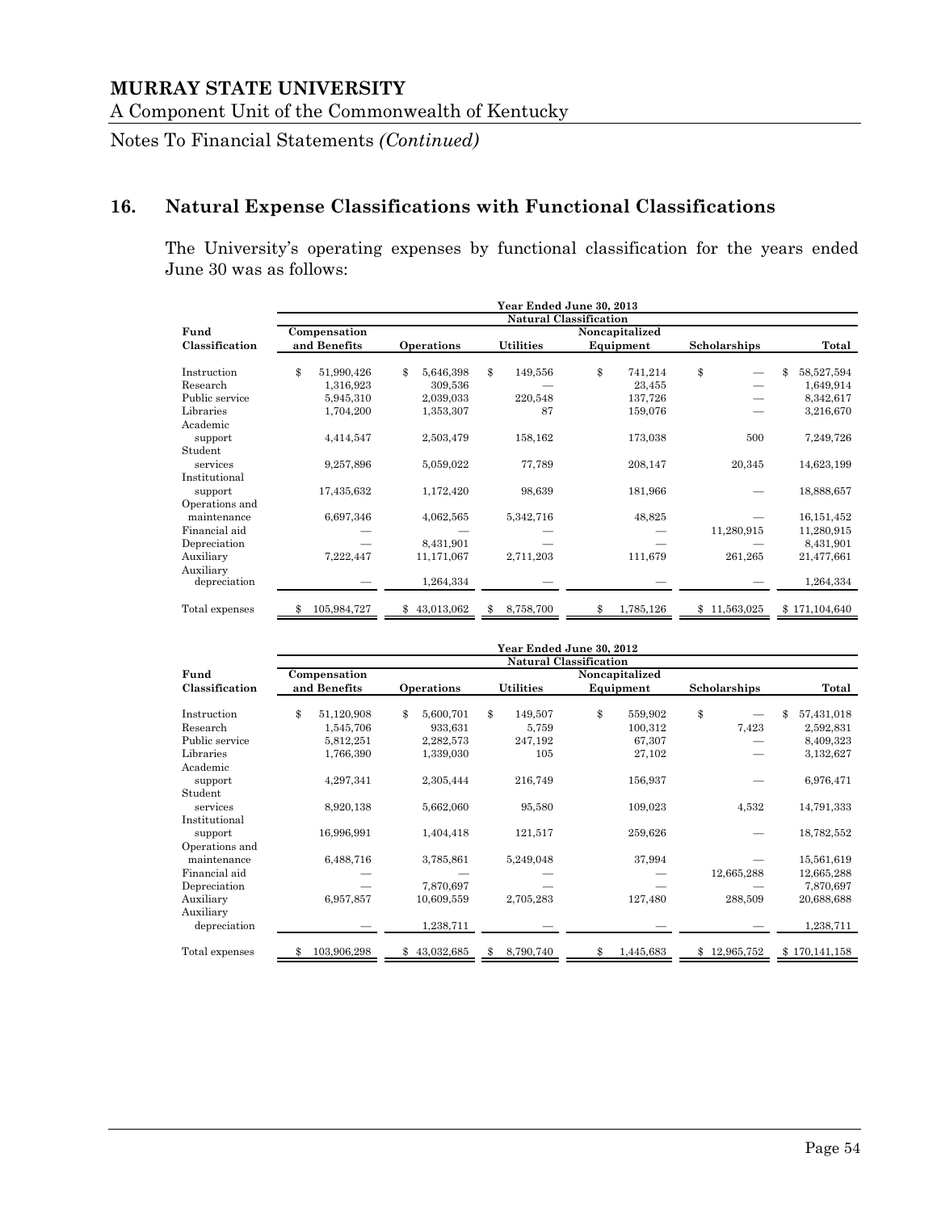# MURRAY STATE UNIVERSITY

A Component Unit of the Commonwealth of Kentucky

Notes To Financial Statements *(Continued)*

## 16. Natural Expense Classifications with Functional Classifications

The University's operating expenses by functional classification for the years ended June 30 was as follows:

| | Year Ended June 30, 2013 | | | | | |
|---|---|---|---|---|---|---|
| | Natural Classification | | | | | |
| **Fund Classification** | **Compensation and Benefits** | **Operations** | **Utilities** | **Noncapitalized Equipment** | **Scholarships** | **Total** |
| Instruction | $ 51,990,426 | $ 5,646,398 | $ 149,556 | $ 741,214 | $ — | $ 58,527,594 |
| Research | 1,316,923 | 309,536 | — | 23,455 | — | 1,649,914 |
| Public service | 5,945,310 | 2,039,033 | 220,548 | 137,726 | — | 8,342,617 |
| Libraries | 1,704,200 | 1,353,307 | 87 | 159,076 | — | 3,216,670 |
| Academic support | 4,414,547 | 2,503,479 | 158,162 | 173,038 | 500 | 7,249,726 |
| Student services | 9,257,896 | 5,059,022 | 77,789 | 208,147 | 20,345 | 14,623,199 |
| Institutional support | 17,435,632 | 1,172,420 | 98,639 | 181,966 | — | 18,888,657 |
| Operations and maintenance | 6,697,346 | 4,062,565 | 5,342,716 | 48,825 | — | 16,151,452 |
| Financial aid | — | — | — | — | 11,280,915 | 11,280,915 |
| Depreciation | — | 8,431,901 | — | — | — | 8,431,901 |
| Auxiliary | 7,222,447 | 11,171,067 | 2,711,203 | 111,679 | 261,265 | 21,477,661 |
| Auxiliary depreciation | — | 1,264,334 | — | — | — | 1,264,334 |
| Total expenses | $ 105,984,727 | $ 43,013,062 | $ 8,758,700 | $ 1,785,126 | $ 11,563,025 | $ 171,104,640 |

| | Year Ended June 30, 2012 | | | | | |
|---|---|---|---|---|---|---|
| | Natural Classification | | | | | |
| **Fund Classification** | **Compensation and Benefits** | **Operations** | **Utilities** | **Noncapitalized Equipment** | **Scholarships** | **Total** |
| Instruction | $ 51,120,908 | $ 5,600,701 | $ 149,507 | $ 559,902 | $ — | $ 57,431,018 |
| Research | 1,545,706 | 933,631 | 5,759 | 100,312 | 7,423 | 2,592,831 |
| Public service | 5,812,251 | 2,282,573 | 247,192 | 67,307 | — | 8,409,323 |
| Libraries | 1,766,390 | 1,339,030 | 105 | 27,102 | — | 3,132,627 |
| Academic support | 4,297,341 | 2,305,444 | 216,749 | 156,937 | — | 6,976,471 |
| Student services | 8,920,138 | 5,662,060 | 95,580 | 109,023 | 4,532 | 14,791,333 |
| Institutional support | 16,996,991 | 1,404,418 | 121,517 | 259,626 | — | 18,782,552 |
| Operations and maintenance | 6,488,716 | 3,785,861 | 5,249,048 | 37,994 | — | 15,561,619 |
| Financial aid | — | — | — | — | 12,665,288 | 12,665,288 |
| Depreciation | — | 7,870,697 | — | — | — | 7,870,697 |
| Auxiliary | 6,957,857 | 10,609,559 | 2,705,283 | 127,480 | 288,509 | 20,688,688 |
| Auxiliary depreciation | — | 1,238,711 | — | — | — | 1,238,711 |
| Total expenses | $ 103,906,298 | $ 43,032,685 | $ 8,790,740 | $ 1,445,683 | $ 12,965,752 | $ 170,141,158 |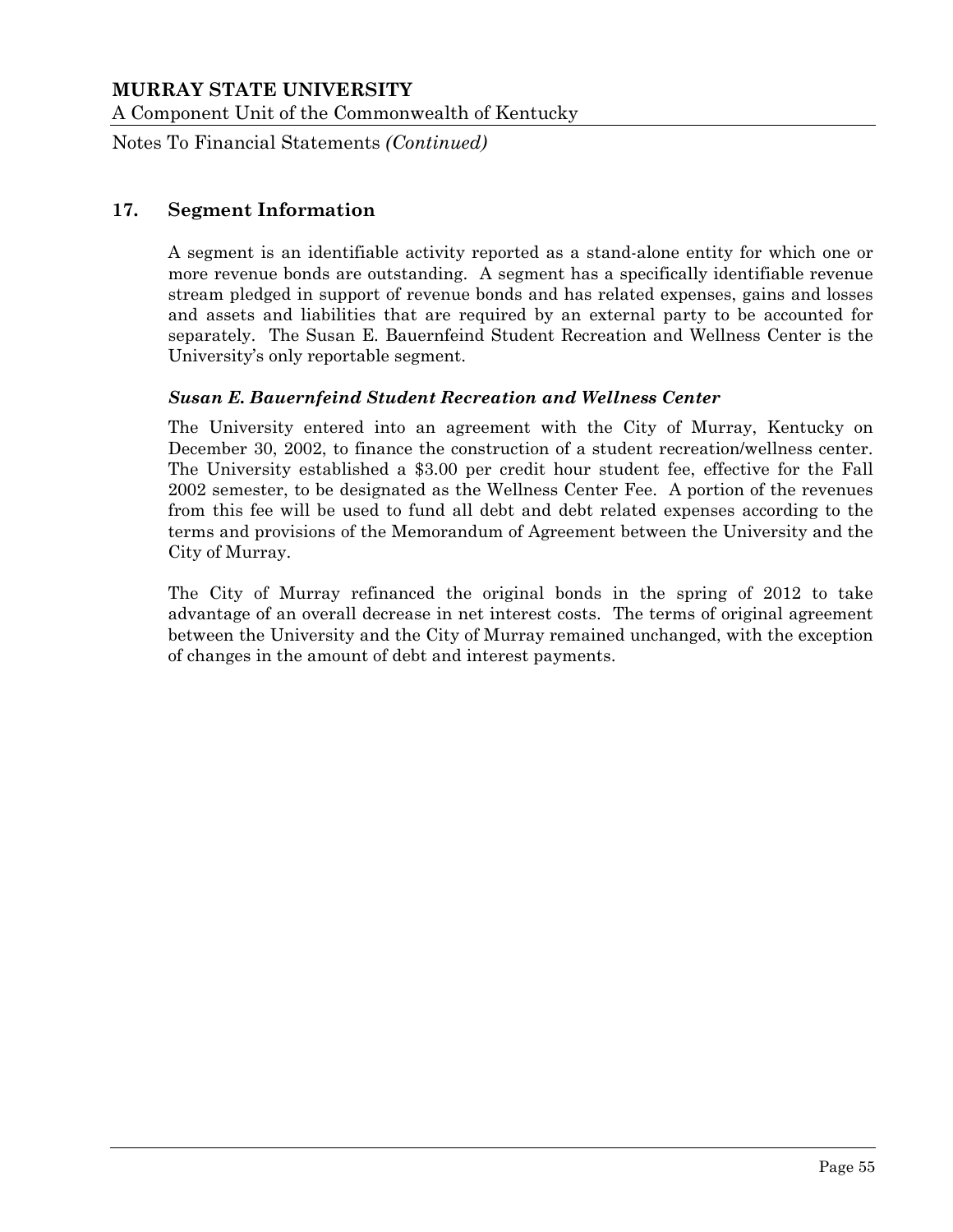## 17. Segment Information

A segment is an identifiable activity reported as a stand-alone entity for which one or more revenue bonds are outstanding. A segment has a specifically identifiable revenue stream pledged in support of revenue bonds and has related expenses, gains and losses and assets and liabilities that are required by an external party to be accounted for separately. The Susan E. Bauernfeind Student Recreation and Wellness Center is the University's only reportable segment.

### *Susan E. Bauernfeind Student Recreation and Wellness Center*

The University entered into an agreement with the City of Murray, Kentucky on December 30, 2002, to finance the construction of a student recreation/wellness center. The University established a $3.00 per credit hour student fee, effective for the Fall 2002 semester, to be designated as the Wellness Center Fee. A portion of the revenues from this fee will be used to fund all debt and debt related expenses according to the terms and provisions of the Memorandum of Agreement between the University and the City of Murray.

The City of Murray refinanced the original bonds in the spring of 2012 to take advantage of an overall decrease in net interest costs. The terms of original agreement between the University and the City of Murray remained unchanged, with the exception of changes in the amount of debt and interest payments.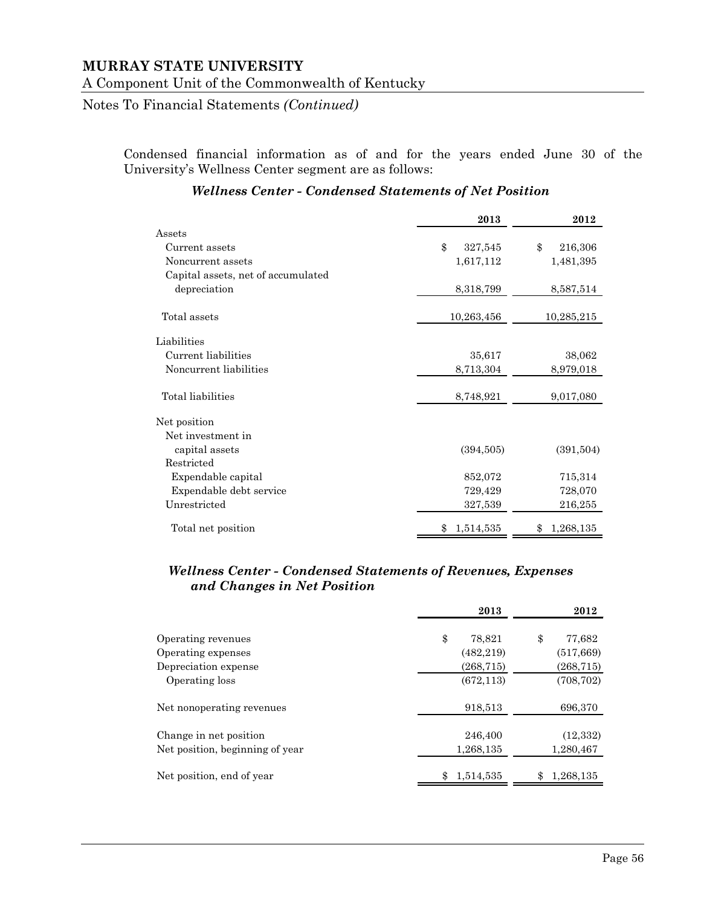Condensed financial information as of and for the years ended June 30 of the University's Wellness Center segment are as follows:

### *Wellness Center - Condensed Statements of Net Position*

| | 2013 | 2012 |
|---|---|---|
| Assets | | |
| Current assets | $ 327,545 | $ 216,306 |
| Noncurrent assets | 1,617,112 | 1,481,395 |
| Capital assets, net of accumulated depreciation | 8,318,799 | 8,587,514 |
| Total assets | 10,263,456 | 10,285,215 |
| Liabilities | | |
| Current liabilities | 35,617 | 38,062 |
| Noncurrent liabilities | 8,713,304 | 8,979,018 |
| Total liabilities | 8,748,921 | 9,017,080 |
| Net position | | |
| Net investment in capital assets | (394,505) | (391,504) |
| Restricted | | |
| Expendable capital | 852,072 | 715,314 |
| Expendable debt service | 729,429 | 728,070 |
| Unrestricted | 327,539 | 216,255 |
| Total net position | $ 1,514,535 | $ 1,268,135 |

### *Wellness Center - Condensed Statements of Revenues, Expenses and Changes in Net Position*

| | 2013 | 2012 |
|---|---|---|
| Operating revenues | $ 78,821 | $ 77,682 |
| Operating expenses | (482,219) | (517,669) |
| Depreciation expense | (268,715) | (268,715) |
| Operating loss | (672,113) | (708,702) |
| Net nonoperating revenues | 918,513 | 696,370 |
| Change in net position | 246,400 | (12,332) |
| Net position, beginning of year | 1,268,135 | 1,280,467 |
| Net position, end of year | $ 1,514,535 | $ 1,268,135 |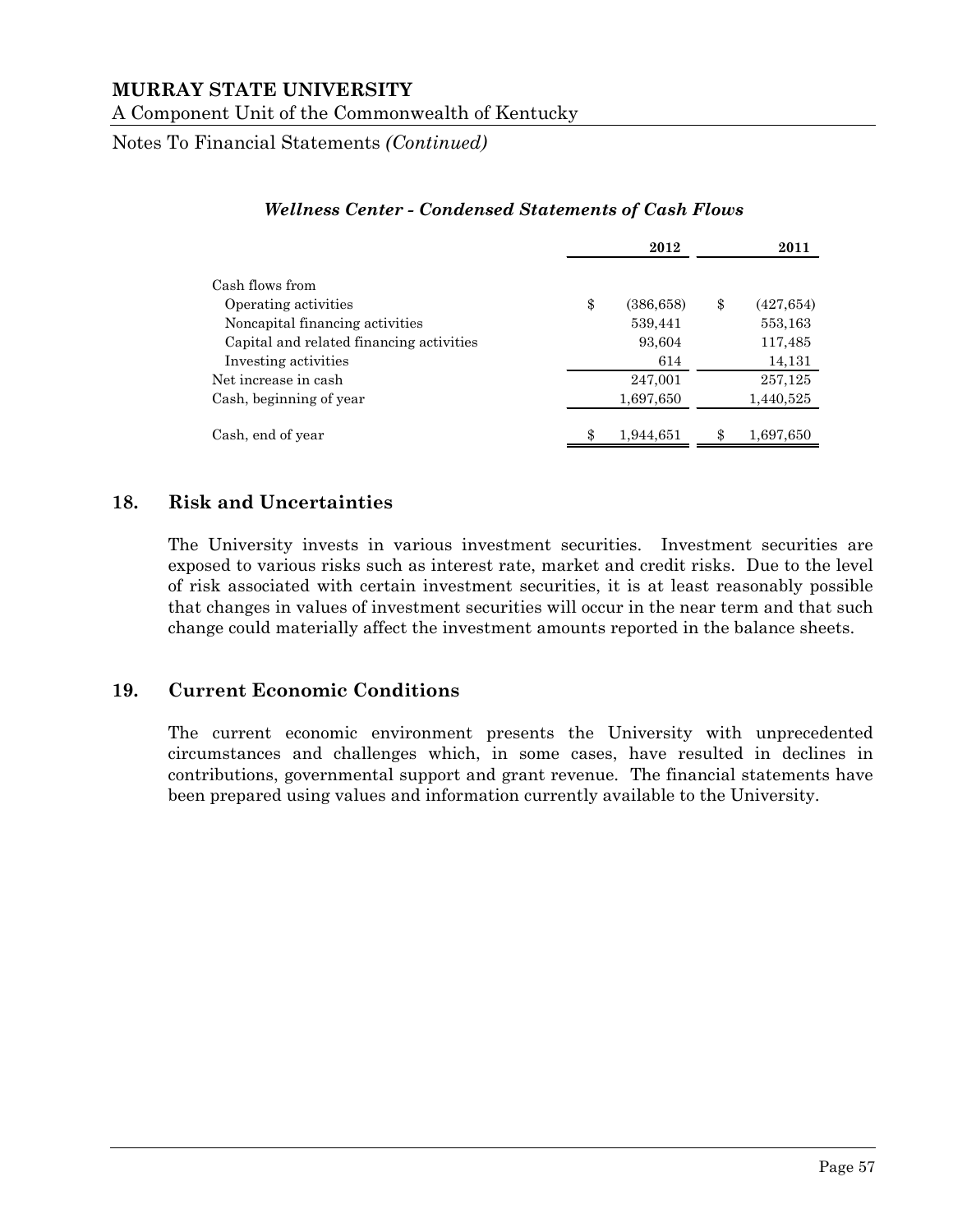### *Wellness Center - Condensed Statements of Cash Flows*

| | 2012 | 2011 |
|---|---|---|
| Cash flows from | | |
| Operating activities | $ (386,658) | $ (427,654) |
| Noncapital financing activities | 539,441 | 553,163 |
| Capital and related financing activities | 93,604 | 117,485 |
| Investing activities | 614 | 14,131 |
| Net increase in cash | 247,001 | 257,125 |
| Cash, beginning of year | 1,697,650 | 1,440,525 |
| Cash, end of year | $ 1,944,651 | $ 1,697,650 |

## 18. Risk and Uncertainties

The University invests in various investment securities. Investment securities are exposed to various risks such as interest rate, market and credit risks. Due to the level of risk associated with certain investment securities, it is at least reasonably possible that changes in values of investment securities will occur in the near term and that such change could materially affect the investment amounts reported in the balance sheets.

## 19. Current Economic Conditions

The current economic environment presents the University with unprecedented circumstances and challenges which, in some cases, have resulted in declines in contributions, governmental support and grant revenue. The financial statements have been prepared using values and information currently available to the University.